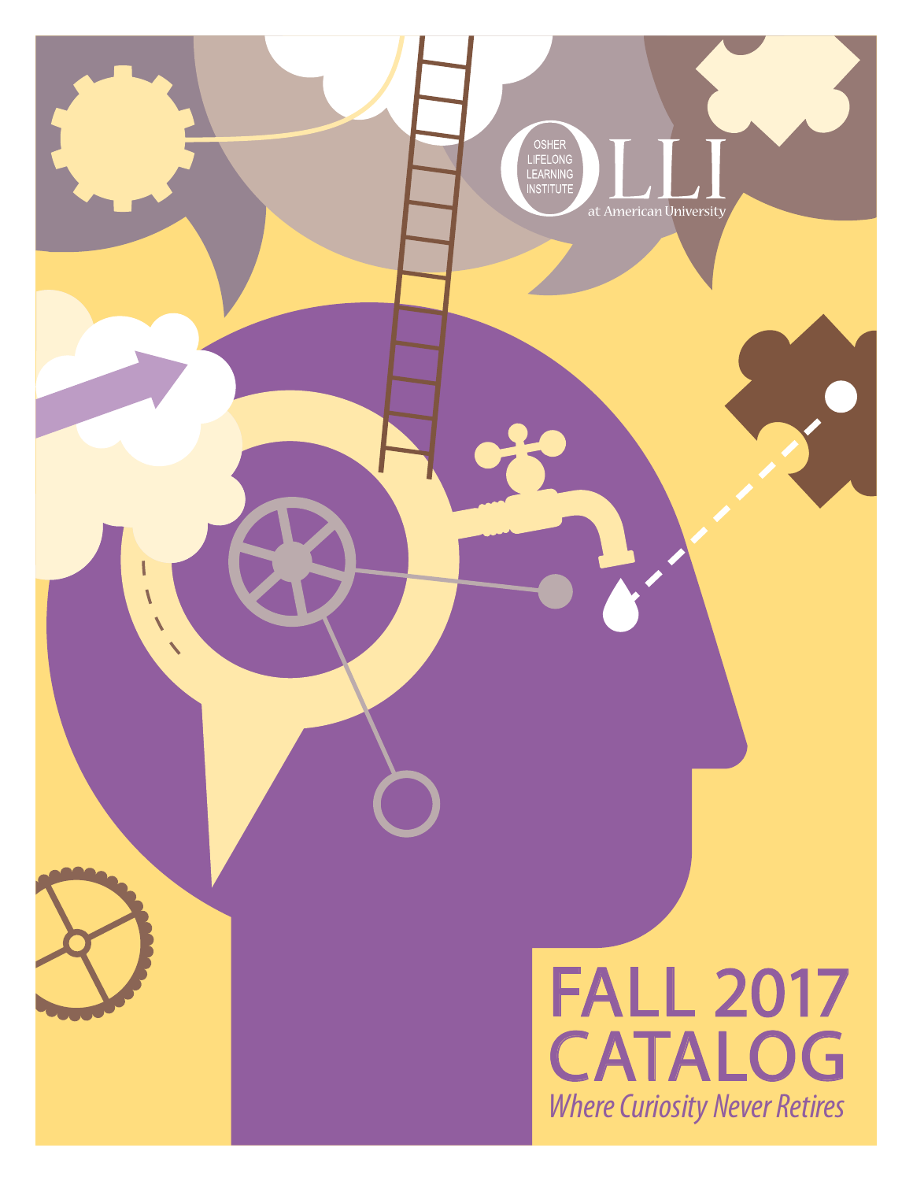OSHER LIFELONG LEARNING INSTITUTE

# OLLI

at American University

# FALL 2017 CATALOG

*Where Curiosity Never Retires*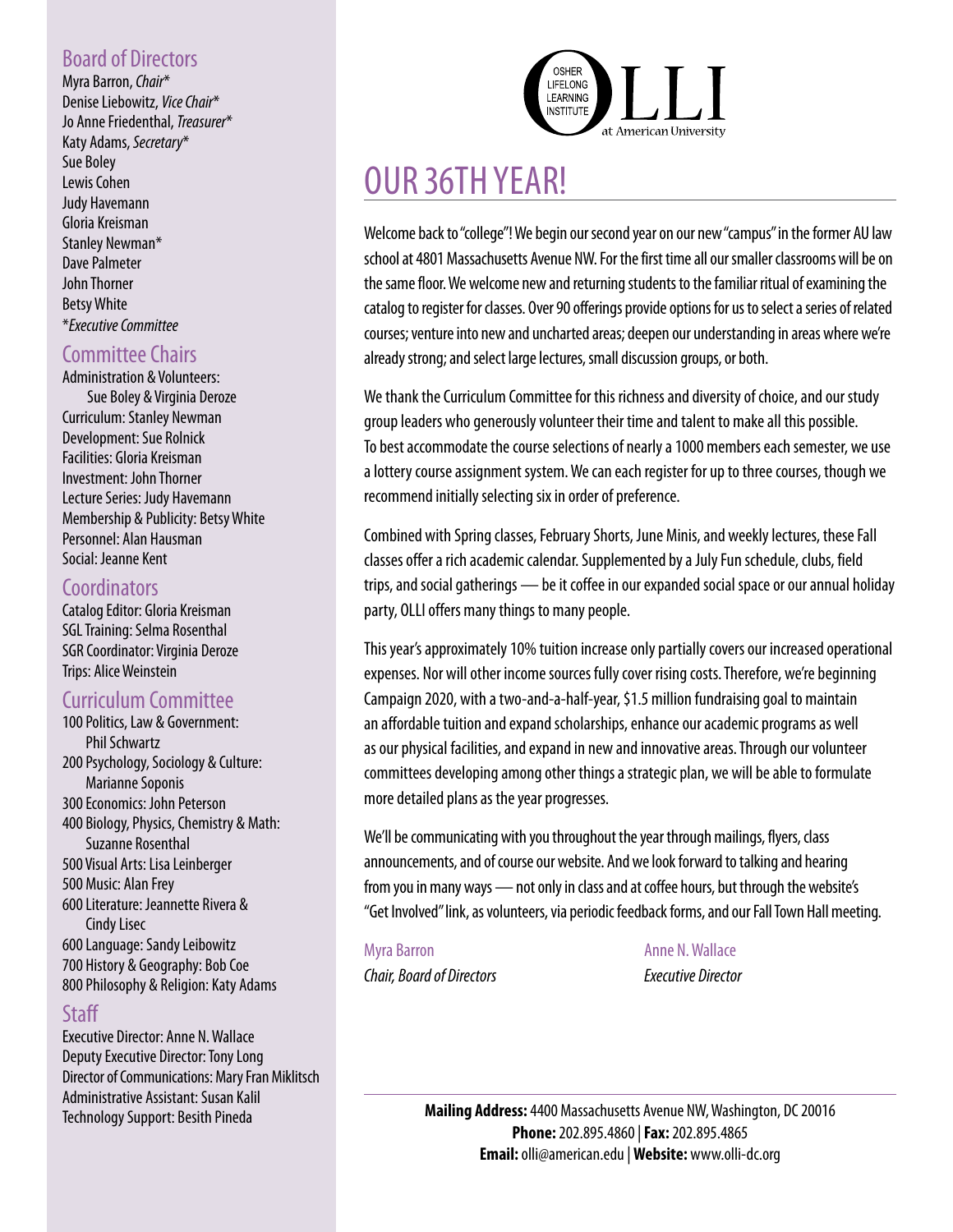## Board of Directors

Myra Barron, *Chair**
Denise Liebowitz, *Vice Chair**
Jo Anne Friedenthal, *Treasurer**
Katy Adams, *Secretary**
Sue Boley
Lewis Cohen
Judy Havemann
Gloria Kreisman
Stanley Newman*
Dave Palmeter
John Thorner
Betsy White
**Executive Committee*

## Committee Chairs

Administration & Volunteers: Sue Boley & Virginia Deroze
Curriculum: Stanley Newman
Development: Sue Rolnick
Facilities: Gloria Kreisman
Investment: John Thorner
Lecture Series: Judy Havemann
Membership & Publicity: Betsy White
Personnel: Alan Hausman
Social: Jeanne Kent

## Coordinators

Catalog Editor: Gloria Kreisman
SGL Training: Selma Rosenthal
SGR Coordinator: Virginia Deroze
Trips: Alice Weinstein

## Curriculum Committee

100 Politics, Law & Government: Phil Schwartz
200 Psychology, Sociology & Culture: Marianne Soponis
300 Economics: John Peterson
400 Biology, Physics, Chemistry & Math: Suzanne Rosenthal
500 Visual Arts: Lisa Leinberger
500 Music: Alan Frey
600 Literature: Jeannette Rivera & Cindy Lisec
600 Language: Sandy Leibowitz
700 History & Geography: Bob Coe
800 Philosophy & Religion: Katy Adams

## Staff

Executive Director: Anne N. Wallace
Deputy Executive Director: Tony Long
Director of Communications: Mary Fran Miklitsch
Administrative Assistant: Susan Kalil
Technology Support: Besith Pineda

OSHER LIFELONG LEARNING INSTITUTE
OLLI at American University

# OUR 36TH YEAR!

Welcome back to "college"! We begin our second year on our new "campus" in the former AU law school at 4801 Massachusetts Avenue NW. For the first time all our smaller classrooms will be on the same floor. We welcome new and returning students to the familiar ritual of examining the catalog to register for classes. Over 90 offerings provide options for us to select a series of related courses; venture into new and uncharted areas; deepen our understanding in areas where we're already strong; and select large lectures, small discussion groups, or both.

We thank the Curriculum Committee for this richness and diversity of choice, and our study group leaders who generously volunteer their time and talent to make all this possible. To best accommodate the course selections of nearly a 1000 members each semester, we use a lottery course assignment system. We can each register for up to three courses, though we recommend initially selecting six in order of preference.

Combined with Spring classes, February Shorts, June Minis, and weekly lectures, these Fall classes offer a rich academic calendar. Supplemented by a July Fun schedule, clubs, field trips, and social gatherings — be it coffee in our expanded social space or our annual holiday party, OLLI offers many things to many people.

This year's approximately 10% tuition increase only partially covers our increased operational expenses. Nor will other income sources fully cover rising costs. Therefore, we're beginning Campaign 2020, with a two-and-a-half-year, $1.5 million fundraising goal to maintain an affordable tuition and expand scholarships, enhance our academic programs as well as our physical facilities, and expand in new and innovative areas. Through our volunteer committees developing among other things a strategic plan, we will be able to formulate more detailed plans as the year progresses.

We'll be communicating with you throughout the year through mailings, flyers, class announcements, and of course our website. And we look forward to talking and hearing from you in many ways — not only in class and at coffee hours, but through the website's "Get Involved" link, as volunteers, via periodic feedback forms, and our Fall Town Hall meeting.

Myra Barron
*Chair, Board of Directors*

Anne N. Wallace
*Executive Director*

**Mailing Address:** 4400 Massachusetts Avenue NW, Washington, DC 20016
**Phone:** 202.895.4860 | **Fax:** 202.895.4865
**Email:** olli@american.edu | **Website:** www.olli-dc.org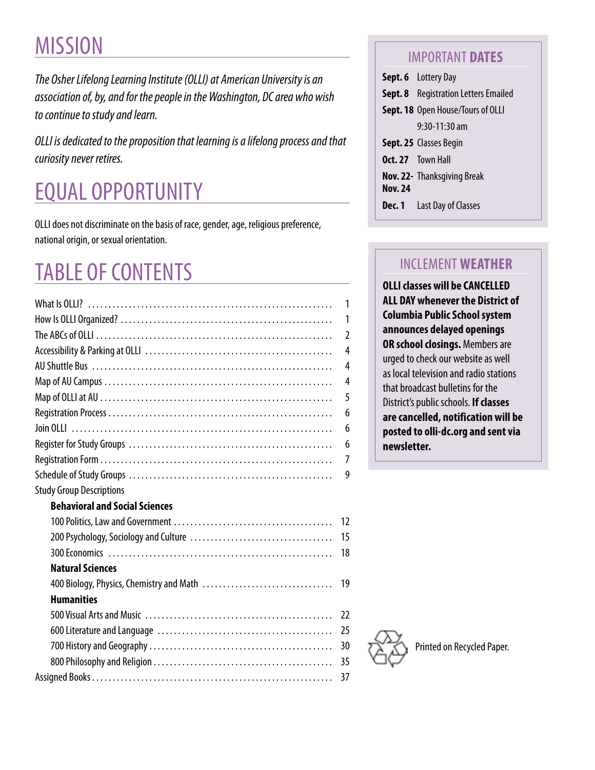# MISSION

*The Osher Lifelong Learning Institute (OLLI) at American University is an association of, by, and for the people in the Washington, DC area who wish to continue to study and learn.*

*OLLI is dedicated to the proposition that learning is a lifelong process and that curiosity never retires.*

# EQUAL OPPORTUNITY

OLLI does not discriminate on the basis of race, gender, age, religious preference, national origin, or sexual orientation.

# TABLE OF CONTENTS

| | |
|---|---|
| What Is OLLI? | 1 |
| How Is OLLI Organized? | 1 |
| The ABCs of OLLI | 2 |
| Accessibility & Parking at OLLI | 4 |
| AU Shuttle Bus | 4 |
| Map of AU Campus | 4 |
| Map of OLLI at AU | 5 |
| Registration Process | 6 |
| Join OLLI | 6 |
| Register for Study Groups | 6 |
| Registration Form | 7 |
| Schedule of Study Groups | 9 |
| Study Group Descriptions | |
| **Behavioral and Social Sciences** | |
| 100 Politics, Law and Government | 12 |
| 200 Psychology, Sociology and Culture | 15 |
| 300 Economics | 18 |
| **Natural Sciences** | |
| 400 Biology, Physics, Chemistry and Math | 19 |
| **Humanities** | |
| 500 Visual Arts and Music | 22 |
| 600 Literature and Language | 25 |
| 700 History and Geography | 30 |
| 800 Philosophy and Religion | 35 |
| Assigned Books | 37 |

## IMPORTANT DATES

| | |
|---|---|
| **Sept. 6** | Lottery Day |
| **Sept. 8** | Registration Letters Emailed |
| **Sept. 18** | Open House/Tours of OLLI 9:30-11:30 am |
| **Sept. 25** | Classes Begin |
| **Oct. 27** | Town Hall |
| **Nov. 22- Nov. 24** | Thanksgiving Break |
| **Dec. 1** | Last Day of Classes |

## INCLEMENT WEATHER

**OLLI classes will be CANCELLED ALL DAY whenever the District of Columbia Public School system announces delayed openings OR school closings.** Members are urged to check our website as well as local television and radio stations that broadcast bulletins for the District's public schools. **If classes are cancelled, notification will be posted to olli-dc.org and sent via newsletter.**

Printed on Recycled Paper.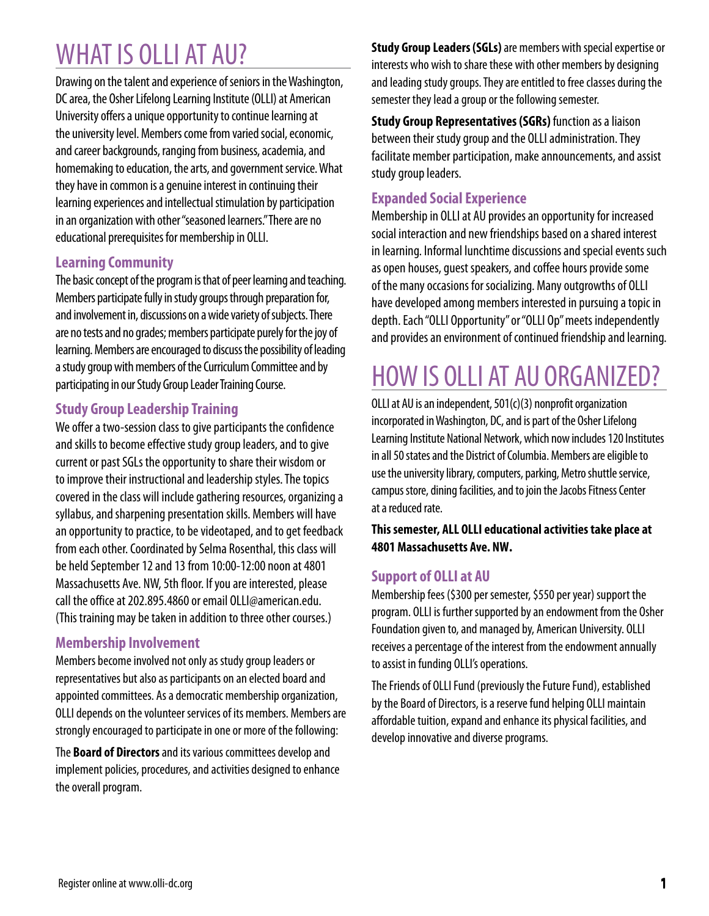# WHAT IS OLLI AT AU?

Drawing on the talent and experience of seniors in the Washington, DC area, the Osher Lifelong Learning Institute (OLLI) at American University offers a unique opportunity to continue learning at the university level. Members come from varied social, economic, and career backgrounds, ranging from business, academia, and homemaking to education, the arts, and government service. What they have in common is a genuine interest in continuing their learning experiences and intellectual stimulation by participation in an organization with other "seasoned learners." There are no educational prerequisites for membership in OLLI.

## Learning Community

The basic concept of the program is that of peer learning and teaching. Members participate fully in study groups through preparation for, and involvement in, discussions on a wide variety of subjects. There are no tests and no grades; members participate purely for the joy of learning. Members are encouraged to discuss the possibility of leading a study group with members of the Curriculum Committee and by participating in our Study Group Leader Training Course.

## Study Group Leadership Training

We offer a two-session class to give participants the confidence and skills to become effective study group leaders, and to give current or past SGLs the opportunity to share their wisdom or to improve their instructional and leadership styles. The topics covered in the class will include gathering resources, organizing a syllabus, and sharpening presentation skills. Members will have an opportunity to practice, to be videotaped, and to get feedback from each other. Coordinated by Selma Rosenthal, this class will be held September 12 and 13 from 10:00-12:00 noon at 4801 Massachusetts Ave. NW, 5th floor. If you are interested, please call the office at 202.895.4860 or email OLLI@american.edu. (This training may be taken in addition to three other courses.)

## Membership Involvement

Members become involved not only as study group leaders or representatives but also as participants on an elected board and appointed committees. As a democratic membership organization, OLLI depends on the volunteer services of its members. Members are strongly encouraged to participate in one or more of the following:

The **Board of Directors** and its various committees develop and implement policies, procedures, and activities designed to enhance the overall program.

**Study Group Leaders (SGLs)** are members with special expertise or interests who wish to share these with other members by designing and leading study groups. They are entitled to free classes during the semester they lead a group or the following semester.

**Study Group Representatives (SGRs)** function as a liaison between their study group and the OLLI administration. They facilitate member participation, make announcements, and assist study group leaders.

## Expanded Social Experience

Membership in OLLI at AU provides an opportunity for increased social interaction and new friendships based on a shared interest in learning. Informal lunchtime discussions and special events such as open houses, guest speakers, and coffee hours provide some of the many occasions for socializing. Many outgrowths of OLLI have developed among members interested in pursuing a topic in depth. Each "OLLI Opportunity" or "OLLI Op" meets independently and provides an environment of continued friendship and learning.

# HOW IS OLLI AT AU ORGANIZED?

OLLI at AU is an independent, 501(c)(3) nonprofit organization incorporated in Washington, DC, and is part of the Osher Lifelong Learning Institute National Network, which now includes 120 Institutes in all 50 states and the District of Columbia. Members are eligible to use the university library, computers, parking, Metro shuttle service, campus store, dining facilities, and to join the Jacobs Fitness Center at a reduced rate.

**This semester, ALL OLLI educational activities take place at 4801 Massachusetts Ave. NW.**

## Support of OLLI at AU

Membership fees ($300 per semester, $550 per year) support the program. OLLI is further supported by an endowment from the Osher Foundation given to, and managed by, American University. OLLI receives a percentage of the interest from the endowment annually to assist in funding OLLI's operations.

The Friends of OLLI Fund (previously the Future Fund), established by the Board of Directors, is a reserve fund helping OLLI maintain affordable tuition, expand and enhance its physical facilities, and develop innovative and diverse programs.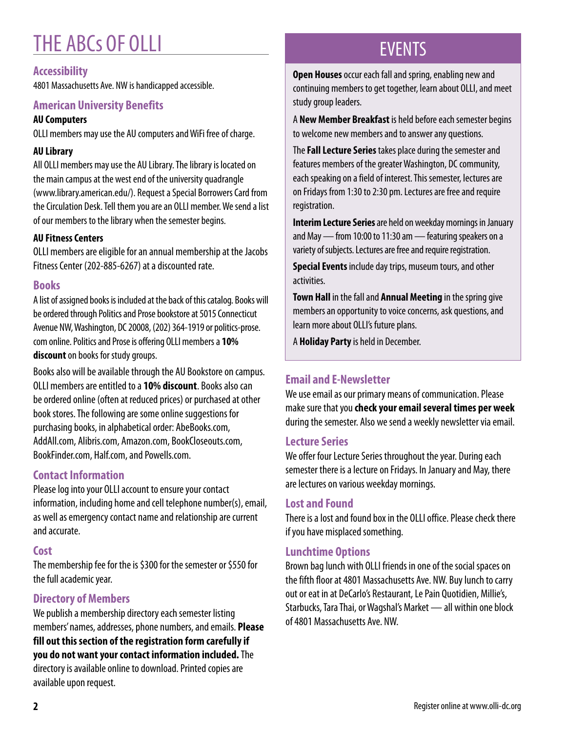# THE ABCs OF OLLI

## Accessibility

4801 Massachusetts Ave. NW is handicapped accessible.

## American University Benefits

### AU Computers

OLLI members may use the AU computers and WiFi free of charge.

### AU Library

All OLLI members may use the AU Library. The library is located on the main campus at the west end of the university quadrangle (www.library.american.edu/). Request a Special Borrowers Card from the Circulation Desk. Tell them you are an OLLI member. We send a list of our members to the library when the semester begins.

### AU Fitness Centers

OLLI members are eligible for an annual membership at the Jacobs Fitness Center (202-885-6267) at a discounted rate.

## Books

A list of assigned books is included at the back of this catalog. Books will be ordered through Politics and Prose bookstore at 5015 Connecticut Avenue NW, Washington, DC 20008, (202) 364-1919 or politics-prose.com online. Politics and Prose is offering OLLI members a **10% discount** on books for study groups.

Books also will be available through the AU Bookstore on campus. OLLI members are entitled to a **10% discount**. Books also can be ordered online (often at reduced prices) or purchased at other book stores. The following are some online suggestions for purchasing books, in alphabetical order: AbeBooks.com, AddAll.com, Alibris.com, Amazon.com, BookCloseouts.com, BookFinder.com, Half.com, and Powells.com.

## Contact Information

Please log into your OLLI account to ensure your contact information, including home and cell telephone number(s), email, as well as emergency contact name and relationship are current and accurate.

## Cost

The membership fee for the is $300 for the semester or $550 for the full academic year.

## Directory of Members

We publish a membership directory each semester listing members' names, addresses, phone numbers, and emails. **Please fill out this section of the registration form carefully if you do not want your contact information included.** The directory is available online to download. Printed copies are available upon request.

# EVENTS

**Open Houses** occur each fall and spring, enabling new and continuing members to get together, learn about OLLI, and meet study group leaders.

A **New Member Breakfast** is held before each semester begins to welcome new members and to answer any questions.

The **Fall Lecture Series** takes place during the semester and features members of the greater Washington, DC community, each speaking on a field of interest. This semester, lectures are on Fridays from 1:30 to 2:30 pm. Lectures are free and require registration.

**Interim Lecture Series** are held on weekday mornings in January and May — from 10:00 to 11:30 am — featuring speakers on a variety of subjects. Lectures are free and require registration.

**Special Events** include day trips, museum tours, and other activities.

**Town Hall** in the fall and **Annual Meeting** in the spring give members an opportunity to voice concerns, ask questions, and learn more about OLLI's future plans.

A **Holiday Party** is held in December.

## Email and E-Newsletter

We use email as our primary means of communication. Please make sure that you **check your email several times per week** during the semester. Also we send a weekly newsletter via email.

## Lecture Series

We offer four Lecture Series throughout the year. During each semester there is a lecture on Fridays. In January and May, there are lectures on various weekday mornings.

## Lost and Found

There is a lost and found box in the OLLI office. Please check there if you have misplaced something.

## Lunchtime Options

Brown bag lunch with OLLI friends in one of the social spaces on the fifth floor at 4801 Massachusetts Ave. NW. Buy lunch to carry out or eat in at DeCarlo's Restaurant, Le Pain Quotidien, Millie's, Starbucks, Tara Thai, or Wagshal's Market — all within one block of 4801 Massachusetts Ave. NW.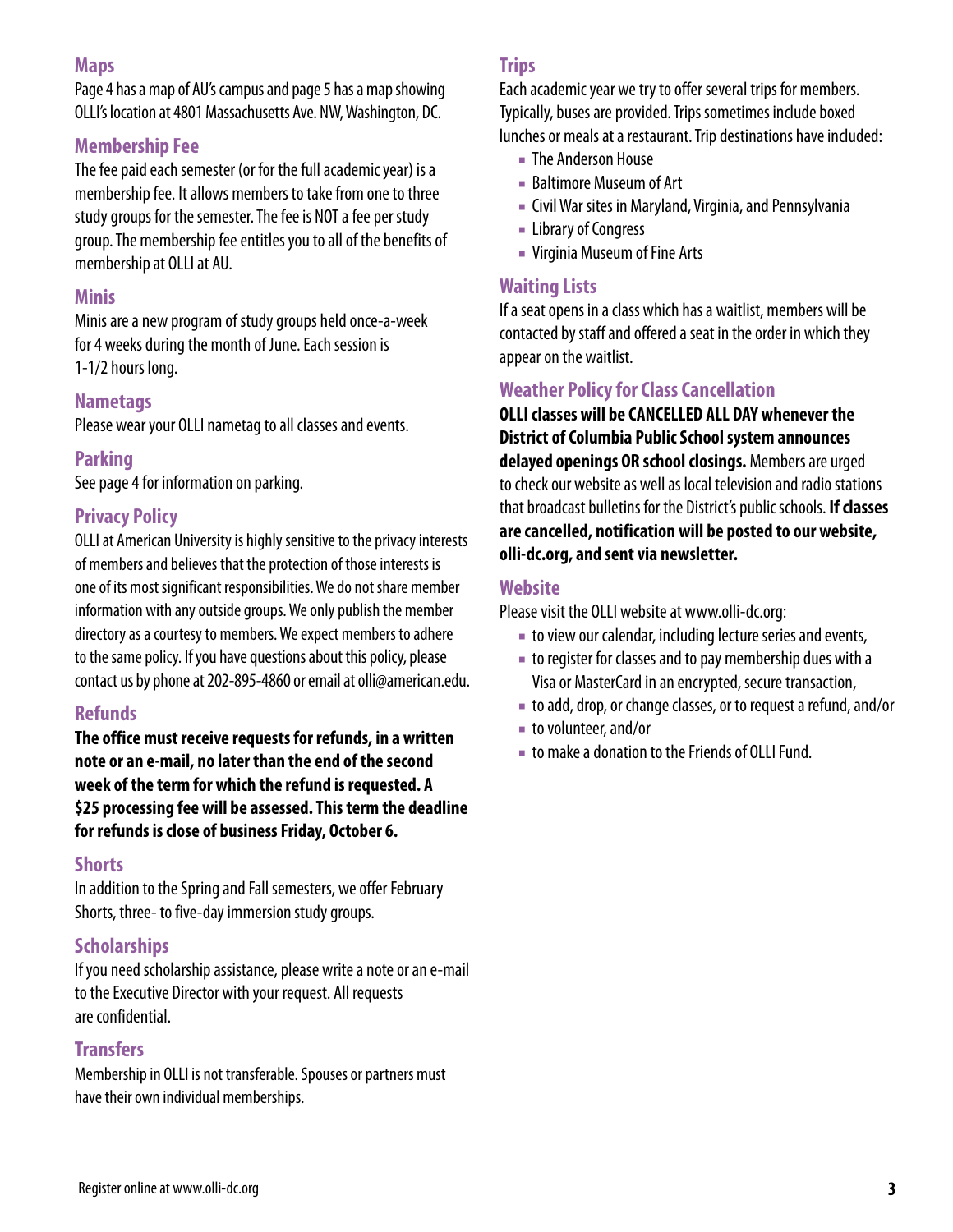### Maps

Page 4 has a map of AU's campus and page 5 has a map showing OLLI's location at 4801 Massachusetts Ave. NW, Washington, DC.

### Membership Fee

The fee paid each semester (or for the full academic year) is a membership fee. It allows members to take from one to three study groups for the semester. The fee is NOT a fee per study group. The membership fee entitles you to all of the benefits of membership at OLLI at AU.

### Minis

Minis are a new program of study groups held once-a-week for 4 weeks during the month of June. Each session is 1-1/2 hours long.

### Nametags

Please wear your OLLI nametag to all classes and events.

### Parking

See page 4 for information on parking.

### Privacy Policy

OLLI at American University is highly sensitive to the privacy interests of members and believes that the protection of those interests is one of its most significant responsibilities. We do not share member information with any outside groups. We only publish the member directory as a courtesy to members. We expect members to adhere to the same policy. If you have questions about this policy, please contact us by phone at 202-895-4860 or email at olli@american.edu.

### Refunds

**The office must receive requests for refunds, in a written note or an e-mail, no later than the end of the second week of the term for which the refund is requested. A $25 processing fee will be assessed. This term the deadline for refunds is close of business Friday, October 6.**

### Shorts

In addition to the Spring and Fall semesters, we offer February Shorts, three- to five-day immersion study groups.

### Scholarships

If you need scholarship assistance, please write a note or an e-mail to the Executive Director with your request. All requests are confidential.

### Transfers

Membership in OLLI is not transferable. Spouses or partners must have their own individual memberships.

### Trips

Each academic year we try to offer several trips for members. Typically, buses are provided. Trips sometimes include boxed lunches or meals at a restaurant. Trip destinations have included:

- The Anderson House
- Baltimore Museum of Art
- Civil War sites in Maryland, Virginia, and Pennsylvania
- Library of Congress
- Virginia Museum of Fine Arts

### Waiting Lists

If a seat opens in a class which has a waitlist, members will be contacted by staff and offered a seat in the order in which they appear on the waitlist.

### Weather Policy for Class Cancellation

**OLLI classes will be CANCELLED ALL DAY whenever the District of Columbia Public School system announces delayed openings OR school closings.** Members are urged to check our website as well as local television and radio stations that broadcast bulletins for the District's public schools. **If classes are cancelled, notification will be posted to our website, olli-dc.org, and sent via newsletter.**

### Website

Please visit the OLLI website at www.olli-dc.org:

- to view our calendar, including lecture series and events,
- to register for classes and to pay membership dues with a Visa or MasterCard in an encrypted, secure transaction,
- to add, drop, or change classes, or to request a refund, and/or
- to volunteer, and/or
- to make a donation to the Friends of OLLI Fund.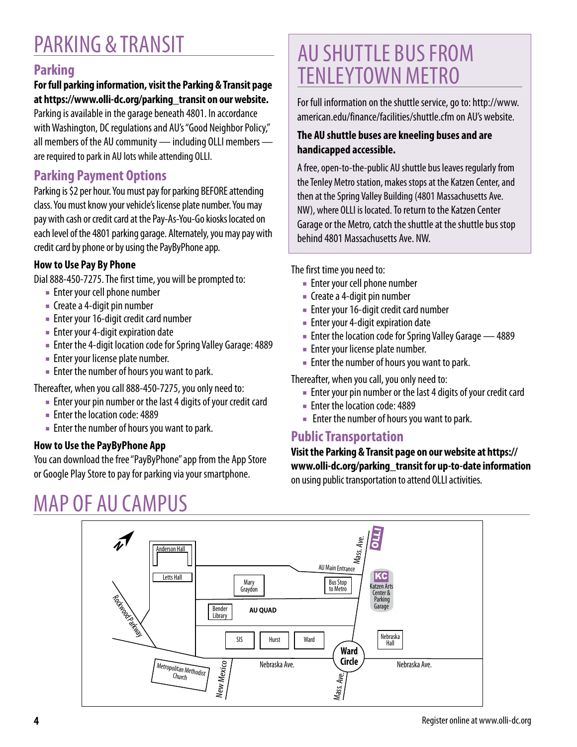# PARKING & TRANSIT

## Parking

**For full parking information, visit the Parking & Transit page at https://www.olli-dc.org/parking_transit on our website.** Parking is available in the garage beneath 4801. In accordance with Washington, DC regulations and AU's "Good Neighbor Policy," all members of the AU community — including OLLI members — are required to park in AU lots while attending OLLI.

## Parking Payment Options

Parking is $2 per hour. You must pay for parking BEFORE attending class. You must know your vehicle's license plate number. You may pay with cash or credit card at the Pay-As-You-Go kiosks located on each level of the 4801 parking garage. Alternately, you may pay with credit card by phone or by using the PayByPhone app.

### How to Use Pay By Phone

Dial 888-450-7275. The first time, you will be prompted to:

- Enter your cell phone number
- Create a 4-digit pin number
- Enter your 16-digit credit card number
- Enter your 4-digit expiration date
- Enter the 4-digit location code for Spring Valley Garage: 4889
- Enter your license plate number.
- Enter the number of hours you want to park.

Thereafter, when you call 888-450-7275, you only need to:

- Enter your pin number or the last 4 digits of your credit card
- Enter the location code: 4889
- Enter the number of hours you want to park.

### How to Use the PayByPhone App

You can download the free "PayByPhone" app from the App Store or Google Play Store to pay for parking via your smartphone.

# AU SHUTTLE BUS FROM TENLEYTOWN METRO

For full information on the shuttle service, go to: http://www.american.edu/finance/facilities/shuttle.cfm on AU's website.

**The AU shuttle buses are kneeling buses and are handicapped accessible.**

A free, open-to-the-public AU shuttle bus leaves regularly from the Tenley Metro station, makes stops at the Katzen Center, and then at the Spring Valley Building (4801 Massachusetts Ave. NW), where OLLI is located. To return to the Katzen Center Garage or the Metro, catch the shuttle at the shuttle bus stop behind 4801 Massachusetts Ave. NW.

The first time you need to:

- Enter your cell phone number
- Create a 4-digit pin number
- Enter your 16-digit credit card number
- Enter your 4-digit expiration date
- Enter the location code for Spring Valley Garage — 4889
- Enter your license plate number.
- Enter the number of hours you want to park.

Thereafter, when you call, you only need to:

- Enter your pin number or the last 4 digits of your credit card
- Enter the location code: 4889
- Enter the number of hours you want to park.

## Public Transportation

**Visit the Parking & Transit page on our website at https://www.olli-dc.org/parking_transit for up-to-date information** on using public transportation to attend OLLI activities.

# MAP OF AU CAMPUS

N | Anderson Hall | Letts Hall | Rockwood Parkway | Mary Graydon | Bender Library | AU QUAD | AU Main Entrance | Bus Stop to Metro | Mass. Ave. | OLLI | KC Katzen Arts Center & Parking Garage | SIS | Hurst | Ward | Nebraska Hall | Ward Circle | Metropolitan Methodist Church | New Mexico | Nebraska Ave. | Mass. Ave. | Nebraska Ave.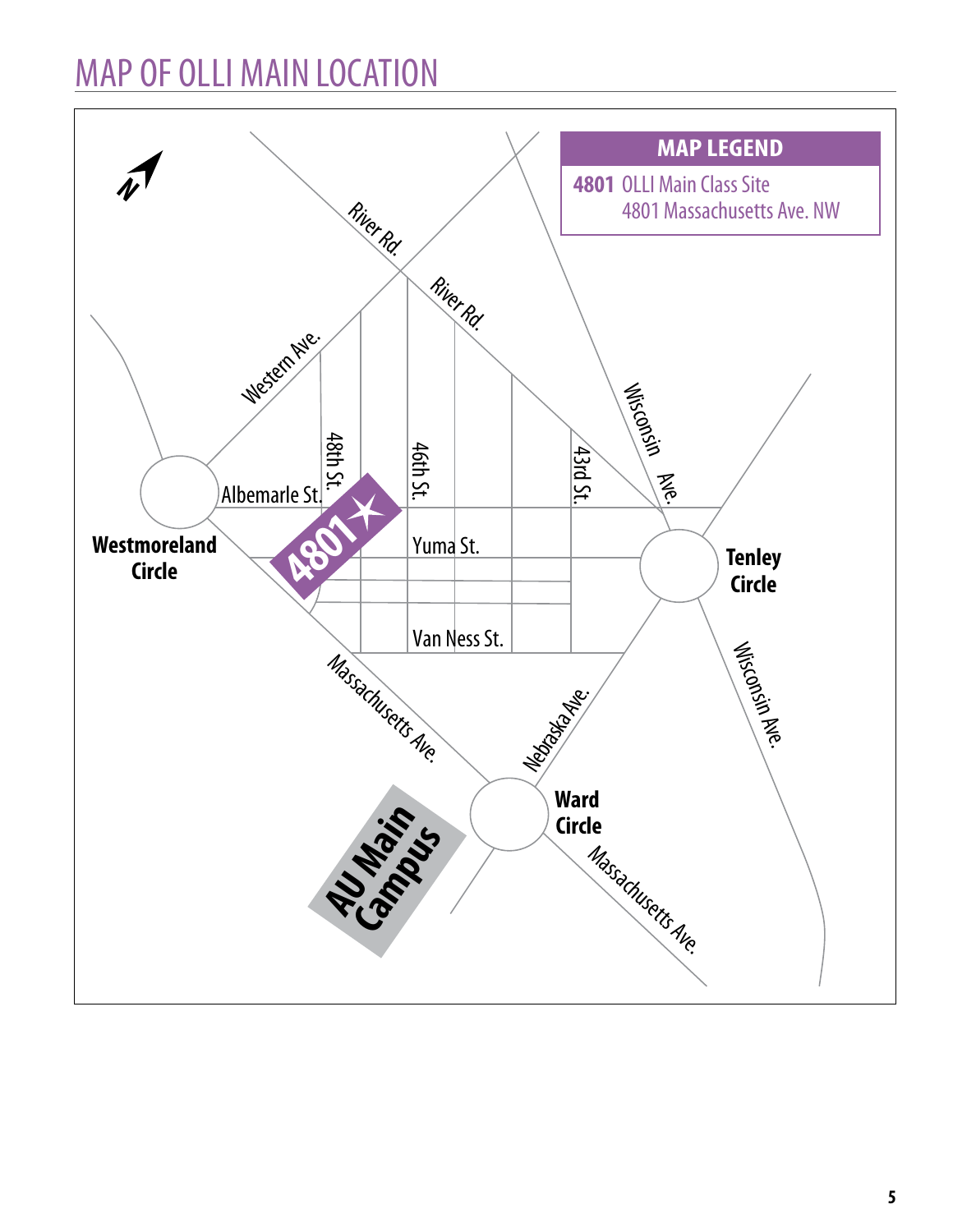# MAP OF OLLI MAIN LOCATION

| MAP LEGEND | |
|---|---|
| **4801** | OLLI Main Class Site<br>4801 Massachusetts Ave. NW |

N

River Rd.

River Rd.

Western Ave.

Wisconsin Ave.

48th St.

46th St.

43rd St.

Albemarle St.

Westmoreland Circle

**4801**

Yuma St.

Tenley Circle

Van Ness St.

Massachusetts Ave.

Nebraska Ave.

Wisconsin Ave.

Ward Circle

AU Main Campus

Massachusetts Ave.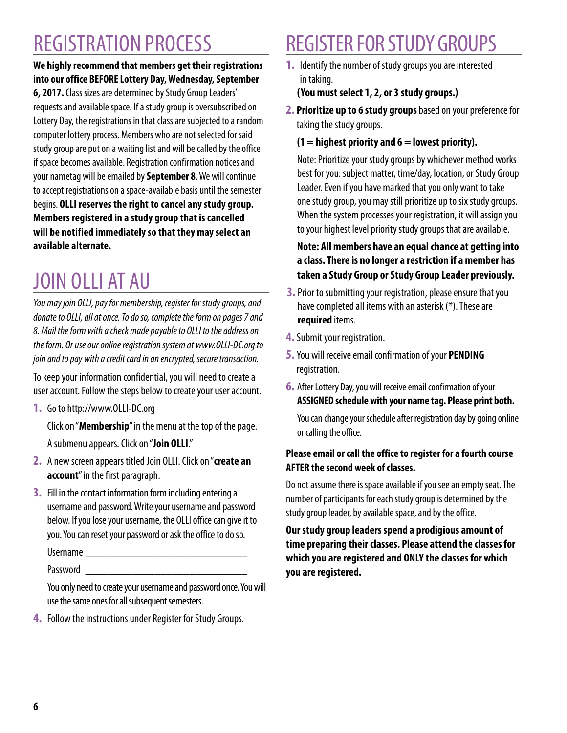# REGISTRATION PROCESS

**We highly recommend that members get their registrations into our office BEFORE Lottery Day, Wednesday, September 6, 2017.** Class sizes are determined by Study Group Leaders' requests and available space. If a study group is oversubscribed on Lottery Day, the registrations in that class are subjected to a random computer lottery process. Members who are not selected for said study group are put on a waiting list and will be called by the office if space becomes available. Registration confirmation notices and your nametag will be emailed by **September 8**. We will continue to accept registrations on a space-available basis until the semester begins. **OLLI reserves the right to cancel any study group. Members registered in a study group that is cancelled will be notified immediately so that they may select an available alternate.**

# JOIN OLLI AT AU

*You may join OLLI, pay for membership, register for study groups, and donate to OLLI, all at once. To do so, complete the form on pages 7 and 8. Mail the form with a check made payable to OLLI to the address on the form. Or use our online registration system at www.OLLI-DC.org to join and to pay with a credit card in an encrypted, secure transaction.*

To keep your information confidential, you will need to create a user account. Follow the steps below to create your user account.

1. Go to http://www.OLLI-DC.org

   Click on "**Membership**" in the menu at the top of the page.

   A submenu appears. Click on "**Join OLLI**."
2. A new screen appears titled Join OLLI. Click on "**create an account**" in the first paragraph.
3. Fill in the contact information form including entering a username and password. Write your username and password below. If you lose your username, the OLLI office can give it to you. You can reset your password or ask the office to do so.

   Username ________________________________

   Password ________________________________

   You only need to create your username and password once. You will use the same ones for all subsequent semesters.
4. Follow the instructions under Register for Study Groups.

# REGISTER FOR STUDY GROUPS

1. Identify the number of study groups you are interested in taking.
   **(You must select 1, 2, or 3 study groups.)**
2. **Prioritize up to 6 study groups** based on your preference for taking the study groups.

   **(1 = highest priority and 6 = lowest priority).**

   Note: Prioritize your study groups by whichever method works best for you: subject matter, time/day, location, or Study Group Leader. Even if you have marked that you only want to take one study group, you may still prioritize up to six study groups. When the system processes your registration, it will assign you to your highest level priority study groups that are available.

   **Note: All members have an equal chance at getting into a class. There is no longer a restriction if a member has taken a Study Group or Study Group Leader previously.**
3. Prior to submitting your registration, please ensure that you have completed all items with an asterisk (*). These are **required** items.
4. Submit your registration.
5. You will receive email confirmation of your **PENDING** registration.
6. After Lottery Day, you will receive email confirmation of your **ASSIGNED schedule with your name tag. Please print both.**

   You can change your schedule after registration day by going online or calling the office.

**Please email or call the office to register for a fourth course AFTER the second week of classes.**

Do not assume there is space available if you see an empty seat. The number of participants for each study group is determined by the study group leader, by available space, and by the office.

**Our study group leaders spend a prodigious amount of time preparing their classes. Please attend the classes for which you are registered and ONLY the classes for which you are registered.**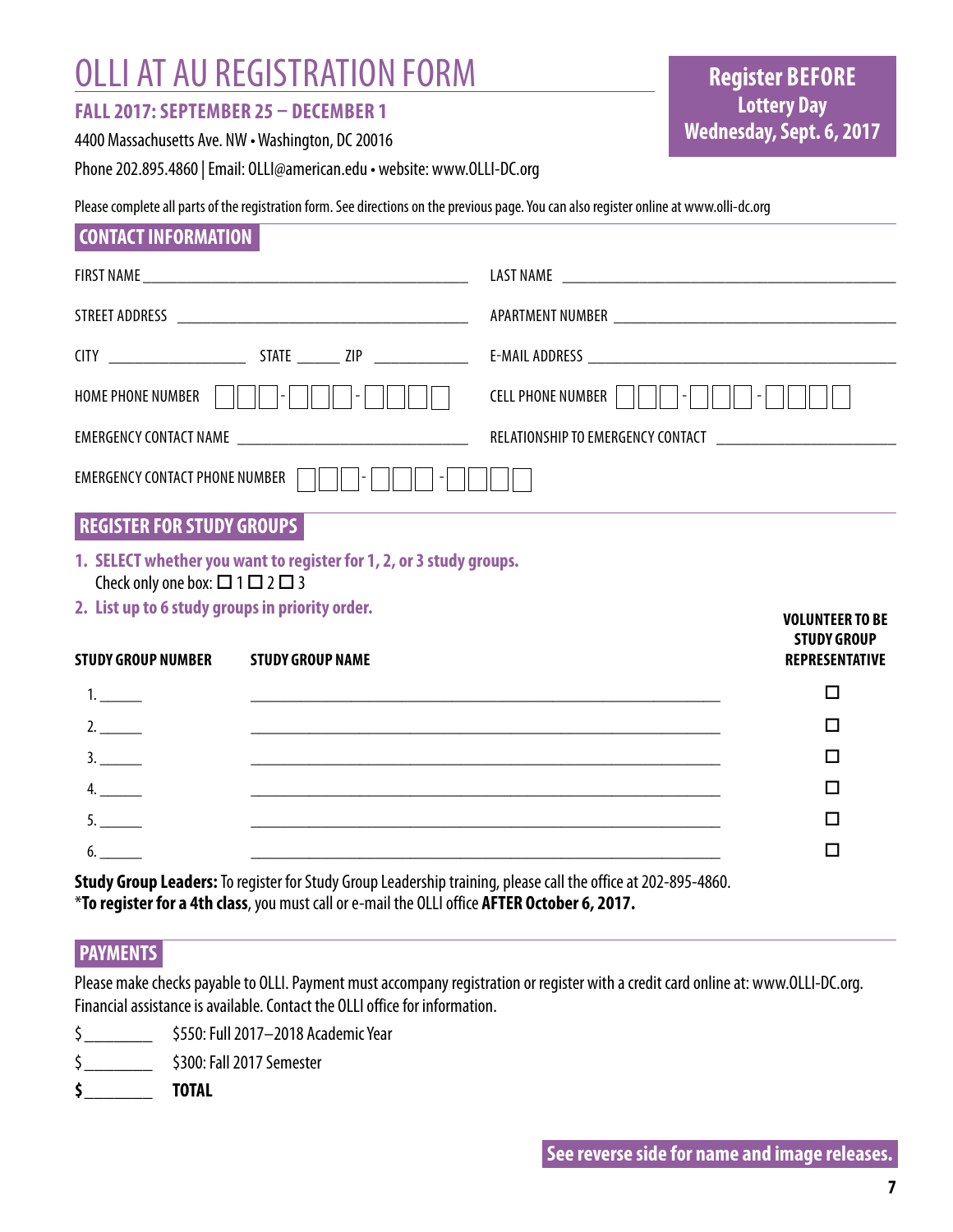# OLLI AT AU REGISTRATION FORM

**FALL 2017: SEPTEMBER 25 – DECEMBER 1**

4400 Massachusetts Ave. NW • Washington, DC 20016

Phone 202.895.4860 | Email: OLLI@american.edu • website: www.OLLI-DC.org

**Register BEFORE Lottery Day Wednesday, Sept. 6, 2017**

Please complete all parts of the registration form. See directions on the previous page. You can also register online at www.olli-dc.org

## CONTACT INFORMATION

FIRST NAME ____________________ LAST NAME ____________________

STREET ADDRESS ____________________ APARTMENT NUMBER ____________________

CITY __________ STATE ______ ZIP __________ E-MAIL ADDRESS ____________________

HOME PHONE NUMBER ☐☐☐-☐☐☐-☐☐☐☐ CELL PHONE NUMBER ☐☐☐-☐☐☐-☐☐☐☐

EMERGENCY CONTACT NAME ____________________ RELATIONSHIP TO EMERGENCY CONTACT ____________________

EMERGENCY CONTACT PHONE NUMBER ☐☐☐-☐☐☐-☐☐☐☐

## REGISTER FOR STUDY GROUPS

1. **SELECT whether you want to register for 1, 2, or 3 study groups.**
   Check only one box: ☐ 1 ☐ 2 ☐ 3
2. **List up to 6 study groups in priority order.**

| STUDY GROUP NUMBER | STUDY GROUP NAME | VOLUNTEER TO BE STUDY GROUP REPRESENTATIVE |
|---|---|---|
| 1. ______ | ____________________ | ☐ |
| 2. ______ | ____________________ | ☐ |
| 3. ______ | ____________________ | ☐ |
| 4. ______ | ____________________ | ☐ |
| 5. ______ | ____________________ | ☐ |
| 6. ______ | ____________________ | ☐ |

**Study Group Leaders:** To register for Study Group Leadership training, please call the office at 202-895-4860.
***To register for a 4th class**, you must call or e-mail the OLLI office **AFTER October 6, 2017.**

## PAYMENTS

Please make checks payable to OLLI. Payment must accompany registration or register with a credit card online at: www.OLLI-DC.org. Financial assistance is available. Contact the OLLI office for information.

$ ________ $550: Full 2017–2018 Academic Year

$ ________ $300: Fall 2017 Semester

**$ ________ TOTAL**

**See reverse side for name and image releases.**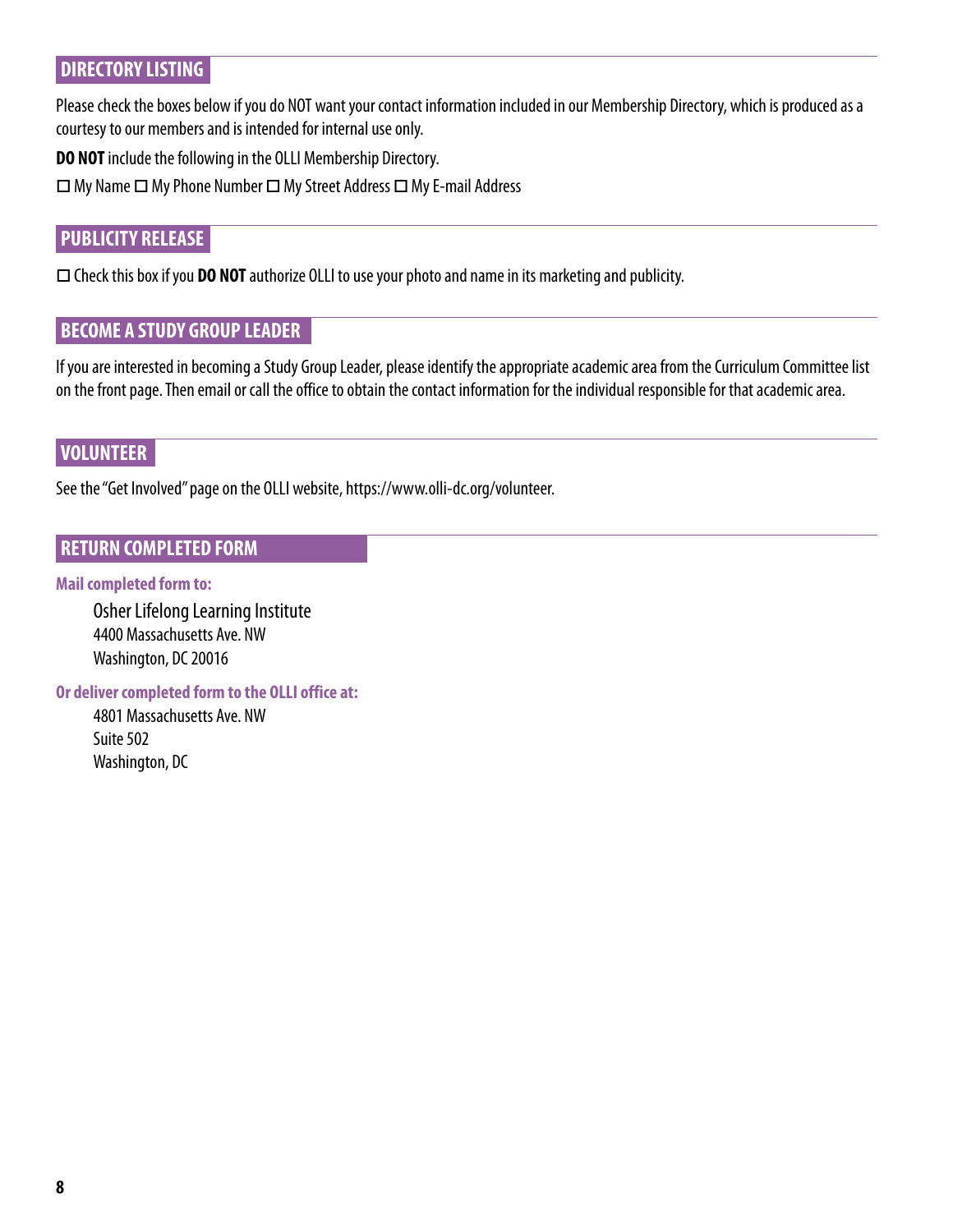## DIRECTORY LISTING

Please check the boxes below if you do NOT want your contact information included in our Membership Directory, which is produced as a courtesy to our members and is intended for internal use only.

**DO NOT** include the following in the OLLI Membership Directory.

☐ My Name ☐ My Phone Number ☐ My Street Address ☐ My E-mail Address

## PUBLICITY RELEASE

☐ Check this box if you **DO NOT** authorize OLLI to use your photo and name in its marketing and publicity.

## BECOME A STUDY GROUP LEADER

If you are interested in becoming a Study Group Leader, please identify the appropriate academic area from the Curriculum Committee list on the front page. Then email or call the office to obtain the contact information for the individual responsible for that academic area.

## VOLUNTEER

See the "Get Involved" page on the OLLI website, https://www.olli-dc.org/volunteer.

## RETURN COMPLETED FORM

**Mail completed form to:**

Osher Lifelong Learning Institute
4400 Massachusetts Ave. NW
Washington, DC 20016

**Or deliver completed form to the OLLI office at:**

4801 Massachusetts Ave. NW
Suite 502
Washington, DC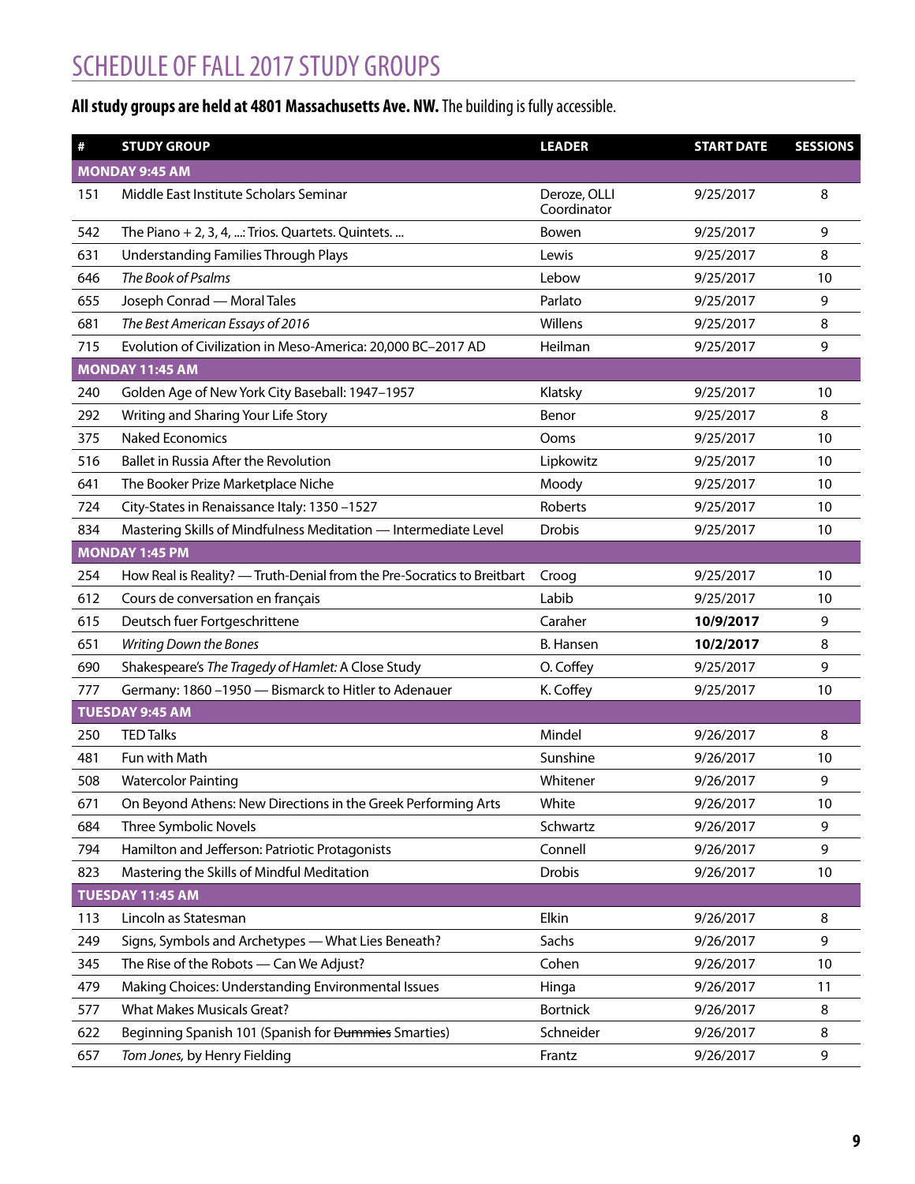# SCHEDULE OF FALL 2017 STUDY GROUPS

**All study groups are held at 4801 Massachusetts Ave. NW.** The building is fully accessible.

| # | STUDY GROUP | LEADER | START DATE | SESSIONS |
|---|---|---|---|---|
| **MONDAY 9:45 AM** | | | | |
| 151 | Middle East Institute Scholars Seminar | Deroze, OLLI Coordinator | 9/25/2017 | 8 |
| 542 | The Piano + 2, 3, 4, ...: Trios. Quartets. Quintets. ... | Bowen | 9/25/2017 | 9 |
| 631 | Understanding Families Through Plays | Lewis | 9/25/2017 | 8 |
| 646 | *The Book of Psalms* | Lebow | 9/25/2017 | 10 |
| 655 | Joseph Conrad — Moral Tales | Parlato | 9/25/2017 | 9 |
| 681 | *The Best American Essays of 2016* | Willens | 9/25/2017 | 8 |
| 715 | Evolution of Civilization in Meso-America: 20,000 BC–2017 AD | Heilman | 9/25/2017 | 9 |
| **MONDAY 11:45 AM** | | | | |
| 240 | Golden Age of New York City Baseball: 1947–1957 | Klatsky | 9/25/2017 | 10 |
| 292 | Writing and Sharing Your Life Story | Benor | 9/25/2017 | 8 |
| 375 | Naked Economics | Ooms | 9/25/2017 | 10 |
| 516 | Ballet in Russia After the Revolution | Lipkowitz | 9/25/2017 | 10 |
| 641 | The Booker Prize Marketplace Niche | Moody | 9/25/2017 | 10 |
| 724 | City-States in Renaissance Italy: 1350 –1527 | Roberts | 9/25/2017 | 10 |
| 834 | Mastering Skills of Mindfulness Meditation — Intermediate Level | Drobis | 9/25/2017 | 10 |
| **MONDAY 1:45 PM** | | | | |
| 254 | How Real is Reality? — Truth-Denial from the Pre-Socratics to Breitbart | Croog | 9/25/2017 | 10 |
| 612 | Cours de conversation en français | Labib | 9/25/2017 | 10 |
| 615 | Deutsch fuer Fortgeschrittene | Caraher | **10/9/2017** | 9 |
| 651 | *Writing Down the Bones* | B. Hansen | **10/2/2017** | 8 |
| 690 | Shakespeare's *The Tragedy of Hamlet:* A Close Study | O. Coffey | 9/25/2017 | 9 |
| 777 | Germany: 1860 –1950 — Bismarck to Hitler to Adenauer | K. Coffey | 9/25/2017 | 10 |
| **TUESDAY 9:45 AM** | | | | |
| 250 | TED Talks | Mindel | 9/26/2017 | 8 |
| 481 | Fun with Math | Sunshine | 9/26/2017 | 10 |
| 508 | Watercolor Painting | Whitener | 9/26/2017 | 9 |
| 671 | On Beyond Athens: New Directions in the Greek Performing Arts | White | 9/26/2017 | 10 |
| 684 | Three Symbolic Novels | Schwartz | 9/26/2017 | 9 |
| 794 | Hamilton and Jefferson: Patriotic Protagonists | Connell | 9/26/2017 | 9 |
| 823 | Mastering the Skills of Mindful Meditation | Drobis | 9/26/2017 | 10 |
| **TUESDAY 11:45 AM** | | | | |
| 113 | Lincoln as Statesman | Elkin | 9/26/2017 | 8 |
| 249 | Signs, Symbols and Archetypes — What Lies Beneath? | Sachs | 9/26/2017 | 9 |
| 345 | The Rise of the Robots — Can We Adjust? | Cohen | 9/26/2017 | 10 |
| 479 | Making Choices: Understanding Environmental Issues | Hinga | 9/26/2017 | 11 |
| 577 | What Makes Musicals Great? | Bortnick | 9/26/2017 | 8 |
| 622 | Beginning Spanish 101 (Spanish for ~~Dummies~~ Smarties) | Schneider | 9/26/2017 | 8 |
| 657 | *Tom Jones,* by Henry Fielding | Frantz | 9/26/2017 | 9 |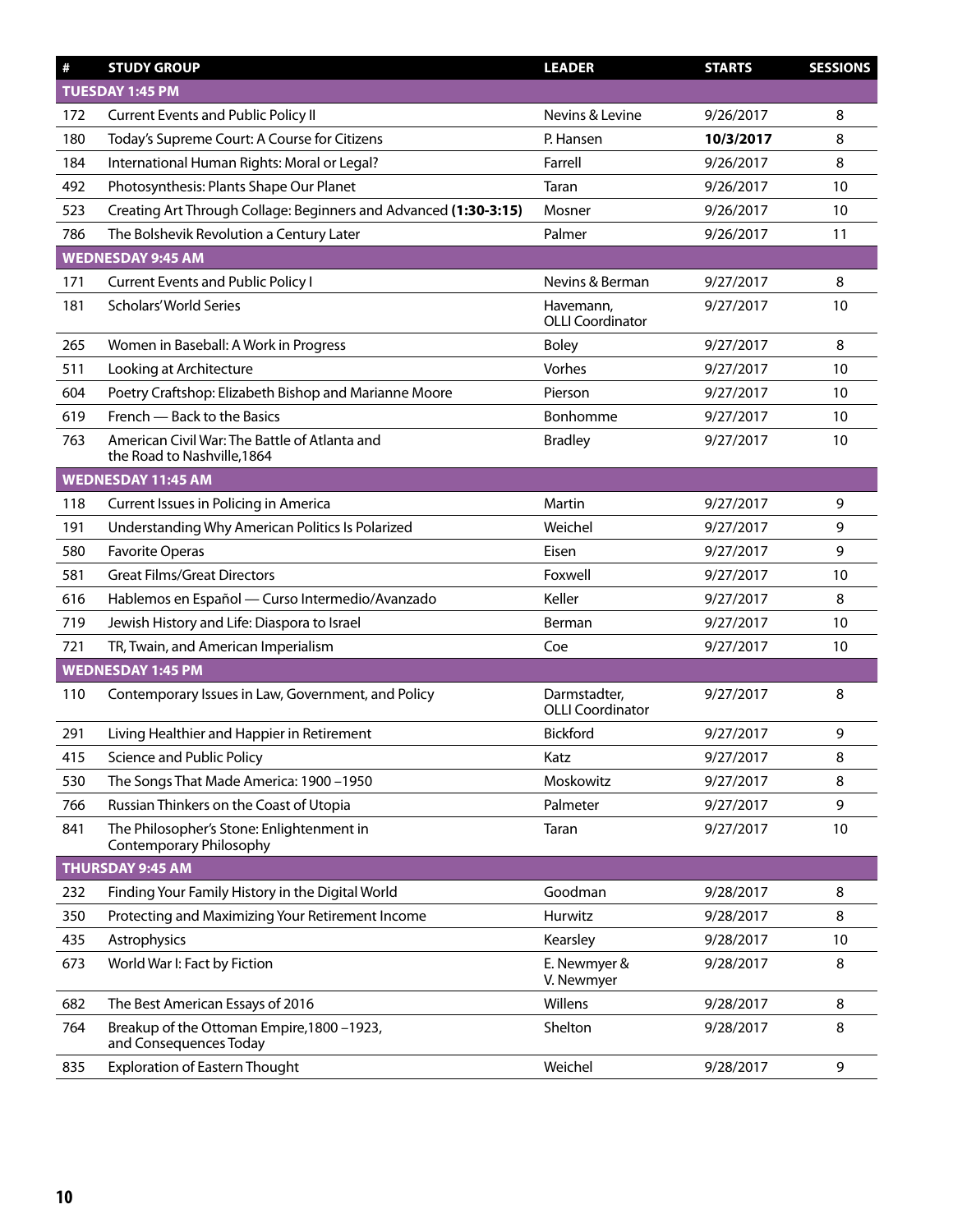| # | STUDY GROUP | LEADER | STARTS | SESSIONS |
|---|---|---|---|---|
| **TUESDAY 1:45 PM** | | | | |
| 172 | Current Events and Public Policy II | Nevins & Levine | 9/26/2017 | 8 |
| 180 | Today's Supreme Court: A Course for Citizens | P. Hansen | **10/3/2017** | 8 |
| 184 | International Human Rights: Moral or Legal? | Farrell | 9/26/2017 | 8 |
| 492 | Photosynthesis: Plants Shape Our Planet | Taran | 9/26/2017 | 10 |
| 523 | Creating Art Through Collage: Beginners and Advanced **(1:30-3:15)** | Mosner | 9/26/2017 | 10 |
| 786 | The Bolshevik Revolution a Century Later | Palmer | 9/26/2017 | 11 |
| **WEDNESDAY 9:45 AM** | | | | |
| 171 | Current Events and Public Policy I | Nevins & Berman | 9/27/2017 | 8 |
| 181 | Scholars' World Series | Havemann, OLLI Coordinator | 9/27/2017 | 10 |
| 265 | Women in Baseball: A Work in Progress | Boley | 9/27/2017 | 8 |
| 511 | Looking at Architecture | Vorhes | 9/27/2017 | 10 |
| 604 | Poetry Craftshop: Elizabeth Bishop and Marianne Moore | Pierson | 9/27/2017 | 10 |
| 619 | French — Back to the Basics | Bonhomme | 9/27/2017 | 10 |
| 763 | American Civil War: The Battle of Atlanta and the Road to Nashville,1864 | Bradley | 9/27/2017 | 10 |
| **WEDNESDAY 11:45 AM** | | | | |
| 118 | Current Issues in Policing in America | Martin | 9/27/2017 | 9 |
| 191 | Understanding Why American Politics Is Polarized | Weichel | 9/27/2017 | 9 |
| 580 | Favorite Operas | Eisen | 9/27/2017 | 9 |
| 581 | Great Films/Great Directors | Foxwell | 9/27/2017 | 10 |
| 616 | Hablemos en Español — Curso Intermedio/Avanzado | Keller | 9/27/2017 | 8 |
| 719 | Jewish History and Life: Diaspora to Israel | Berman | 9/27/2017 | 10 |
| 721 | TR, Twain, and American Imperialism | Coe | 9/27/2017 | 10 |
| **WEDNESDAY 1:45 PM** | | | | |
| 110 | Contemporary Issues in Law, Government, and Policy | Darmstadter, OLLI Coordinator | 9/27/2017 | 8 |
| 291 | Living Healthier and Happier in Retirement | Bickford | 9/27/2017 | 9 |
| 415 | Science and Public Policy | Katz | 9/27/2017 | 8 |
| 530 | The Songs That Made America: 1900 –1950 | Moskowitz | 9/27/2017 | 8 |
| 766 | Russian Thinkers on the Coast of Utopia | Palmeter | 9/27/2017 | 9 |
| 841 | The Philosopher's Stone: Enlightenment in Contemporary Philosophy | Taran | 9/27/2017 | 10 |
| **THURSDAY 9:45 AM** | | | | |
| 232 | Finding Your Family History in the Digital World | Goodman | 9/28/2017 | 8 |
| 350 | Protecting and Maximizing Your Retirement Income | Hurwitz | 9/28/2017 | 8 |
| 435 | Astrophysics | Kearsley | 9/28/2017 | 10 |
| 673 | World War I: Fact by Fiction | E. Newmyer & V. Newmyer | 9/28/2017 | 8 |
| 682 | The Best American Essays of 2016 | Willens | 9/28/2017 | 8 |
| 764 | Breakup of the Ottoman Empire,1800 –1923, and Consequences Today | Shelton | 9/28/2017 | 8 |
| 835 | Exploration of Eastern Thought | Weichel | 9/28/2017 | 9 |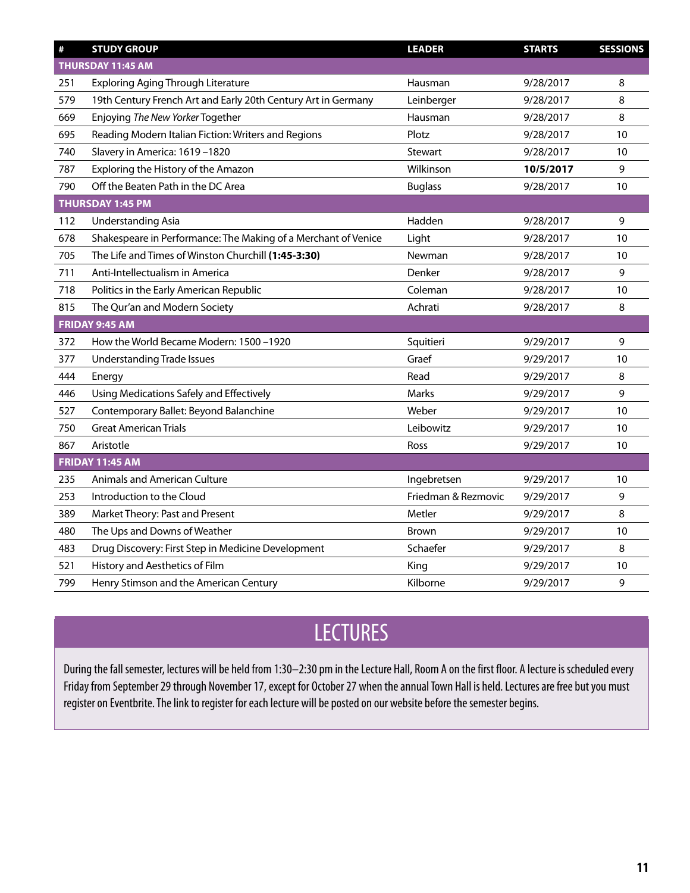| # | STUDY GROUP | LEADER | STARTS | SESSIONS |
|---|---|---|---|---|
| **THURSDAY 11:45 AM** | | | | |
| 251 | Exploring Aging Through Literature | Hausman | 9/28/2017 | 8 |
| 579 | 19th Century French Art and Early 20th Century Art in Germany | Leinberger | 9/28/2017 | 8 |
| 669 | Enjoying *The New Yorker* Together | Hausman | 9/28/2017 | 8 |
| 695 | Reading Modern Italian Fiction: Writers and Regions | Plotz | 9/28/2017 | 10 |
| 740 | Slavery in America: 1619 –1820 | Stewart | 9/28/2017 | 10 |
| 787 | Exploring the History of the Amazon | Wilkinson | **10/5/2017** | 9 |
| 790 | Off the Beaten Path in the DC Area | Buglass | 9/28/2017 | 10 |
| **THURSDAY 1:45 PM** | | | | |
| 112 | Understanding Asia | Hadden | 9/28/2017 | 9 |
| 678 | Shakespeare in Performance: The Making of a Merchant of Venice | Light | 9/28/2017 | 10 |
| 705 | The Life and Times of Winston Churchill **(1:45-3:30)** | Newman | 9/28/2017 | 10 |
| 711 | Anti-Intellectualism in America | Denker | 9/28/2017 | 9 |
| 718 | Politics in the Early American Republic | Coleman | 9/28/2017 | 10 |
| 815 | The Qur'an and Modern Society | Achrati | 9/28/2017 | 8 |
| **FRIDAY 9:45 AM** | | | | |
| 372 | How the World Became Modern: 1500 –1920 | Squitieri | 9/29/2017 | 9 |
| 377 | Understanding Trade Issues | Graef | 9/29/2017 | 10 |
| 444 | Energy | Read | 9/29/2017 | 8 |
| 446 | Using Medications Safely and Effectively | Marks | 9/29/2017 | 9 |
| 527 | Contemporary Ballet: Beyond Balanchine | Weber | 9/29/2017 | 10 |
| 750 | Great American Trials | Leibowitz | 9/29/2017 | 10 |
| 867 | Aristotle | Ross | 9/29/2017 | 10 |
| **FRIDAY 11:45 AM** | | | | |
| 235 | Animals and American Culture | Ingebretsen | 9/29/2017 | 10 |
| 253 | Introduction to the Cloud | Friedman & Rezmovic | 9/29/2017 | 9 |
| 389 | Market Theory: Past and Present | Metler | 9/29/2017 | 8 |
| 480 | The Ups and Downs of Weather | Brown | 9/29/2017 | 10 |
| 483 | Drug Discovery: First Step in Medicine Development | Schaefer | 9/29/2017 | 8 |
| 521 | History and Aesthetics of Film | King | 9/29/2017 | 10 |
| 799 | Henry Stimson and the American Century | Kilborne | 9/29/2017 | 9 |

# LECTURES

During the fall semester, lectures will be held from 1:30–2:30 pm in the Lecture Hall, Room A on the first floor. A lecture is scheduled every Friday from September 29 through November 17, except for October 27 when the annual Town Hall is held. Lectures are free but you must register on Eventbrite. The link to register for each lecture will be posted on our website before the semester begins.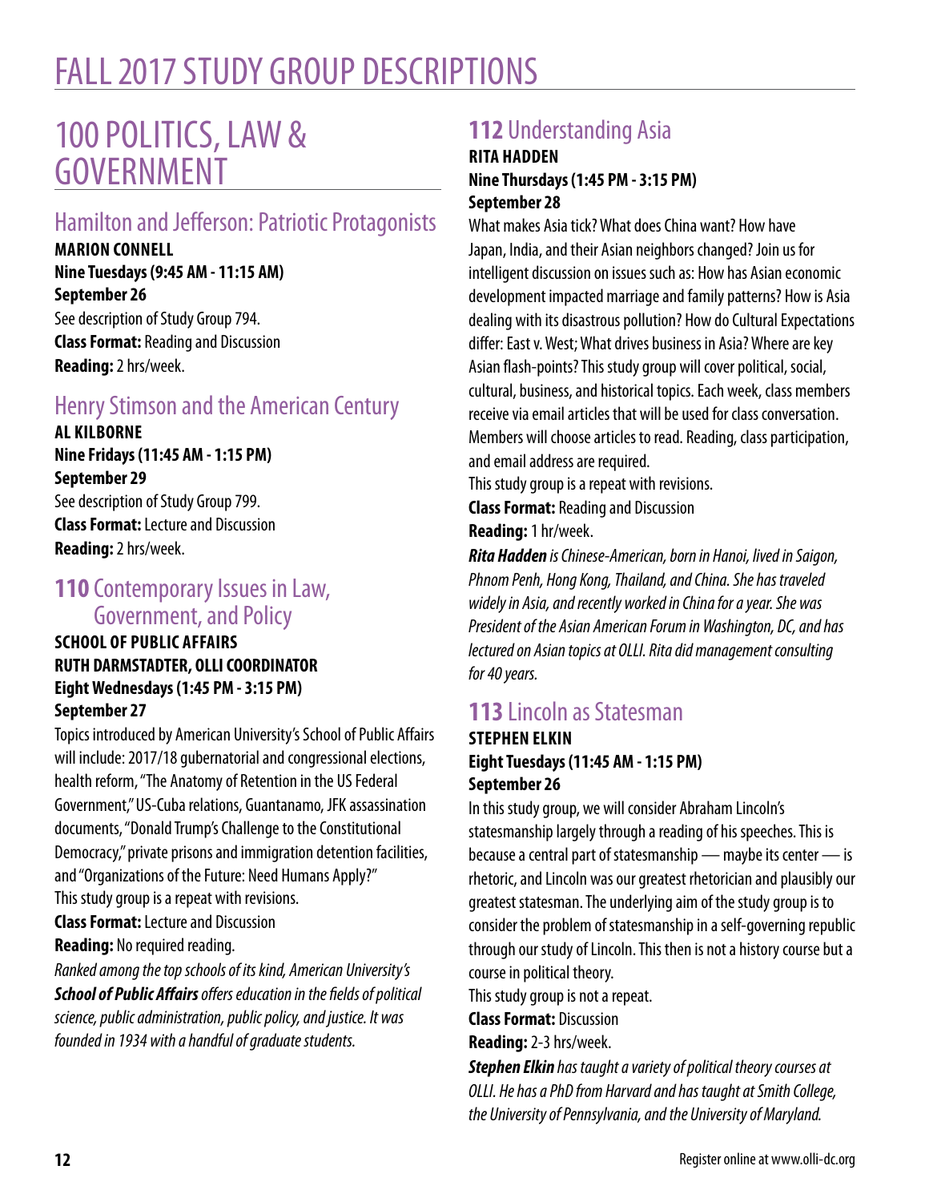# FALL 2017 STUDY GROUP DESCRIPTIONS

## 100 POLITICS, LAW & GOVERNMENT

### Hamilton and Jefferson: Patriotic Protagonists

**MARION CONNELL**
**Nine Tuesdays (9:45 AM - 11:15 AM)**
**September 26**

See description of Study Group 794.

**Class Format:** Reading and Discussion
**Reading:** 2 hrs/week.

### Henry Stimson and the American Century

**AL KILBORNE**
**Nine Fridays (11:45 AM - 1:15 PM)**
**September 29**

See description of Study Group 799.

**Class Format:** Lecture and Discussion
**Reading:** 2 hrs/week.

### **110** Contemporary Issues in Law, Government, and Policy

**SCHOOL OF PUBLIC AFFAIRS**
**RUTH DARMSTADTER, OLLI COORDINATOR**
**Eight Wednesdays (1:45 PM - 3:15 PM)**
**September 27**

Topics introduced by American University's School of Public Affairs will include: 2017/18 gubernatorial and congressional elections, health reform, "The Anatomy of Retention in the US Federal Government," US-Cuba relations, Guantanamo, JFK assassination documents, "Donald Trump's Challenge to the Constitutional Democracy," private prisons and immigration detention facilities, and "Organizations of the Future: Need Humans Apply?"

This study group is a repeat with revisions.

**Class Format:** Lecture and Discussion
**Reading:** No required reading.

*Ranked among the top schools of its kind, American University's* ***School of Public Affairs*** *offers education in the fields of political science, public administration, public policy, and justice. It was founded in 1934 with a handful of graduate students.*

### **112** Understanding Asia

**RITA HADDEN**
**Nine Thursdays (1:45 PM - 3:15 PM)**
**September 28**

What makes Asia tick? What does China want? How have Japan, India, and their Asian neighbors changed? Join us for intelligent discussion on issues such as: How has Asian economic development impacted marriage and family patterns? How is Asia dealing with its disastrous pollution? How do Cultural Expectations differ: East v. West; What drives business in Asia? Where are key Asian flash-points? This study group will cover political, social, cultural, business, and historical topics. Each week, class members receive via email articles that will be used for class conversation. Members will choose articles to read. Reading, class participation, and email address are required.

This study group is a repeat with revisions.

**Class Format:** Reading and Discussion
**Reading:** 1 hr/week.

***Rita Hadden*** *is Chinese-American, born in Hanoi, lived in Saigon, Phnom Penh, Hong Kong, Thailand, and China. She has traveled widely in Asia, and recently worked in China for a year. She was President of the Asian American Forum in Washington, DC, and has lectured on Asian topics at OLLI. Rita did management consulting for 40 years.*

### **113** Lincoln as Statesman

**STEPHEN ELKIN**
**Eight Tuesdays (11:45 AM - 1:15 PM)**
**September 26**

In this study group, we will consider Abraham Lincoln's statesmanship largely through a reading of his speeches. This is because a central part of statesmanship — maybe its center — is rhetoric, and Lincoln was our greatest rhetorician and plausibly our greatest statesman. The underlying aim of the study group is to consider the problem of statesmanship in a self-governing republic through our study of Lincoln. This then is not a history course but a course in political theory.

This study group is not a repeat.

**Class Format:** Discussion
**Reading:** 2-3 hrs/week.

***Stephen Elkin*** *has taught a variety of political theory courses at OLLI. He has a PhD from Harvard and has taught at Smith College, the University of Pennsylvania, and the University of Maryland.*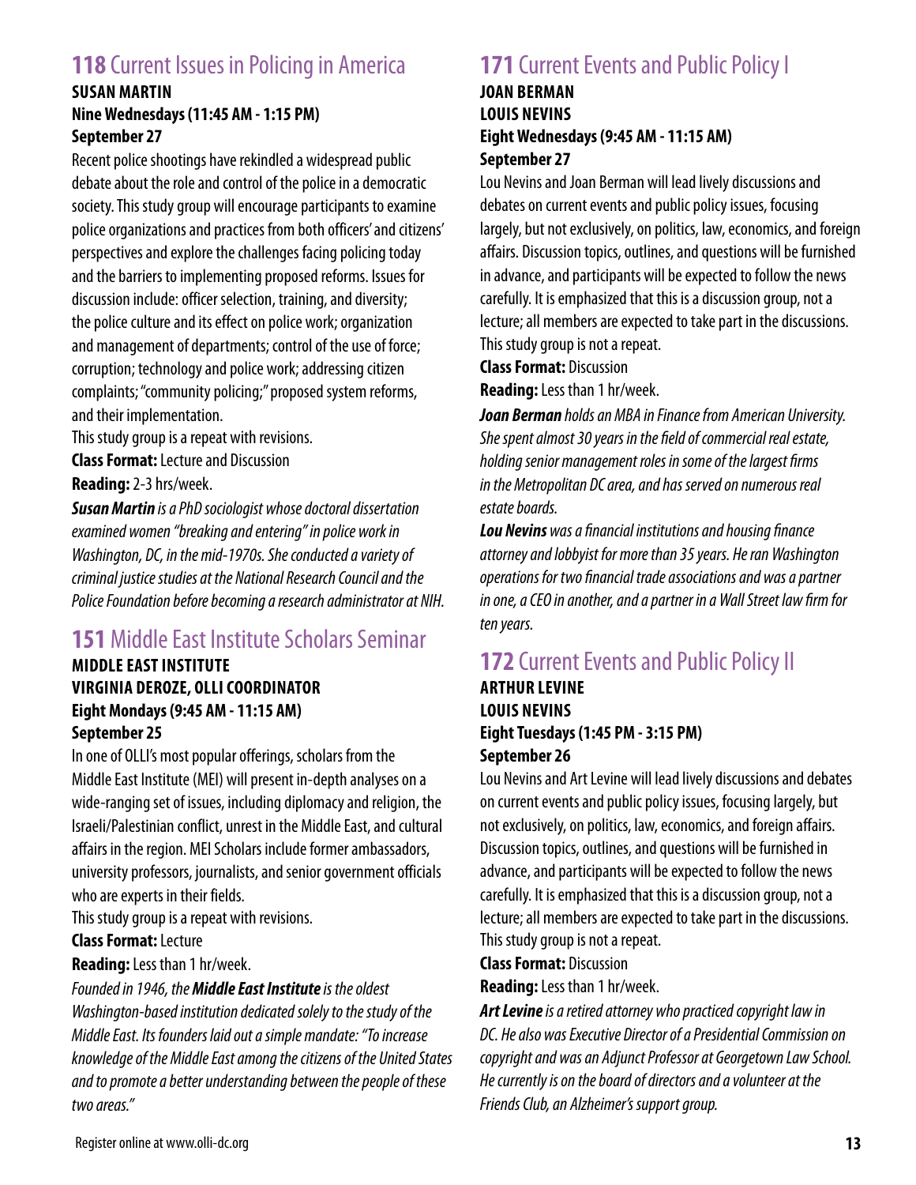## **118** Current Issues in Policing in America

**SUSAN MARTIN**
**Nine Wednesdays (11:45 AM - 1:15 PM)**
**September 27**

Recent police shootings have rekindled a widespread public debate about the role and control of the police in a democratic society. This study group will encourage participants to examine police organizations and practices from both officers' and citizens' perspectives and explore the challenges facing policing today and the barriers to implementing proposed reforms. Issues for discussion include: officer selection, training, and diversity; the police culture and its effect on police work; organization and management of departments; control of the use of force; corruption; technology and police work; addressing citizen complaints; "community policing;" proposed system reforms, and their implementation.

This study group is a repeat with revisions.

**Class Format:** Lecture and Discussion

**Reading:** 2-3 hrs/week.

***Susan Martin*** *is a PhD sociologist whose doctoral dissertation examined women "breaking and entering" in police work in Washington, DC, in the mid-1970s. She conducted a variety of criminal justice studies at the National Research Council and the Police Foundation before becoming a research administrator at NIH.*

## **151** Middle East Institute Scholars Seminar

**MIDDLE EAST INSTITUTE**
**VIRGINIA DEROZE, OLLI COORDINATOR**
**Eight Mondays (9:45 AM - 11:15 AM)**
**September 25**

In one of OLLI's most popular offerings, scholars from the Middle East Institute (MEI) will present in-depth analyses on a wide-ranging set of issues, including diplomacy and religion, the Israeli/Palestinian conflict, unrest in the Middle East, and cultural affairs in the region. MEI Scholars include former ambassadors, university professors, journalists, and senior government officials who are experts in their fields.

This study group is a repeat with revisions.

**Class Format:** Lecture

**Reading:** Less than 1 hr/week.

*Founded in 1946, the* ***Middle East Institute*** *is the oldest Washington-based institution dedicated solely to the study of the Middle East. Its founders laid out a simple mandate: "To increase knowledge of the Middle East among the citizens of the United States and to promote a better understanding between the people of these two areas."*

## **171** Current Events and Public Policy I

**JOAN BERMAN**
**LOUIS NEVINS**
**Eight Wednesdays (9:45 AM - 11:15 AM)**
**September 27**

Lou Nevins and Joan Berman will lead lively discussions and debates on current events and public policy issues, focusing largely, but not exclusively, on politics, law, economics, and foreign affairs. Discussion topics, outlines, and questions will be furnished in advance, and participants will be expected to follow the news carefully. It is emphasized that this is a discussion group, not a lecture; all members are expected to take part in the discussions. This study group is not a repeat.

**Class Format:** Discussion

**Reading:** Less than 1 hr/week.

***Joan Berman*** *holds an MBA in Finance from American University. She spent almost 30 years in the field of commercial real estate, holding senior management roles in some of the largest firms in the Metropolitan DC area, and has served on numerous real estate boards.*

***Lou Nevins*** *was a financial institutions and housing finance attorney and lobbyist for more than 35 years. He ran Washington operations for two financial trade associations and was a partner in one, a CEO in another, and a partner in a Wall Street law firm for ten years.*

## **172** Current Events and Public Policy II

**ARTHUR LEVINE**
**LOUIS NEVINS**
**Eight Tuesdays (1:45 PM - 3:15 PM)**
**September 26**

Lou Nevins and Art Levine will lead lively discussions and debates on current events and public policy issues, focusing largely, but not exclusively, on politics, law, economics, and foreign affairs. Discussion topics, outlines, and questions will be furnished in advance, and participants will be expected to follow the news carefully. It is emphasized that this is a discussion group, not a lecture; all members are expected to take part in the discussions. This study group is not a repeat.

**Class Format:** Discussion

**Reading:** Less than 1 hr/week.

***Art Levine*** *is a retired attorney who practiced copyright law in DC. He also was Executive Director of a Presidential Commission on copyright and was an Adjunct Professor at Georgetown Law School. He currently is on the board of directors and a volunteer at the Friends Club, an Alzheimer's support group.*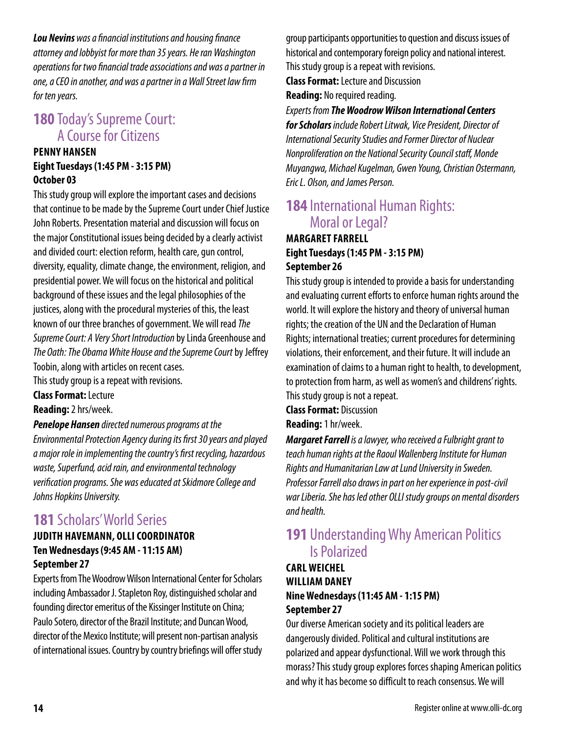***Lou Nevins*** *was a financial institutions and housing finance attorney and lobbyist for more than 35 years. He ran Washington operations for two financial trade associations and was a partner in one, a CEO in another, and was a partner in a Wall Street law firm for ten years.*

## **180** Today's Supreme Court: A Course for Citizens

**PENNY HANSEN**
**Eight Tuesdays (1:45 PM - 3:15 PM)**
**October 03**

This study group will explore the important cases and decisions that continue to be made by the Supreme Court under Chief Justice John Roberts. Presentation material and discussion will focus on the major Constitutional issues being decided by a clearly activist and divided court: election reform, health care, gun control, diversity, equality, climate change, the environment, religion, and presidential power. We will focus on the historical and political background of these issues and the legal philosophies of the justices, along with the procedural mysteries of this, the least known of our three branches of government. We will read *The Supreme Court: A Very Short Introduction* by Linda Greenhouse and *The Oath: The Obama White House and the Supreme Court* by Jeffrey Toobin, along with articles on recent cases.
This study group is a repeat with revisions.

**Class Format:** Lecture
**Reading:** 2 hrs/week.

***Penelope Hansen*** *directed numerous programs at the Environmental Protection Agency during its first 30 years and played a major role in implementing the country's first recycling, hazardous waste, Superfund, acid rain, and environmental technology verification programs. She was educated at Skidmore College and Johns Hopkins University.*

## **181** Scholars' World Series

**JUDITH HAVEMANN, OLLI COORDINATOR**
**Ten Wednesdays (9:45 AM - 11:15 AM)**
**September 27**

Experts from The Woodrow Wilson International Center for Scholars including Ambassador J. Stapleton Roy, distinguished scholar and founding director emeritus of the Kissinger Institute on China; Paulo Sotero, director of the Brazil Institute; and Duncan Wood, director of the Mexico Institute; will present non-partisan analysis of international issues. Country by country briefings will offer study group participants opportunities to question and discuss issues of historical and contemporary foreign policy and national interest.
This study group is a repeat with revisions.

**Class Format:** Lecture and Discussion
**Reading:** No required reading.

*Experts from* ***The Woodrow Wilson International Centers for Scholars*** *include Robert Litwak, Vice President, Director of International Security Studies and Former Director of Nuclear Nonproliferation on the National Security Council staff, Monde Muyangwa, Michael Kugelman, Gwen Young, Christian Ostermann, Eric L. Olson, and James Person.*

## **184** International Human Rights: Moral or Legal?

**MARGARET FARRELL**
**Eight Tuesdays (1:45 PM - 3:15 PM)**
**September 26**

This study group is intended to provide a basis for understanding and evaluating current efforts to enforce human rights around the world. It will explore the history and theory of universal human rights; the creation of the UN and the Declaration of Human Rights; international treaties; current procedures for determining violations, their enforcement, and their future. It will include an examination of claims to a human right to health, to development, to protection from harm, as well as women's and childrens' rights.
This study group is not a repeat.

**Class Format:** Discussion
**Reading:** 1 hr/week.

***Margaret Farrell*** *is a lawyer, who received a Fulbright grant to teach human rights at the Raoul Wallenberg Institute for Human Rights and Humanitarian Law at Lund University in Sweden. Professor Farrell also draws in part on her experience in post-civil war Liberia. She has led other OLLI study groups on mental disorders and health.*

## **191** Understanding Why American Politics Is Polarized

**CARL WEICHEL**
**WILLIAM DANEY**
**Nine Wednesdays (11:45 AM - 1:15 PM)**
**September 27**

Our diverse American society and its political leaders are dangerously divided. Political and cultural institutions are polarized and appear dysfunctional. Will we work through this morass? This study group explores forces shaping American politics and why it has become so difficult to reach consensus. We will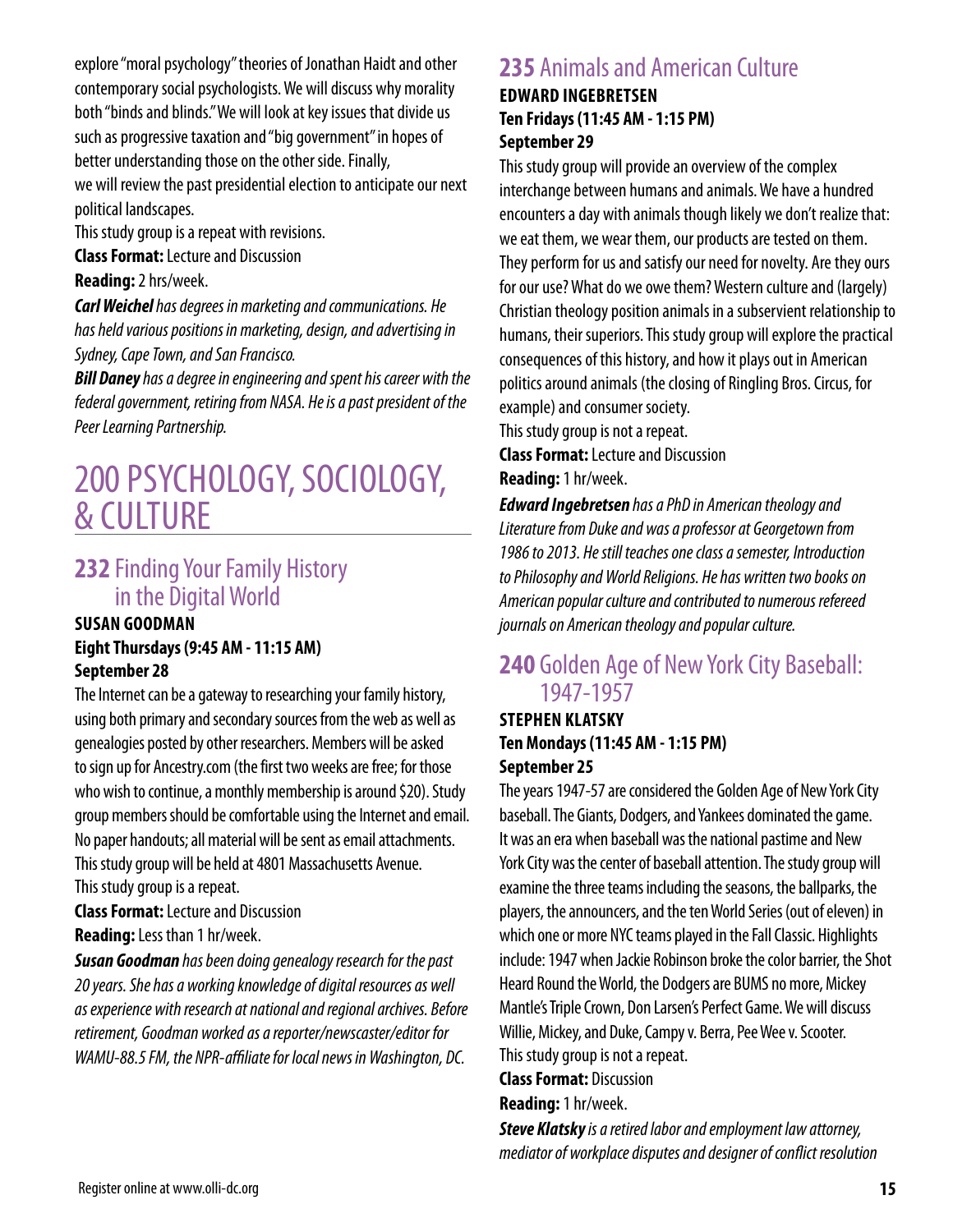explore "moral psychology" theories of Jonathan Haidt and other contemporary social psychologists. We will discuss why morality both "binds and blinds." We will look at key issues that divide us such as progressive taxation and "big government" in hopes of better understanding those on the other side. Finally, we will review the past presidential election to anticipate our next political landscapes.

This study group is a repeat with revisions.

**Class Format:** Lecture and Discussion

**Reading:** 2 hrs/week.

***Carl Weichel*** *has degrees in marketing and communications. He has held various positions in marketing, design, and advertising in Sydney, Cape Town, and San Francisco.*

***Bill Daney*** *has a degree in engineering and spent his career with the federal government, retiring from NASA. He is a past president of the Peer Learning Partnership.*

# 200 PSYCHOLOGY, SOCIOLOGY, & CULTURE

## 232 Finding Your Family History in the Digital World

**SUSAN GOODMAN**
**Eight Thursdays (9:45 AM - 11:15 AM)**
**September 28**

The Internet can be a gateway to researching your family history, using both primary and secondary sources from the web as well as genealogies posted by other researchers. Members will be asked to sign up for Ancestry.com (the first two weeks are free; for those who wish to continue, a monthly membership is around $20). Study group members should be comfortable using the Internet and email. No paper handouts; all material will be sent as email attachments. This study group will be held at 4801 Massachusetts Avenue.

This study group is a repeat.

**Class Format:** Lecture and Discussion

**Reading:** Less than 1 hr/week.

***Susan Goodman*** *has been doing genealogy research for the past 20 years. She has a working knowledge of digital resources as well as experience with research at national and regional archives. Before retirement, Goodman worked as a reporter/newscaster/editor for WAMU-88.5 FM, the NPR-affiliate for local news in Washington, DC.*

## 235 Animals and American Culture

**EDWARD INGEBRETSEN**
**Ten Fridays (11:45 AM - 1:15 PM)**
**September 29**

This study group will provide an overview of the complex interchange between humans and animals. We have a hundred encounters a day with animals though likely we don't realize that: we eat them, we wear them, our products are tested on them. They perform for us and satisfy our need for novelty. Are they ours for our use? What do we owe them? Western culture and (largely) Christian theology position animals in a subservient relationship to humans, their superiors. This study group will explore the practical consequences of this history, and how it plays out in American politics around animals (the closing of Ringling Bros. Circus, for example) and consumer society.

This study group is not a repeat.

**Class Format:** Lecture and Discussion

**Reading:** 1 hr/week.

***Edward Ingebretsen*** *has a PhD in American theology and Literature from Duke and was a professor at Georgetown from 1986 to 2013. He still teaches one class a semester, Introduction to Philosophy and World Religions. He has written two books on American popular culture and contributed to numerous refereed journals on American theology and popular culture.*

## 240 Golden Age of New York City Baseball: 1947-1957

**STEPHEN KLATSKY**
**Ten Mondays (11:45 AM - 1:15 PM)**
**September 25**

The years 1947-57 are considered the Golden Age of New York City baseball. The Giants, Dodgers, and Yankees dominated the game. It was an era when baseball was the national pastime and New York City was the center of baseball attention. The study group will examine the three teams including the seasons, the ballparks, the players, the announcers, and the ten World Series (out of eleven) in which one or more NYC teams played in the Fall Classic. Highlights include: 1947 when Jackie Robinson broke the color barrier, the Shot Heard Round the World, the Dodgers are BUMS no more, Mickey Mantle's Triple Crown, Don Larsen's Perfect Game. We will discuss Willie, Mickey, and Duke, Campy v. Berra, Pee Wee v. Scooter.

This study group is not a repeat.

**Class Format:** Discussion

**Reading:** 1 hr/week.

***Steve Klatsky*** *is a retired labor and employment law attorney, mediator of workplace disputes and designer of conflict resolution*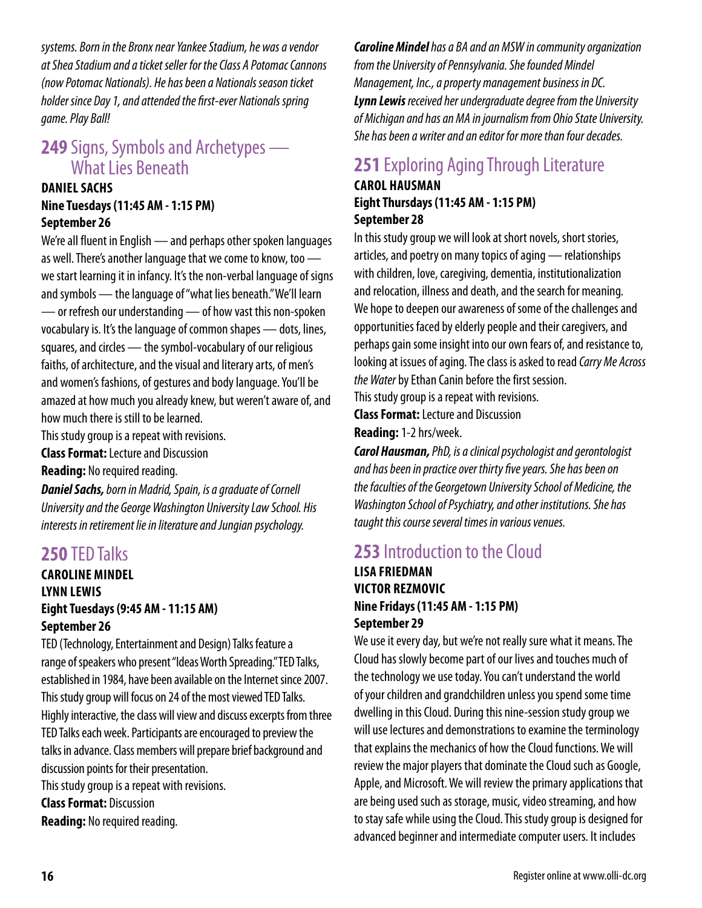*systems. Born in the Bronx near Yankee Stadium, he was a vendor at Shea Stadium and a ticket seller for the Class A Potomac Cannons (now Potomac Nationals). He has been a Nationals season ticket holder since Day 1, and attended the first-ever Nationals spring game. Play Ball!*

## **249** Signs, Symbols and Archetypes — What Lies Beneath

**DANIEL SACHS**
**Nine Tuesdays (11:45 AM - 1:15 PM)**
**September 26**

We're all fluent in English — and perhaps other spoken languages as well. There's another language that we come to know, too — we start learning it in infancy. It's the non-verbal language of signs and symbols — the language of "what lies beneath." We'll learn — or refresh our understanding — of how vast this non-spoken vocabulary is. It's the language of common shapes — dots, lines, squares, and circles — the symbol-vocabulary of our religious faiths, of architecture, and the visual and literary arts, of men's and women's fashions, of gestures and body language. You'll be amazed at how much you already knew, but weren't aware of, and how much there is still to be learned.

This study group is a repeat with revisions.

**Class Format:** Lecture and Discussion

**Reading:** No required reading.

***Daniel Sachs,*** *born in Madrid, Spain, is a graduate of Cornell University and the George Washington University Law School. His interests in retirement lie in literature and Jungian psychology.*

## **250** TED Talks

**CAROLINE MINDEL**
**LYNN LEWIS**
**Eight Tuesdays (9:45 AM - 11:15 AM)**
**September 26**

TED (Technology, Entertainment and Design) Talks feature a range of speakers who present "Ideas Worth Spreading." TED Talks, established in 1984, have been available on the Internet since 2007. This study group will focus on 24 of the most viewed TED Talks. Highly interactive, the class will view and discuss excerpts from three TED Talks each week. Participants are encouraged to preview the talks in advance. Class members will prepare brief background and discussion points for their presentation.

This study group is a repeat with revisions.

**Class Format:** Discussion

**Reading:** No required reading.

***Caroline Mindel*** *has a BA and an MSW in community organization from the University of Pennsylvania. She founded Mindel Management, Inc., a property management business in DC.*
***Lynn Lewis*** *received her undergraduate degree from the University of Michigan and has an MA in journalism from Ohio State University. She has been a writer and an editor for more than four decades.*

## **251** Exploring Aging Through Literature

**CAROL HAUSMAN**
**Eight Thursdays (11:45 AM - 1:15 PM)**
**September 28**

In this study group we will look at short novels, short stories, articles, and poetry on many topics of aging — relationships with children, love, caregiving, dementia, institutionalization and relocation, illness and death, and the search for meaning. We hope to deepen our awareness of some of the challenges and opportunities faced by elderly people and their caregivers, and perhaps gain some insight into our own fears of, and resistance to, looking at issues of aging. The class is asked to read *Carry Me Across the Water* by Ethan Canin before the first session.

This study group is a repeat with revisions.

**Class Format:** Lecture and Discussion

**Reading:** 1-2 hrs/week.

***Carol Hausman,*** *PhD, is a clinical psychologist and gerontologist and has been in practice over thirty five years. She has been on the faculties of the Georgetown University School of Medicine, the Washington School of Psychiatry, and other institutions. She has taught this course several times in various venues.*

## **253** Introduction to the Cloud

**LISA FRIEDMAN**
**VICTOR REZMOVIC**
**Nine Fridays (11:45 AM - 1:15 PM)**
**September 29**

We use it every day, but we're not really sure what it means. The Cloud has slowly become part of our lives and touches much of the technology we use today. You can't understand the world of your children and grandchildren unless you spend some time dwelling in this Cloud. During this nine-session study group we will use lectures and demonstrations to examine the terminology that explains the mechanics of how the Cloud functions. We will review the major players that dominate the Cloud such as Google, Apple, and Microsoft. We will review the primary applications that are being used such as storage, music, video streaming, and how to stay safe while using the Cloud. This study group is designed for advanced beginner and intermediate computer users. It includes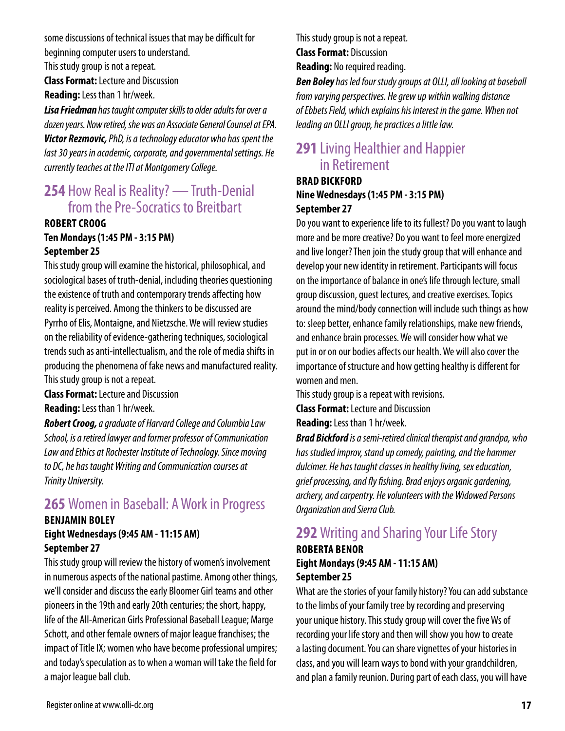some discussions of technical issues that may be difficult for beginning computer users to understand.

This study group is not a repeat.

**Class Format:** Lecture and Discussion

**Reading:** Less than 1 hr/week.

***Lisa Friedman*** *has taught computer skills to older adults for over a dozen years. Now retired, she was an Associate General Counsel at EPA.* ***Victor Rezmovic,*** *PhD, is a technology educator who has spent the last 30 years in academic, corporate, and governmental settings. He currently teaches at the ITI at Montgomery College.*

## 254 How Real is Reality? — Truth-Denial from the Pre-Socratics to Breitbart

**ROBERT CROOG**
**Ten Mondays (1:45 PM - 3:15 PM)**
**September 25**

This study group will examine the historical, philosophical, and sociological bases of truth-denial, including theories questioning the existence of truth and contemporary trends affecting how reality is perceived. Among the thinkers to be discussed are Pyrrho of Elis, Montaigne, and Nietzsche. We will review studies on the reliability of evidence-gathering techniques, sociological trends such as anti-intellectualism, and the role of media shifts in producing the phenomena of fake news and manufactured reality.

This study group is not a repeat.

**Class Format:** Lecture and Discussion

**Reading:** Less than 1 hr/week.

***Robert Croog,*** *a graduate of Harvard College and Columbia Law School, is a retired lawyer and former professor of Communication Law and Ethics at Rochester Institute of Technology. Since moving to DC, he has taught Writing and Communication courses at Trinity University.*

## 265 Women in Baseball: A Work in Progress

**BENJAMIN BOLEY**
**Eight Wednesdays (9:45 AM - 11:15 AM)**
**September 27**

This study group will review the history of women's involvement in numerous aspects of the national pastime. Among other things, we'll consider and discuss the early Bloomer Girl teams and other pioneers in the 19th and early 20th centuries; the short, happy, life of the All-American Girls Professional Baseball League; Marge Schott, and other female owners of major league franchises; the impact of Title IX; women who have become professional umpires; and today's speculation as to when a woman will take the field for a major league ball club.

This study group is not a repeat.

**Class Format:** Discussion

**Reading:** No required reading.

***Ben Boley*** *has led four study groups at OLLI, all looking at baseball from varying perspectives. He grew up within walking distance of Ebbets Field, which explains his interest in the game. When not leading an OLLI group, he practices a little law.*

## 291 Living Healthier and Happier in Retirement

**BRAD BICKFORD**
**Nine Wednesdays (1:45 PM - 3:15 PM)**
**September 27**

Do you want to experience life to its fullest? Do you want to laugh more and be more creative? Do you want to feel more energized and live longer? Then join the study group that will enhance and develop your new identity in retirement. Participants will focus on the importance of balance in one's life through lecture, small group discussion, guest lectures, and creative exercises. Topics around the mind/body connection will include such things as how to: sleep better, enhance family relationships, make new friends, and enhance brain processes. We will consider how what we put in or on our bodies affects our health. We will also cover the importance of structure and how getting healthy is different for women and men.

This study group is a repeat with revisions.

**Class Format:** Lecture and Discussion

**Reading:** Less than 1 hr/week.

***Brad Bickford*** *is a semi-retired clinical therapist and grandpa, who has studied improv, stand up comedy, painting, and the hammer dulcimer. He has taught classes in healthy living, sex education, grief processing, and fly fishing. Brad enjoys organic gardening, archery, and carpentry. He volunteers with the Widowed Persons Organization and Sierra Club.*

## 292 Writing and Sharing Your Life Story

**ROBERTA BENOR**
**Eight Mondays (9:45 AM - 11:15 AM)**
**September 25**

What are the stories of your family history? You can add substance to the limbs of your family tree by recording and preserving your unique history. This study group will cover the five Ws of recording your life story and then will show you how to create a lasting document. You can share vignettes of your histories in class, and you will learn ways to bond with your grandchildren, and plan a family reunion. During part of each class, you will have

Register online at www.olli-dc.org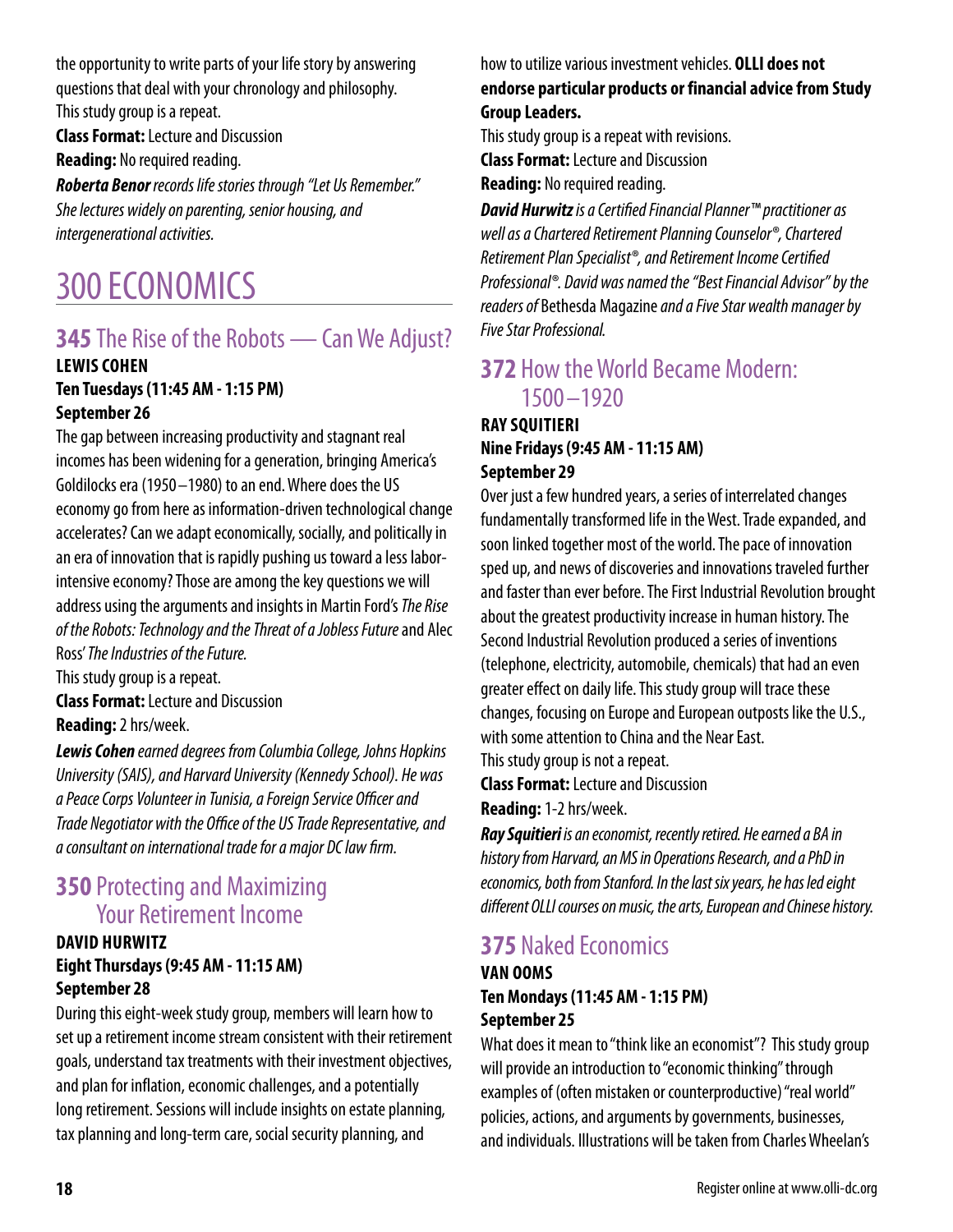the opportunity to write parts of your life story by answering questions that deal with your chronology and philosophy.
This study group is a repeat.

**Class Format:** Lecture and Discussion

**Reading:** No required reading.

***Roberta Benor*** *records life stories through "Let Us Remember." She lectures widely on parenting, senior housing, and intergenerational activities.*

# 300 ECONOMICS

## **345** The Rise of the Robots — Can We Adjust?

**LEWIS COHEN**
**Ten Tuesdays (11:45 AM - 1:15 PM)**
**September 26**

The gap between increasing productivity and stagnant real incomes has been widening for a generation, bringing America's Goldilocks era (1950–1980) to an end. Where does the US economy go from here as information-driven technological change accelerates? Can we adapt economically, socially, and politically in an era of innovation that is rapidly pushing us toward a less labor-intensive economy? Those are among the key questions we will address using the arguments and insights in Martin Ford's *The Rise of the Robots: Technology and the Threat of a Jobless Future* and Alec Ross' *The Industries of the Future.*
This study group is a repeat.

**Class Format:** Lecture and Discussion

**Reading:** 2 hrs/week.

***Lewis Cohen*** *earned degrees from Columbia College, Johns Hopkins University (SAIS), and Harvard University (Kennedy School). He was a Peace Corps Volunteer in Tunisia, a Foreign Service Officer and Trade Negotiator with the Office of the US Trade Representative, and a consultant on international trade for a major DC law firm.*

## **350** Protecting and Maximizing Your Retirement Income

**DAVID HURWITZ**
**Eight Thursdays (9:45 AM - 11:15 AM)**
**September 28**

During this eight-week study group, members will learn how to set up a retirement income stream consistent with their retirement goals, understand tax treatments with their investment objectives, and plan for inflation, economic challenges, and a potentially long retirement. Sessions will include insights on estate planning, tax planning and long-term care, social security planning, and how to utilize various investment vehicles. **OLLI does not endorse particular products or financial advice from Study Group Leaders.**
This study group is a repeat with revisions.

**Class Format:** Lecture and Discussion

**Reading:** No required reading.

***David Hurwitz*** *is a Certified Financial Planner™ practitioner as well as a Chartered Retirement Planning Counselor®, Chartered Retirement Plan Specialist®, and Retirement Income Certified Professional®. David was named the "Best Financial Advisor" by the readers of* Bethesda Magazine *and a Five Star wealth manager by Five Star Professional.*

## **372** How the World Became Modern: 1500–1920

**RAY SQUITIERI**
**Nine Fridays (9:45 AM - 11:15 AM)**
**September 29**

Over just a few hundred years, a series of interrelated changes fundamentally transformed life in the West. Trade expanded, and soon linked together most of the world. The pace of innovation sped up, and news of discoveries and innovations traveled further and faster than ever before. The First Industrial Revolution brought about the greatest productivity increase in human history. The Second Industrial Revolution produced a series of inventions (telephone, electricity, automobile, chemicals) that had an even greater effect on daily life. This study group will trace these changes, focusing on Europe and European outposts like the U.S., with some attention to China and the Near East.
This study group is not a repeat.

**Class Format:** Lecture and Discussion

**Reading:** 1-2 hrs/week.

***Ray Squitieri*** *is an economist, recently retired. He earned a BA in history from Harvard, an MS in Operations Research, and a PhD in economics, both from Stanford. In the last six years, he has led eight different OLLI courses on music, the arts, European and Chinese history.*

## **375** Naked Economics

**VAN OOMS**
**Ten Mondays (11:45 AM - 1:15 PM)**
**September 25**

What does it mean to "think like an economist"? This study group will provide an introduction to "economic thinking" through examples of (often mistaken or counterproductive) "real world" policies, actions, and arguments by governments, businesses, and individuals. Illustrations will be taken from Charles Wheelan's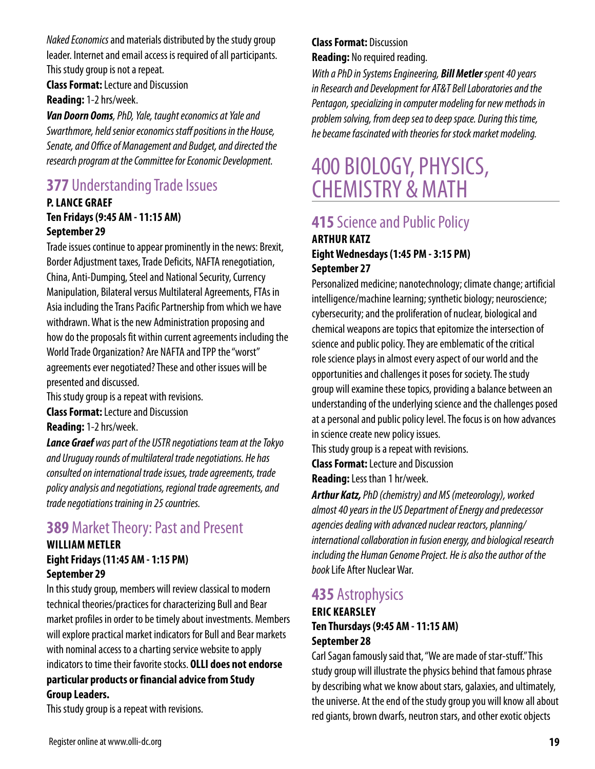*Naked Economics* and materials distributed by the study group leader. Internet and email access is required of all participants. This study group is not a repeat.

**Class Format:** Lecture and Discussion

**Reading:** 1-2 hrs/week.

***Van Doorn Ooms****, PhD, Yale, taught economics at Yale and Swarthmore, held senior economics staff positions in the House, Senate, and Office of Management and Budget, and directed the research program at the Committee for Economic Development.*

## **377** Understanding Trade Issues

**P. LANCE GRAEF**
**Ten Fridays (9:45 AM - 11:15 AM)**
**September 29**

Trade issues continue to appear prominently in the news: Brexit, Border Adjustment taxes, Trade Deficits, NAFTA renegotiation, China, Anti-Dumping, Steel and National Security, Currency Manipulation, Bilateral versus Multilateral Agreements, FTAs in Asia including the Trans Pacific Partnership from which we have withdrawn. What is the new Administration proposing and how do the proposals fit within current agreements including the World Trade Organization? Are NAFTA and TPP the "worst" agreements ever negotiated? These and other issues will be presented and discussed.

This study group is a repeat with revisions.

**Class Format:** Lecture and Discussion

**Reading:** 1-2 hrs/week.

***Lance Graef*** *was part of the USTR negotiations team at the Tokyo and Uruguay rounds of multilateral trade negotiations. He has consulted on international trade issues, trade agreements, trade policy analysis and negotiations, regional trade agreements, and trade negotiations training in 25 countries.*

## **389** Market Theory: Past and Present

**WILLIAM METLER**
**Eight Fridays (11:45 AM - 1:15 PM)**
**September 29**

In this study group, members will review classical to modern technical theories/practices for characterizing Bull and Bear market profiles in order to be timely about investments. Members will explore practical market indicators for Bull and Bear markets with nominal access to a charting service website to apply indicators to time their favorite stocks. **OLLI does not endorse particular products or financial advice from Study Group Leaders.**

This study group is a repeat with revisions.

**Class Format:** Discussion

**Reading:** No required reading.

*With a PhD in Systems Engineering,* ***Bill Metler*** *spent 40 years in Research and Development for AT&T Bell Laboratories and the Pentagon, specializing in computer modeling for new methods in problem solving, from deep sea to deep space. During this time, he became fascinated with theories for stock market modeling.*

# 400 BIOLOGY, PHYSICS, CHEMISTRY & MATH

## **415** Science and Public Policy

**ARTHUR KATZ**
**Eight Wednesdays (1:45 PM - 3:15 PM)**
**September 27**

Personalized medicine; nanotechnology; climate change; artificial intelligence/machine learning; synthetic biology; neuroscience; cybersecurity; and the proliferation of nuclear, biological and chemical weapons are topics that epitomize the intersection of science and public policy. They are emblematic of the critical role science plays in almost every aspect of our world and the opportunities and challenges it poses for society. The study group will examine these topics, providing a balance between an understanding of the underlying science and the challenges posed at a personal and public policy level. The focus is on how advances in science create new policy issues.

This study group is a repeat with revisions.

**Class Format:** Lecture and Discussion

**Reading:** Less than 1 hr/week.

***Arthur Katz,*** *PhD (chemistry) and MS (meteorology), worked almost 40 years in the US Department of Energy and predecessor agencies dealing with advanced nuclear reactors, planning/international collaboration in fusion energy, and biological research including the Human Genome Project. He is also the author of the book* Life After Nuclear War.

## **435** Astrophysics

**ERIC KEARSLEY**
**Ten Thursdays (9:45 AM - 11:15 AM)**
**September 28**

Carl Sagan famously said that, "We are made of star-stuff." This study group will illustrate the physics behind that famous phrase by describing what we know about stars, galaxies, and ultimately, the universe. At the end of the study group you will know all about red giants, brown dwarfs, neutron stars, and other exotic objects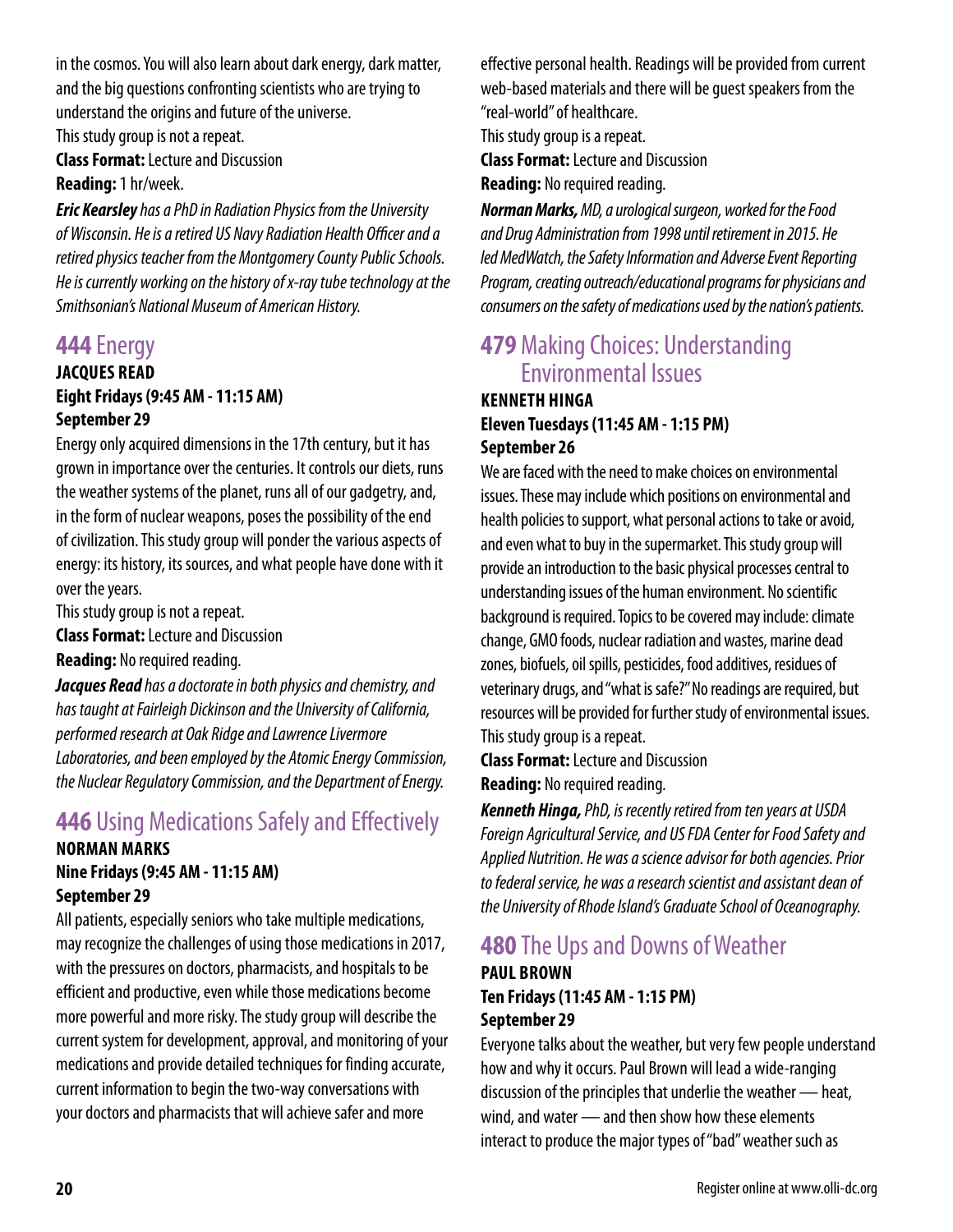in the cosmos. You will also learn about dark energy, dark matter, and the big questions confronting scientists who are trying to understand the origins and future of the universe.

This study group is not a repeat.

**Class Format:** Lecture and Discussion

**Reading:** 1 hr/week.

***Eric Kearsley** has a PhD in Radiation Physics from the University of Wisconsin. He is a retired US Navy Radiation Health Officer and a retired physics teacher from the Montgomery County Public Schools. He is currently working on the history of x-ray tube technology at the Smithsonian's National Museum of American History.*

## 444 Energy

**JACQUES READ**
**Eight Fridays (9:45 AM - 11:15 AM)**
**September 29**

Energy only acquired dimensions in the 17th century, but it has grown in importance over the centuries. It controls our diets, runs the weather systems of the planet, runs all of our gadgetry, and, in the form of nuclear weapons, poses the possibility of the end of civilization. This study group will ponder the various aspects of energy: its history, its sources, and what people have done with it over the years.

This study group is not a repeat.

**Class Format:** Lecture and Discussion

**Reading:** No required reading.

***Jacques Read** has a doctorate in both physics and chemistry, and has taught at Fairleigh Dickinson and the University of California, performed research at Oak Ridge and Lawrence Livermore Laboratories, and been employed by the Atomic Energy Commission, the Nuclear Regulatory Commission, and the Department of Energy.*

## 446 Using Medications Safely and Effectively

**NORMAN MARKS**
**Nine Fridays (9:45 AM - 11:15 AM)**
**September 29**

All patients, especially seniors who take multiple medications, may recognize the challenges of using those medications in 2017, with the pressures on doctors, pharmacists, and hospitals to be efficient and productive, even while those medications become more powerful and more risky. The study group will describe the current system for development, approval, and monitoring of your medications and provide detailed techniques for finding accurate, current information to begin the two-way conversations with your doctors and pharmacists that will achieve safer and more effective personal health. Readings will be provided from current web-based materials and there will be guest speakers from the "real-world" of healthcare.

This study group is a repeat.

**Class Format:** Lecture and Discussion

**Reading:** No required reading.

***Norman Marks,** MD, a urological surgeon, worked for the Food and Drug Administration from 1998 until retirement in 2015. He led MedWatch, the Safety Information and Adverse Event Reporting Program, creating outreach/educational programs for physicians and consumers on the safety of medications used by the nation's patients.*

## 479 Making Choices: Understanding Environmental Issues

**KENNETH HINGA**
**Eleven Tuesdays (11:45 AM - 1:15 PM)**
**September 26**

We are faced with the need to make choices on environmental issues. These may include which positions on environmental and health policies to support, what personal actions to take or avoid, and even what to buy in the supermarket. This study group will provide an introduction to the basic physical processes central to understanding issues of the human environment. No scientific background is required. Topics to be covered may include: climate change, GMO foods, nuclear radiation and wastes, marine dead zones, biofuels, oil spills, pesticides, food additives, residues of veterinary drugs, and "what is safe?" No readings are required, but resources will be provided for further study of environmental issues.

This study group is a repeat.

**Class Format:** Lecture and Discussion

**Reading:** No required reading.

***Kenneth Hinga,** PhD, is recently retired from ten years at USDA Foreign Agricultural Service, and US FDA Center for Food Safety and Applied Nutrition. He was a science advisor for both agencies. Prior to federal service, he was a research scientist and assistant dean of the University of Rhode Island's Graduate School of Oceanography.*

## 480 The Ups and Downs of Weather

**PAUL BROWN**
**Ten Fridays (11:45 AM - 1:15 PM)**
**September 29**

Everyone talks about the weather, but very few people understand how and why it occurs. Paul Brown will lead a wide-ranging discussion of the principles that underlie the weather — heat, wind, and water — and then show how these elements interact to produce the major types of "bad" weather such as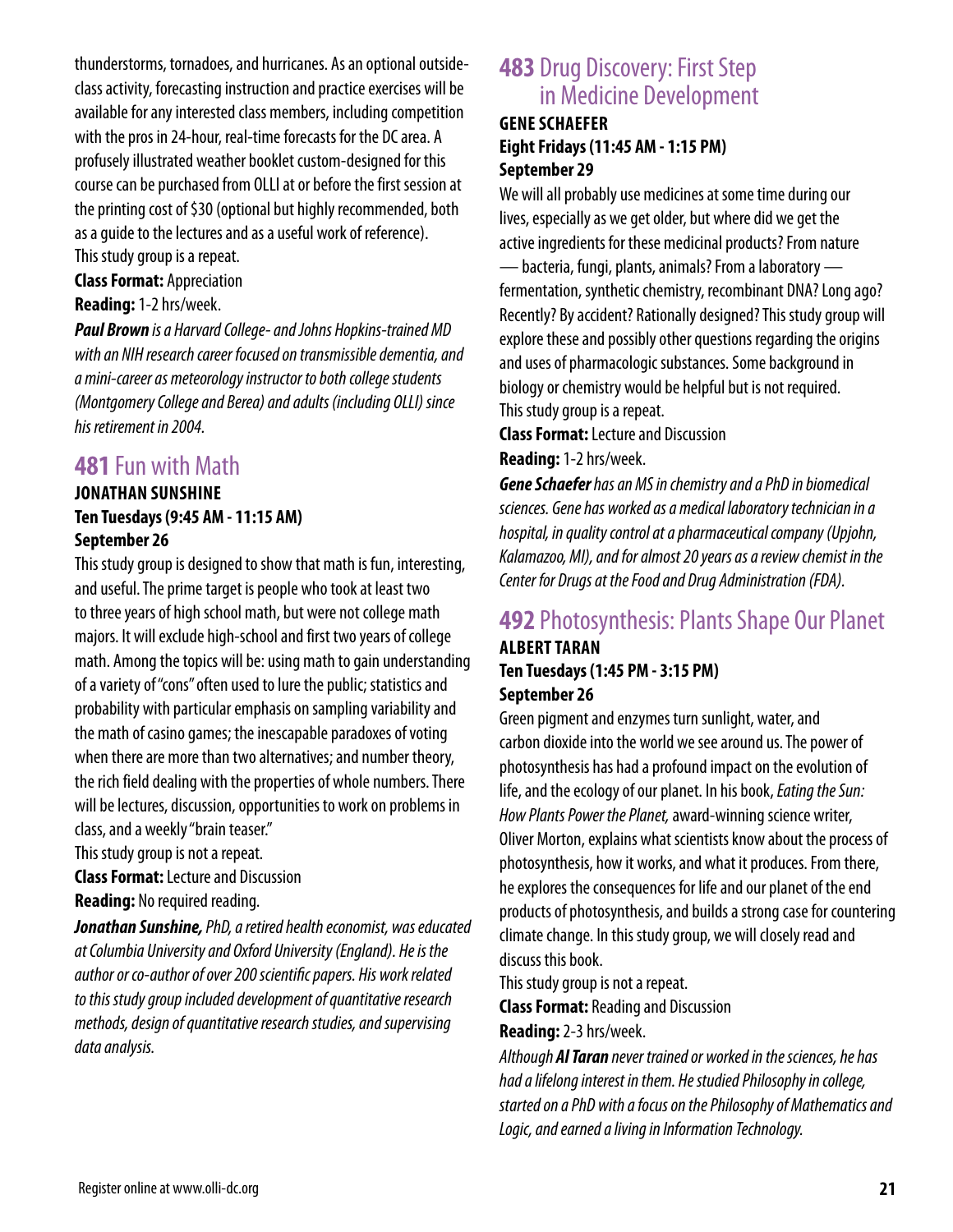thunderstorms, tornadoes, and hurricanes. As an optional outside-class activity, forecasting instruction and practice exercises will be available for any interested class members, including competition with the pros in 24-hour, real-time forecasts for the DC area. A profusely illustrated weather booklet custom-designed for this course can be purchased from OLLI at or before the first session at the printing cost of $30 (optional but highly recommended, both as a guide to the lectures and as a useful work of reference).

This study group is a repeat.

**Class Format:** Appreciation

**Reading:** 1-2 hrs/week.

***Paul Brown*** *is a Harvard College- and Johns Hopkins-trained MD with an NIH research career focused on transmissible dementia, and a mini-career as meteorology instructor to both college students (Montgomery College and Berea) and adults (including OLLI) since his retirement in 2004.*

## 481 Fun with Math

**JONATHAN SUNSHINE**
**Ten Tuesdays (9:45 AM - 11:15 AM)**
**September 26**

This study group is designed to show that math is fun, interesting, and useful. The prime target is people who took at least two to three years of high school math, but were not college math majors. It will exclude high-school and first two years of college math. Among the topics will be: using math to gain understanding of a variety of "cons" often used to lure the public; statistics and probability with particular emphasis on sampling variability and the math of casino games; the inescapable paradoxes of voting when there are more than two alternatives; and number theory, the rich field dealing with the properties of whole numbers. There will be lectures, discussion, opportunities to work on problems in class, and a weekly "brain teaser."

This study group is not a repeat.

**Class Format:** Lecture and Discussion

**Reading:** No required reading.

***Jonathan Sunshine,*** *PhD, a retired health economist, was educated at Columbia University and Oxford University (England). He is the author or co-author of over 200 scientific papers. His work related to this study group included development of quantitative research methods, design of quantitative research studies, and supervising data analysis.*

## 483 Drug Discovery: First Step in Medicine Development

**GENE SCHAEFER**
**Eight Fridays (11:45 AM - 1:15 PM)**
**September 29**

We will all probably use medicines at some time during our lives, especially as we get older, but where did we get the active ingredients for these medicinal products? From nature — bacteria, fungi, plants, animals? From a laboratory — fermentation, synthetic chemistry, recombinant DNA? Long ago? Recently? By accident? Rationally designed? This study group will explore these and possibly other questions regarding the origins and uses of pharmacologic substances. Some background in biology or chemistry would be helpful but is not required.

This study group is a repeat.

**Class Format:** Lecture and Discussion

**Reading:** 1-2 hrs/week.

***Gene Schaefer*** *has an MS in chemistry and a PhD in biomedical sciences. Gene has worked as a medical laboratory technician in a hospital, in quality control at a pharmaceutical company (Upjohn, Kalamazoo, MI), and for almost 20 years as a review chemist in the Center for Drugs at the Food and Drug Administration (FDA).*

## 492 Photosynthesis: Plants Shape Our Planet

**ALBERT TARAN**
**Ten Tuesdays (1:45 PM - 3:15 PM)**
**September 26**

Green pigment and enzymes turn sunlight, water, and carbon dioxide into the world we see around us. The power of photosynthesis has had a profound impact on the evolution of life, and the ecology of our planet. In his book, *Eating the Sun: How Plants Power the Planet,* award-winning science writer, Oliver Morton, explains what scientists know about the process of photosynthesis, how it works, and what it produces. From there, he explores the consequences for life and our planet of the end products of photosynthesis, and builds a strong case for countering climate change. In this study group, we will closely read and discuss this book.

This study group is not a repeat.

**Class Format:** Reading and Discussion

**Reading:** 2-3 hrs/week.

*Although **Al Taran** never trained or worked in the sciences, he has had a lifelong interest in them. He studied Philosophy in college, started on a PhD with a focus on the Philosophy of Mathematics and Logic, and earned a living in Information Technology.*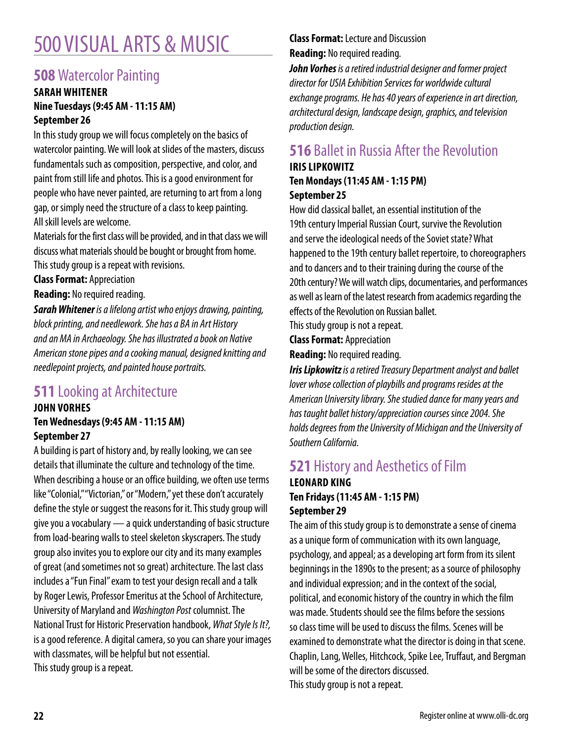# 500 VISUAL ARTS & MUSIC

## 508 Watercolor Painting

**SARAH WHITENER**
**Nine Tuesdays (9:45 AM - 11:15 AM)**
**September 26**

In this study group we will focus completely on the basics of watercolor painting. We will look at slides of the masters, discuss fundamentals such as composition, perspective, and color, and paint from still life and photos. This is a good environment for people who have never painted, are returning to art from a long gap, or simply need the structure of a class to keep painting. All skill levels are welcome.

Materials for the first class will be provided, and in that class we will discuss what materials should be bought or brought from home.

This study group is a repeat with revisions.

**Class Format:** Appreciation

**Reading:** No required reading.

***Sarah Whitener*** *is a lifelong artist who enjoys drawing, painting, block printing, and needlework. She has a BA in Art History and an MA in Archaeology. She has illustrated a book on Native American stone pipes and a cooking manual, designed knitting and needlepoint projects, and painted house portraits.*

## 511 Looking at Architecture

**JOHN VORHES**
**Ten Wednesdays (9:45 AM - 11:15 AM)**
**September 27**

A building is part of history and, by really looking, we can see details that illuminate the culture and technology of the time. When describing a house or an office building, we often use terms like "Colonial," "Victorian," or "Modern," yet these don't accurately define the style or suggest the reasons for it. This study group will give you a vocabulary — a quick understanding of basic structure from load-bearing walls to steel skeleton skyscrapers. The study group also invites you to explore our city and its many examples of great (and sometimes not so great) architecture. The last class includes a "Fun Final" exam to test your design recall and a talk by Roger Lewis, Professor Emeritus at the School of Architecture, University of Maryland and *Washington Post* columnist. The National Trust for Historic Preservation handbook, *What Style Is It?*, is a good reference. A digital camera, so you can share your images with classmates, will be helpful but not essential.

This study group is a repeat.

**Class Format:** Lecture and Discussion

**Reading:** No required reading.

***John Vorhes*** *is a retired industrial designer and former project director for USIA Exhibition Services for worldwide cultural exchange programs. He has 40 years of experience in art direction, architectural design, landscape design, graphics, and television production design.*

## 516 Ballet in Russia After the Revolution

**IRIS LIPKOWITZ**
**Ten Mondays (11:45 AM - 1:15 PM)**
**September 25**

How did classical ballet, an essential institution of the 19th century Imperial Russian Court, survive the Revolution and serve the ideological needs of the Soviet state? What happened to the 19th century ballet repertoire, to choreographers and to dancers and to their training during the course of the 20th century? We will watch clips, documentaries, and performances as well as learn of the latest research from academics regarding the effects of the Revolution on Russian ballet.

This study group is not a repeat.

**Class Format:** Appreciation

**Reading:** No required reading.

***Iris Lipkowitz*** *is a retired Treasury Department analyst and ballet lover whose collection of playbills and programs resides at the American University library. She studied dance for many years and has taught ballet history/appreciation courses since 2004. She holds degrees from the University of Michigan and the University of Southern California.*

## 521 History and Aesthetics of Film

**LEONARD KING**
**Ten Fridays (11:45 AM - 1:15 PM)**
**September 29**

The aim of this study group is to demonstrate a sense of cinema as a unique form of communication with its own language, psychology, and appeal; as a developing art form from its silent beginnings in the 1890s to the present; as a source of philosophy and individual expression; and in the context of the social, political, and economic history of the country in which the film was made. Students should see the films before the sessions so class time will be used to discuss the films. Scenes will be examined to demonstrate what the director is doing in that scene. Chaplin, Lang, Welles, Hitchcock, Spike Lee, Truffaut, and Bergman will be some of the directors discussed.

This study group is not a repeat.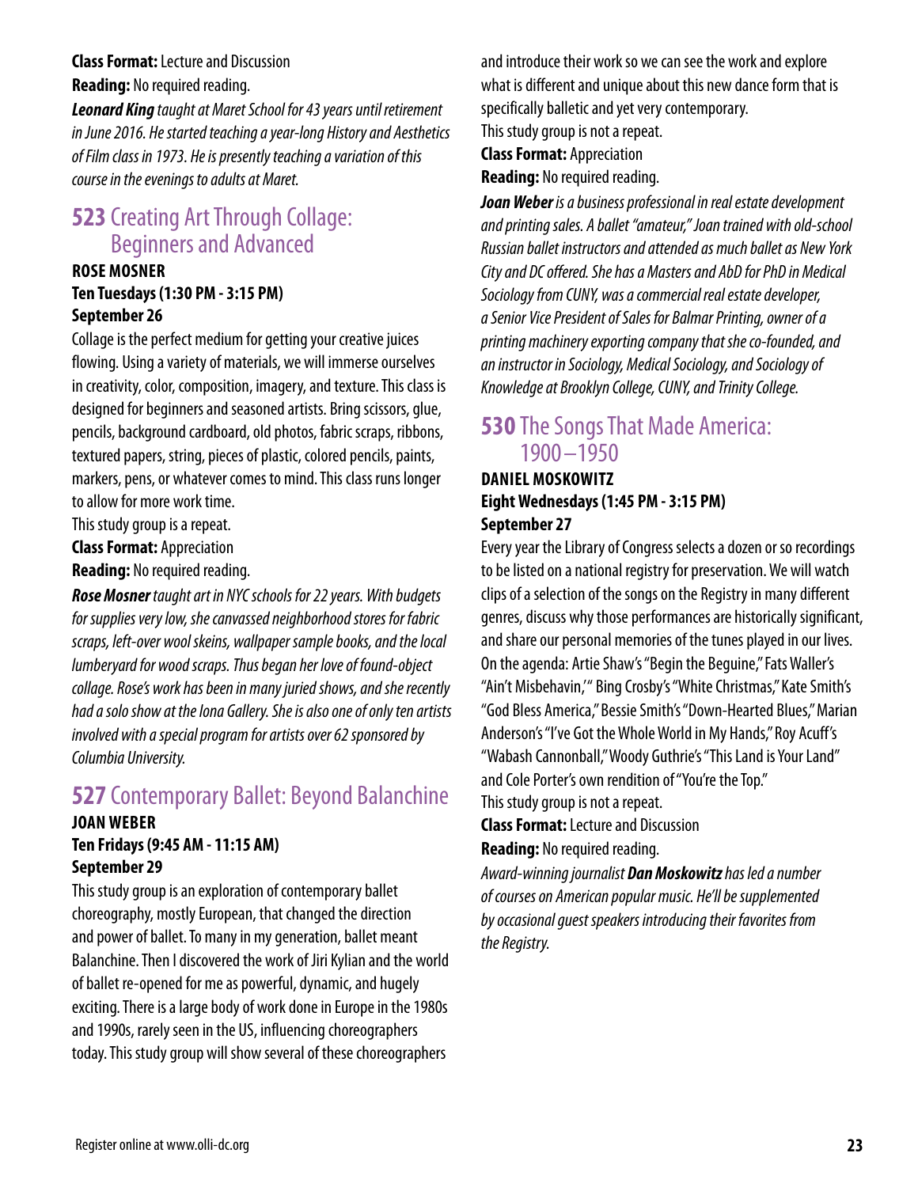**Class Format:** Lecture and Discussion

**Reading:** No required reading.

***Leonard King*** *taught at Maret School for 43 years until retirement in June 2016. He started teaching a year-long History and Aesthetics of Film class in 1973. He is presently teaching a variation of this course in the evenings to adults at Maret.*

## **523** Creating Art Through Collage: Beginners and Advanced

**ROSE MOSNER**
**Ten Tuesdays (1:30 PM - 3:15 PM)**
**September 26**

Collage is the perfect medium for getting your creative juices flowing. Using a variety of materials, we will immerse ourselves in creativity, color, composition, imagery, and texture. This class is designed for beginners and seasoned artists. Bring scissors, glue, pencils, background cardboard, old photos, fabric scraps, ribbons, textured papers, string, pieces of plastic, colored pencils, paints, markers, pens, or whatever comes to mind. This class runs longer to allow for more work time.

This study group is a repeat.

**Class Format:** Appreciation

**Reading:** No required reading.

***Rose Mosner*** *taught art in NYC schools for 22 years. With budgets for supplies very low, she canvassed neighborhood stores for fabric scraps, left-over wool skeins, wallpaper sample books, and the local lumberyard for wood scraps. Thus began her love of found-object collage. Rose's work has been in many juried shows, and she recently had a solo show at the Iona Gallery. She is also one of only ten artists involved with a special program for artists over 62 sponsored by Columbia University.*

## **527** Contemporary Ballet: Beyond Balanchine

**JOAN WEBER**
**Ten Fridays (9:45 AM - 11:15 AM)**
**September 29**

This study group is an exploration of contemporary ballet choreography, mostly European, that changed the direction and power of ballet. To many in my generation, ballet meant Balanchine. Then I discovered the work of Jiri Kylian and the world of ballet re-opened for me as powerful, dynamic, and hugely exciting. There is a large body of work done in Europe in the 1980s and 1990s, rarely seen in the US, influencing choreographers today. This study group will show several of these choreographers and introduce their work so we can see the work and explore what is different and unique about this new dance form that is specifically balletic and yet very contemporary.

This study group is not a repeat.

**Class Format:** Appreciation

**Reading:** No required reading.

***Joan Weber*** *is a business professional in real estate development and printing sales. A ballet "amateur," Joan trained with old-school Russian ballet instructors and attended as much ballet as New York City and DC offered. She has a Masters and AbD for PhD in Medical Sociology from CUNY, was a commercial real estate developer, a Senior Vice President of Sales for Balmar Printing, owner of a printing machinery exporting company that she co-founded, and an instructor in Sociology, Medical Sociology, and Sociology of Knowledge at Brooklyn College, CUNY, and Trinity College.*

## **530** The Songs That Made America: 1900–1950

**DANIEL MOSKOWITZ**
**Eight Wednesdays (1:45 PM - 3:15 PM)**
**September 27**

Every year the Library of Congress selects a dozen or so recordings to be listed on a national registry for preservation. We will watch clips of a selection of the songs on the Registry in many different genres, discuss why those performances are historically significant, and share our personal memories of the tunes played in our lives. On the agenda: Artie Shaw's "Begin the Beguine," Fats Waller's "Ain't Misbehavin'," Bing Crosby's "White Christmas," Kate Smith's "God Bless America," Bessie Smith's "Down-Hearted Blues," Marian Anderson's "I've Got the Whole World in My Hands," Roy Acuff's "Wabash Cannonball," Woody Guthrie's "This Land is Your Land" and Cole Porter's own rendition of "You're the Top."

This study group is not a repeat.

**Class Format:** Lecture and Discussion

**Reading:** No required reading.

*Award-winning journalist **Dan Moskowitz** has led a number of courses on American popular music. He'll be supplemented by occasional guest speakers introducing their favorites from the Registry.*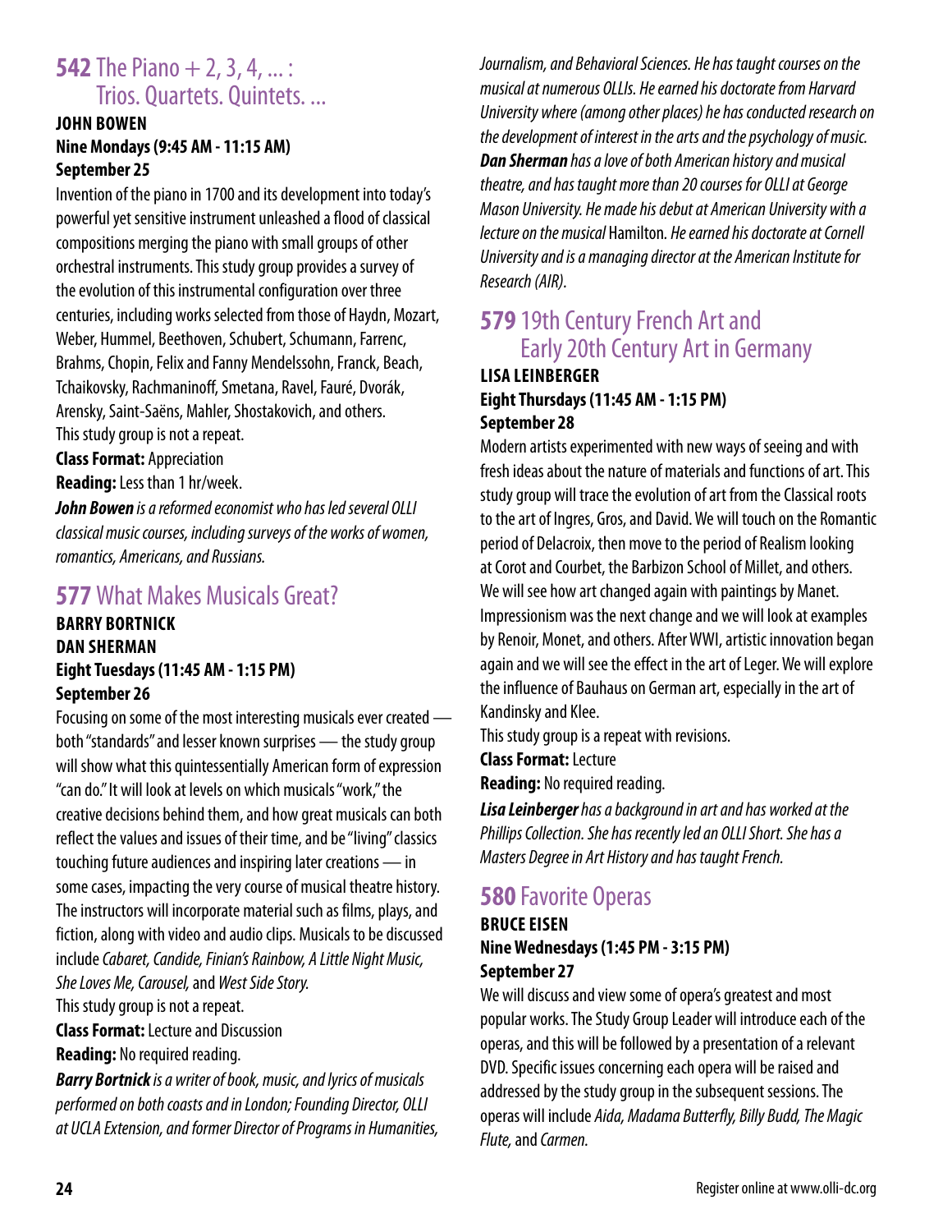## 542 The Piano + 2, 3, 4, ... : Trios. Quartets. Quintets. ...

**JOHN BOWEN**
**Nine Mondays (9:45 AM - 11:15 AM)**
**September 25**

Invention of the piano in 1700 and its development into today's powerful yet sensitive instrument unleashed a flood of classical compositions merging the piano with small groups of other orchestral instruments. This study group provides a survey of the evolution of this instrumental configuration over three centuries, including works selected from those of Haydn, Mozart, Weber, Hummel, Beethoven, Schubert, Schumann, Farrenc, Brahms, Chopin, Felix and Fanny Mendelssohn, Franck, Beach, Tchaikovsky, Rachmaninoff, Smetana, Ravel, Fauré, Dvorák, Arensky, Saint-Saëns, Mahler, Shostakovich, and others.
This study group is not a repeat.

**Class Format:** Appreciation
**Reading:** Less than 1 hr/week.

***John Bowen*** *is a reformed economist who has led several OLLI classical music courses, including surveys of the works of women, romantics, Americans, and Russians.*

## 577 What Makes Musicals Great?

**BARRY BORTNICK**
**DAN SHERMAN**
**Eight Tuesdays (11:45 AM - 1:15 PM)**
**September 26**

Focusing on some of the most interesting musicals ever created — both "standards" and lesser known surprises — the study group will show what this quintessentially American form of expression "can do." It will look at levels on which musicals "work," the creative decisions behind them, and how great musicals can both reflect the values and issues of their time, and be "living" classics touching future audiences and inspiring later creations — in some cases, impacting the very course of musical theatre history. The instructors will incorporate material such as films, plays, and fiction, along with video and audio clips. Musicals to be discussed include *Cabaret, Candide, Finian's Rainbow, A Little Night Music, She Loves Me, Carousel,* and *West Side Story.*
This study group is not a repeat.

**Class Format:** Lecture and Discussion
**Reading:** No required reading.

***Barry Bortnick*** *is a writer of book, music, and lyrics of musicals performed on both coasts and in London; Founding Director, OLLI at UCLA Extension, and former Director of Programs in Humanities, Journalism, and Behavioral Sciences. He has taught courses on the musical at numerous OLLIs. He earned his doctorate from Harvard University where (among other places) he has conducted research on the development of interest in the arts and the psychology of music.*
***Dan Sherman*** *has a love of both American history and musical theatre, and has taught more than 20 courses for OLLI at George Mason University. He made his debut at American University with a lecture on the musical* Hamilton. *He earned his doctorate at Cornell University and is a managing director at the American Institute for Research (AIR).*

## 579 19th Century French Art and Early 20th Century Art in Germany

**LISA LEINBERGER**
**Eight Thursdays (11:45 AM - 1:15 PM)**
**September 28**

Modern artists experimented with new ways of seeing and with fresh ideas about the nature of materials and functions of art. This study group will trace the evolution of art from the Classical roots to the art of Ingres, Gros, and David. We will touch on the Romantic period of Delacroix, then move to the period of Realism looking at Corot and Courbet, the Barbizon School of Millet, and others. We will see how art changed again with paintings by Manet. Impressionism was the next change and we will look at examples by Renoir, Monet, and others. After WWI, artistic innovation began again and we will see the effect in the art of Leger. We will explore the influence of Bauhaus on German art, especially in the art of Kandinsky and Klee.
This study group is a repeat with revisions.

**Class Format:** Lecture
**Reading:** No required reading.

***Lisa Leinberger*** *has a background in art and has worked at the Phillips Collection. She has recently led an OLLI Short. She has a Masters Degree in Art History and has taught French.*

## 580 Favorite Operas

**BRUCE EISEN**
**Nine Wednesdays (1:45 PM - 3:15 PM)**
**September 27**

We will discuss and view some of opera's greatest and most popular works. The Study Group Leader will introduce each of the operas, and this will be followed by a presentation of a relevant DVD. Specific issues concerning each opera will be raised and addressed by the study group in the subsequent sessions. The operas will include *Aida, Madama Butterfly, Billy Budd, The Magic Flute,* and *Carmen*.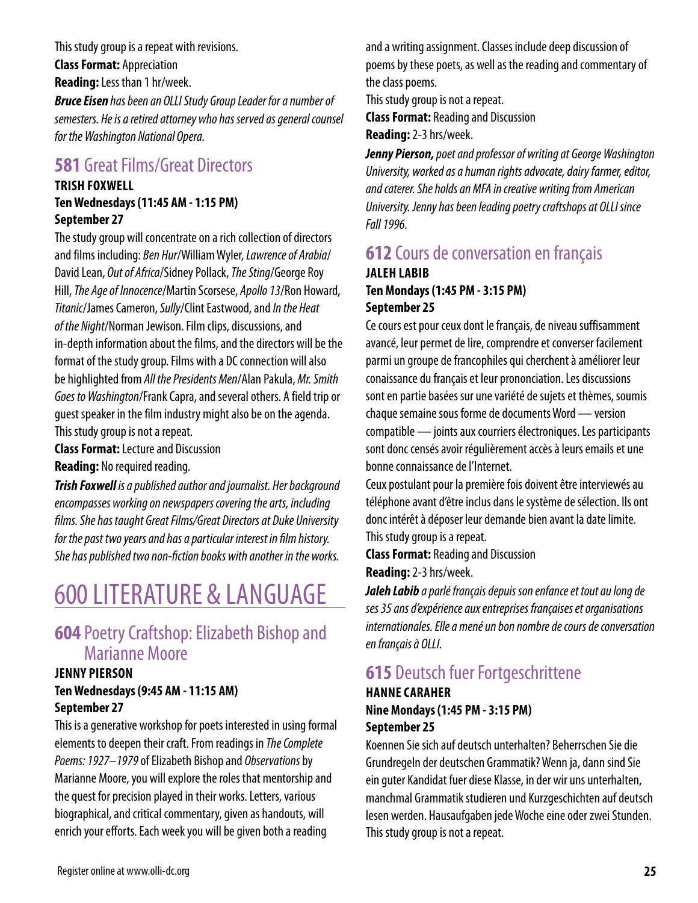This study group is a repeat with revisions.

**Class Format:** Appreciation

**Reading:** Less than 1 hr/week.

***Bruce Eisen*** *has been an OLLI Study Group Leader for a number of semesters. He is a retired attorney who has served as general counsel for the Washington National Opera.*

## **581** Great Films/Great Directors

**TRISH FOXWELL**
**Ten Wednesdays (11:45 AM - 1:15 PM)**
**September 27**

The study group will concentrate on a rich collection of directors and films including: *Ben Hur*/William Wyler, *Lawrence of Arabia*/ David Lean, *Out of Africa*/Sidney Pollack, *The Sting*/George Roy Hill, *The Age of Innocence*/Martin Scorsese, *Apollo 13*/Ron Howard, *Titanic*/James Cameron, *Sully*/Clint Eastwood, and *In the Heat of the Night*/Norman Jewison. Film clips, discussions, and in-depth information about the films, and the directors will be the format of the study group. Films with a DC connection will also be highlighted from *All the Presidents Men*/Alan Pakula, *Mr. Smith Goes to Washington*/Frank Capra, and several others. A field trip or guest speaker in the film industry might also be on the agenda.

This study group is not a repeat.

**Class Format:** Lecture and Discussion

**Reading:** No required reading.

***Trish Foxwell*** *is a published author and journalist. Her background encompasses working on newspapers covering the arts, including films. She has taught Great Films/Great Directors at Duke University for the past two years and has a particular interest in film history. She has published two non-fiction books with another in the works.*

# 600 LITERATURE & LANGUAGE

## **604** Poetry Craftshop: Elizabeth Bishop and Marianne Moore

**JENNY PIERSON**
**Ten Wednesdays (9:45 AM - 11:15 AM)**
**September 27**

This is a generative workshop for poets interested in using formal elements to deepen their craft. From readings in *The Complete Poems: 1927–1979* of Elizabeth Bishop and *Observations* by Marianne Moore, you will explore the roles that mentorship and the quest for precision played in their works. Letters, various biographical, and critical commentary, given as handouts, will enrich your efforts. Each week you will be given both a reading and a writing assignment. Classes include deep discussion of poems by these poets, as well as the reading and commentary of the class poems.

This study group is not a repeat.

**Class Format:** Reading and Discussion

**Reading:** 2-3 hrs/week.

***Jenny Pierson,*** *poet and professor of writing at George Washington University, worked as a human rights advocate, dairy farmer, editor, and caterer. She holds an MFA in creative writing from American University. Jenny has been leading poetry craftshops at OLLI since Fall 1996.*

## **612** Cours de conversation en français

**JALEH LABIB**
**Ten Mondays (1:45 PM - 3:15 PM)**
**September 25**

Ce cours est pour ceux dont le français, de niveau suffisamment avancé, leur permet de lire, comprendre et converser facilement parmi un groupe de francophiles qui cherchent à améliorer leur conaissance du français et leur prononciation. Les discussions sont en partie basées sur une variété de sujets et thèmes, soumis chaque semaine sous forme de documents Word — version compatible — joints aux courriers électroniques. Les participants sont donc censés avoir régulièrement accès à leurs emails et une bonne connaissance de l'Internet.

Ceux postulant pour la première fois doivent être interviewés au téléphone avant d'être inclus dans le système de sélection. Ils ont donc intérêt à déposer leur demande bien avant la date limite.

This study group is a repeat.

**Class Format:** Reading and Discussion

**Reading:** 2-3 hrs/week.

***Jaleh Labib*** *a parlé français depuis son enfance et tout au long de ses 35 ans d'expérience aux entreprises françaises et organisations internationales. Elle a mené un bon nombre de cours de conversation en français à OLLI.*

## **615** Deutsch fuer Fortgeschrittene

**HANNE CARAHER**
**Nine Mondays (1:45 PM - 3:15 PM)**
**September 25**

Koennen Sie sich auf deutsch unterhalten? Beherrschen Sie die Grundregeln der deutschen Grammatik? Wenn ja, dann sind Sie ein guter Kandidat fuer diese Klasse, in der wir uns unterhalten, manchmal Grammatik studieren und Kurzgeschichten auf deutsch lesen werden. Hausaufgaben jede Woche eine oder zwei Stunden.

This study group is not a repeat.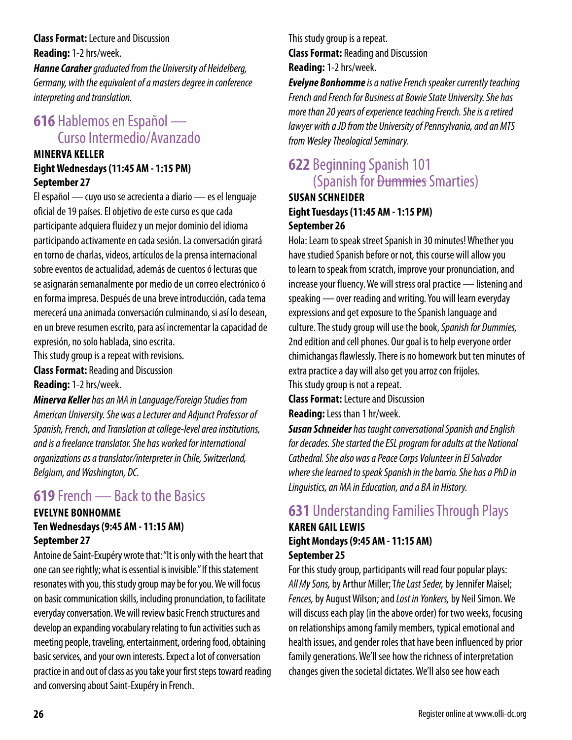**Class Format:** Lecture and Discussion
**Reading:** 1-2 hrs/week.

***Hanne Caraher*** *graduated from the University of Heidelberg, Germany, with the equivalent of a masters degree in conference interpreting and translation.*

## 616 Hablemos en Español — Curso Intermedio/Avanzado

**MINERVA KELLER**
**Eight Wednesdays (11:45 AM - 1:15 PM)**
**September 27**

El español — cuyo uso se acrecienta a diario — es el lenguaje oficial de 19 países. El objetivo de este curso es que cada participante adquiera fluidez y un mejor dominio del idioma participando activamente en cada sesión. La conversación girará en torno de charlas, videos, artículos de la prensa internacional sobre eventos de actualidad, además de cuentos ó lecturas que se asignarán semanalmente por medio de un correo electrónico ó en forma impresa. Después de una breve introducción, cada tema merecerá una animada conversación culminando, si así lo desean, en un breve resumen escrito, para así incrementar la capacidad de expresión, no solo hablada, sino escrita.

This study group is a repeat with revisions.
**Class Format:** Reading and Discussion
**Reading:** 1-2 hrs/week.

***Minerva Keller*** *has an MA in Language/Foreign Studies from American University. She was a Lecturer and Adjunct Professor of Spanish, French, and Translation at college-level area institutions, and is a freelance translator. She has worked for international organizations as a translator/interpreter in Chile, Switzerland, Belgium, and Washington, DC.*

## 619 French — Back to the Basics

**EVELYNE BONHOMME**
**Ten Wednesdays (9:45 AM - 11:15 AM)**
**September 27**

Antoine de Saint-Exupéry wrote that: "It is only with the heart that one can see rightly; what is essential is invisible." If this statement resonates with you, this study group may be for you. We will focus on basic communication skills, including pronunciation, to facilitate everyday conversation. We will review basic French structures and develop an expanding vocabulary relating to fun activities such as meeting people, traveling, entertainment, ordering food, obtaining basic services, and your own interests. Expect a lot of conversation practice in and out of class as you take your first steps toward reading and conversing about Saint-Exupéry in French.

This study group is a repeat.
**Class Format:** Reading and Discussion
**Reading:** 1-2 hrs/week.

***Evelyne Bonhomme*** *is a native French speaker currently teaching French and French for Business at Bowie State University. She has more than 20 years of experience teaching French. She is a retired lawyer with a JD from the University of Pennsylvania, and an MTS from Wesley Theological Seminary.*

## 622 Beginning Spanish 101 (Spanish for ~~Dummies~~ Smarties)

**SUSAN SCHNEIDER**
**Eight Tuesdays (11:45 AM - 1:15 PM)**
**September 26**

Hola: Learn to speak street Spanish in 30 minutes! Whether you have studied Spanish before or not, this course will allow you to learn to speak from scratch, improve your pronunciation, and increase your fluency. We will stress oral practice — listening and speaking — over reading and writing. You will learn everyday expressions and get exposure to the Spanish language and culture. The study group will use the book, *Spanish for Dummies,* 2nd edition and cell phones. Our goal is to help everyone order chimichangas flawlessly. There is no homework but ten minutes of extra practice a day will also get you arroz con frijoles.

This study group is not a repeat.
**Class Format:** Lecture and Discussion
**Reading:** Less than 1 hr/week.

***Susan Schneider*** *has taught conversational Spanish and English for decades. She started the ESL program for adults at the National Cathedral. She also was a Peace Corps Volunteer in El Salvador where she learned to speak Spanish in the barrio. She has a PhD in Linguistics, an MA in Education, and a BA in History.*

## 631 Understanding Families Through Plays

**KAREN GAIL LEWIS**
**Eight Mondays (9:45 AM - 11:15 AM)**
**September 25**

For this study group, participants will read four popular plays: *All My Sons,* by Arthur Miller; *The Last Seder,* by Jennifer Maisel; *Fences,* by August Wilson; and *Lost in Yonkers,* by Neil Simon. We will discuss each play (in the above order) for two weeks, focusing on relationships among family members, typical emotional and health issues, and gender roles that have been influenced by prior family generations. We'll see how the richness of interpretation changes given the societal dictates. We'll also see how each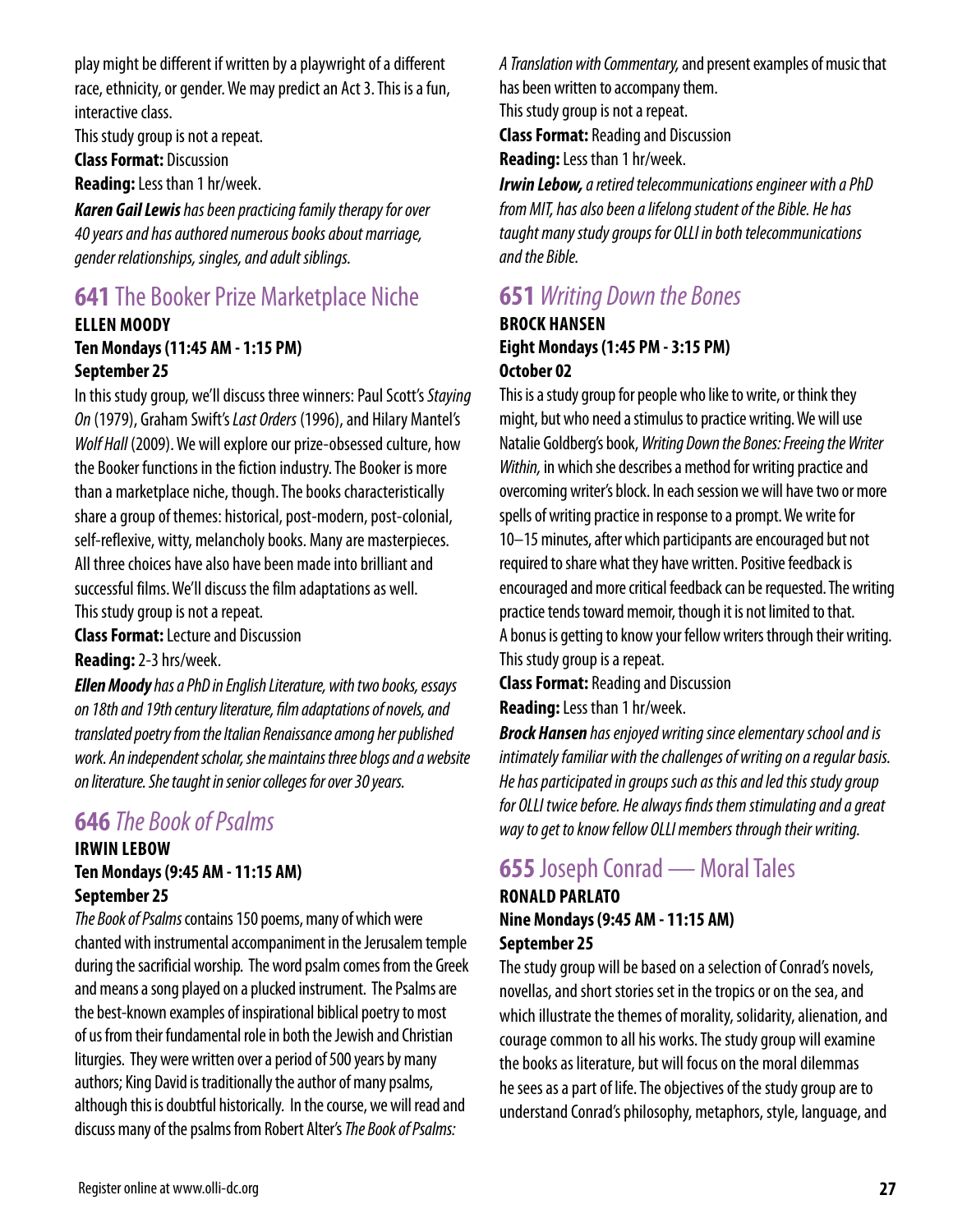play might be different if written by a playwright of a different race, ethnicity, or gender. We may predict an Act 3. This is a fun, interactive class.

This study group is not a repeat.

**Class Format:** Discussion

**Reading:** Less than 1 hr/week.

***Karen Gail Lewis** has been practicing family therapy for over 40 years and has authored numerous books about marriage, gender relationships, singles, and adult siblings.*

## **641** The Booker Prize Marketplace Niche

**ELLEN MOODY**
**Ten Mondays (11:45 AM - 1:15 PM)**
**September 25**

In this study group, we'll discuss three winners: Paul Scott's *Staying On* (1979), Graham Swift's *Last Orders* (1996), and Hilary Mantel's *Wolf Hall* (2009). We will explore our prize-obsessed culture, how the Booker functions in the fiction industry. The Booker is more than a marketplace niche, though. The books characteristically share a group of themes: historical, post-modern, post-colonial, self-reflexive, witty, melancholy books. Many are masterpieces. All three choices have also have been made into brilliant and successful films. We'll discuss the film adaptations as well.

This study group is not a repeat.

**Class Format:** Lecture and Discussion

**Reading:** 2-3 hrs/week.

***Ellen Moody** has a PhD in English Literature, with two books, essays on 18th and 19th century literature, film adaptations of novels, and translated poetry from the Italian Renaissance among her published work. An independent scholar, she maintains three blogs and a website on literature. She taught in senior colleges for over 30 years.*

## **646** *The Book of Psalms*

**IRWIN LEBOW**
**Ten Mondays (9:45 AM - 11:15 AM)**
**September 25**

*The Book of Psalms* contains 150 poems, many of which were chanted with instrumental accompaniment in the Jerusalem temple during the sacrificial worship. The word psalm comes from the Greek and means a song played on a plucked instrument. The Psalms are the best-known examples of inspirational biblical poetry to most of us from their fundamental role in both the Jewish and Christian liturgies. They were written over a period of 500 years by many authors; King David is traditionally the author of many psalms, although this is doubtful historically. In the course, we will read and discuss many of the psalms from Robert Alter's *The Book of Psalms: A Translation with Commentary,* and present examples of music that has been written to accompany them.

This study group is not a repeat.

**Class Format:** Reading and Discussion

**Reading:** Less than 1 hr/week.

***Irwin Lebow,** a retired telecommunications engineer with a PhD from MIT, has also been a lifelong student of the Bible. He has taught many study groups for OLLI in both telecommunications and the Bible.*

## **651** *Writing Down the Bones*

**BROCK HANSEN**
**Eight Mondays (1:45 PM - 3:15 PM)**
**October 02**

This is a study group for people who like to write, or think they might, but who need a stimulus to practice writing. We will use Natalie Goldberg's book, *Writing Down the Bones: Freeing the Writer Within,* in which she describes a method for writing practice and overcoming writer's block. In each session we will have two or more spells of writing practice in response to a prompt. We write for 10–15 minutes, after which participants are encouraged but not required to share what they have written. Positive feedback is encouraged and more critical feedback can be requested. The writing practice tends toward memoir, though it is not limited to that. A bonus is getting to know your fellow writers through their writing.

This study group is a repeat.

**Class Format:** Reading and Discussion

**Reading:** Less than 1 hr/week.

***Brock Hansen** has enjoyed writing since elementary school and is intimately familiar with the challenges of writing on a regular basis. He has participated in groups such as this and led this study group for OLLI twice before. He always finds them stimulating and a great way to get to know fellow OLLI members through their writing.*

## **655** Joseph Conrad — Moral Tales

**RONALD PARLATO**
**Nine Mondays (9:45 AM - 11:15 AM)**
**September 25**

The study group will be based on a selection of Conrad's novels, novellas, and short stories set in the tropics or on the sea, and which illustrate the themes of morality, solidarity, alienation, and courage common to all his works. The study group will examine the books as literature, but will focus on the moral dilemmas he sees as a part of life. The objectives of the study group are to understand Conrad's philosophy, metaphors, style, language, and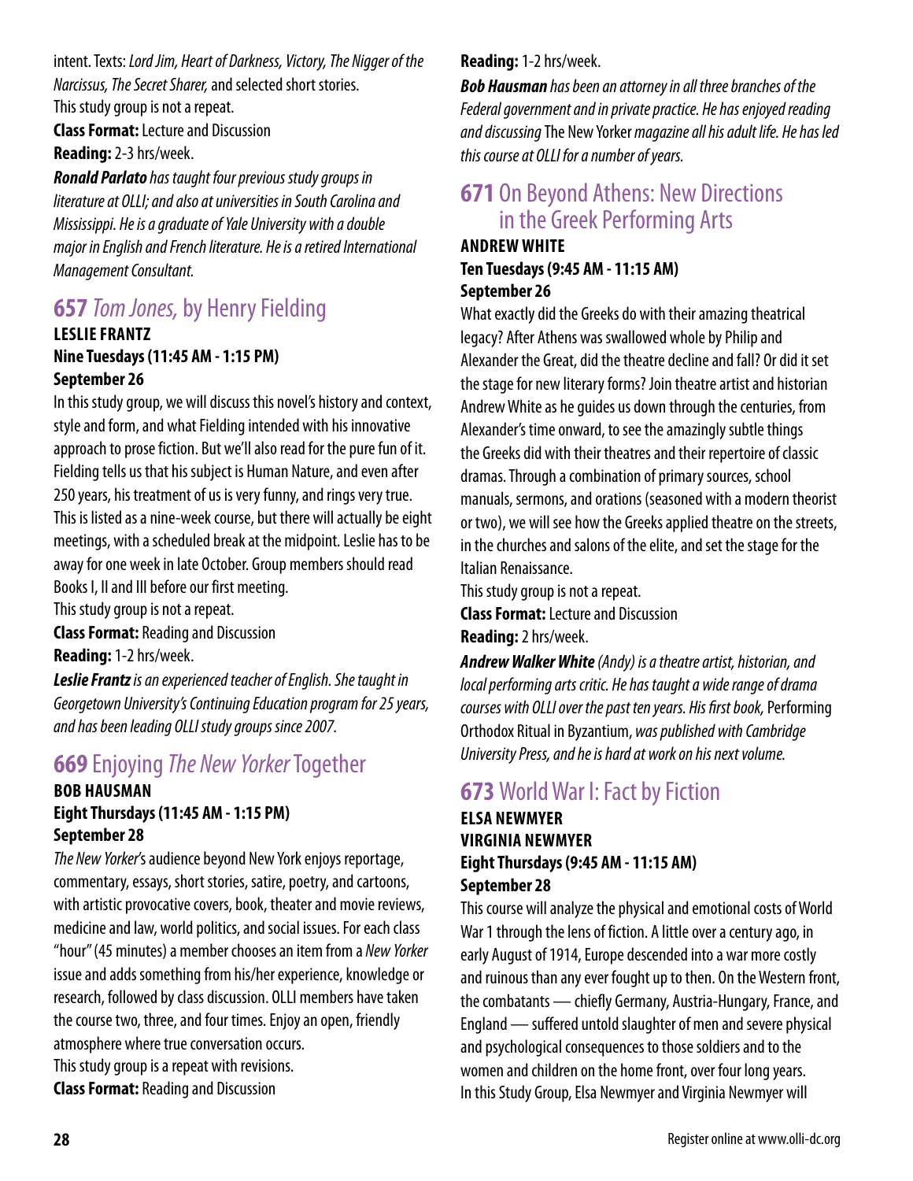intent. Texts: *Lord Jim, Heart of Darkness, Victory, The Nigger of the Narcissus, The Secret Sharer,* and selected short stories.

This study group is not a repeat.

**Class Format:** Lecture and Discussion

**Reading:** 2-3 hrs/week.

***Ronald Parlato*** *has taught four previous study groups in literature at OLLI; and also at universities in South Carolina and Mississippi. He is a graduate of Yale University with a double major in English and French literature. He is a retired International Management Consultant.*

## 657 *Tom Jones,* by Henry Fielding

**LESLIE FRANTZ**

**Nine Tuesdays (11:45 AM - 1:15 PM)**

**September 26**

In this study group, we will discuss this novel's history and context, style and form, and what Fielding intended with his innovative approach to prose fiction. But we'll also read for the pure fun of it. Fielding tells us that his subject is Human Nature, and even after 250 years, his treatment of us is very funny, and rings very true. This is listed as a nine-week course, but there will actually be eight meetings, with a scheduled break at the midpoint. Leslie has to be away for one week in late October. Group members should read Books I, II and III before our first meeting.

This study group is not a repeat.

**Class Format:** Reading and Discussion

**Reading:** 1-2 hrs/week.

***Leslie Frantz*** *is an experienced teacher of English. She taught in Georgetown University's Continuing Education program for 25 years, and has been leading OLLI study groups since 2007.*

## 669 Enjoying *The New Yorker* Together

**BOB HAUSMAN**

**Eight Thursdays (11:45 AM - 1:15 PM)**

**September 28**

*The New Yorker*'s audience beyond New York enjoys reportage, commentary, essays, short stories, satire, poetry, and cartoons, with artistic provocative covers, book, theater and movie reviews, medicine and law, world politics, and social issues. For each class "hour" (45 minutes) a member chooses an item from a *New Yorker* issue and adds something from his/her experience, knowledge or research, followed by class discussion. OLLI members have taken the course two, three, and four times. Enjoy an open, friendly atmosphere where true conversation occurs.

This study group is a repeat with revisions.

**Class Format:** Reading and Discussion

**Reading:** 1-2 hrs/week.

***Bob Hausman*** *has been an attorney in all three branches of the Federal government and in private practice. He has enjoyed reading and discussing* The New Yorker *magazine all his adult life. He has led this course at OLLI for a number of years.*

## 671 On Beyond Athens: New Directions in the Greek Performing Arts

**ANDREW WHITE**

**Ten Tuesdays (9:45 AM - 11:15 AM)**

**September 26**

What exactly did the Greeks do with their amazing theatrical legacy? After Athens was swallowed whole by Philip and Alexander the Great, did the theatre decline and fall? Or did it set the stage for new literary forms? Join theatre artist and historian Andrew White as he guides us down through the centuries, from Alexander's time onward, to see the amazingly subtle things the Greeks did with their theatres and their repertoire of classic dramas. Through a combination of primary sources, school manuals, sermons, and orations (seasoned with a modern theorist or two), we will see how the Greeks applied theatre on the streets, in the churches and salons of the elite, and set the stage for the Italian Renaissance.

This study group is not a repeat.

**Class Format:** Lecture and Discussion

**Reading:** 2 hrs/week.

***Andrew Walker White*** *(Andy) is a theatre artist, historian, and local performing arts critic. He has taught a wide range of drama courses with OLLI over the past ten years. His first book,* Performing Orthodox Ritual in Byzantium, *was published with Cambridge University Press, and he is hard at work on his next volume.*

## 673 World War I: Fact by Fiction

**ELSA NEWMYER**

**VIRGINIA NEWMYER**

**Eight Thursdays (9:45 AM - 11:15 AM)**

**September 28**

This course will analyze the physical and emotional costs of World War 1 through the lens of fiction. A little over a century ago, in early August of 1914, Europe descended into a war more costly and ruinous than any ever fought up to then. On the Western front, the combatants — chiefly Germany, Austria-Hungary, France, and England — suffered untold slaughter of men and severe physical and psychological consequences to those soldiers and to the women and children on the home front, over four long years. In this Study Group, Elsa Newmyer and Virginia Newmyer will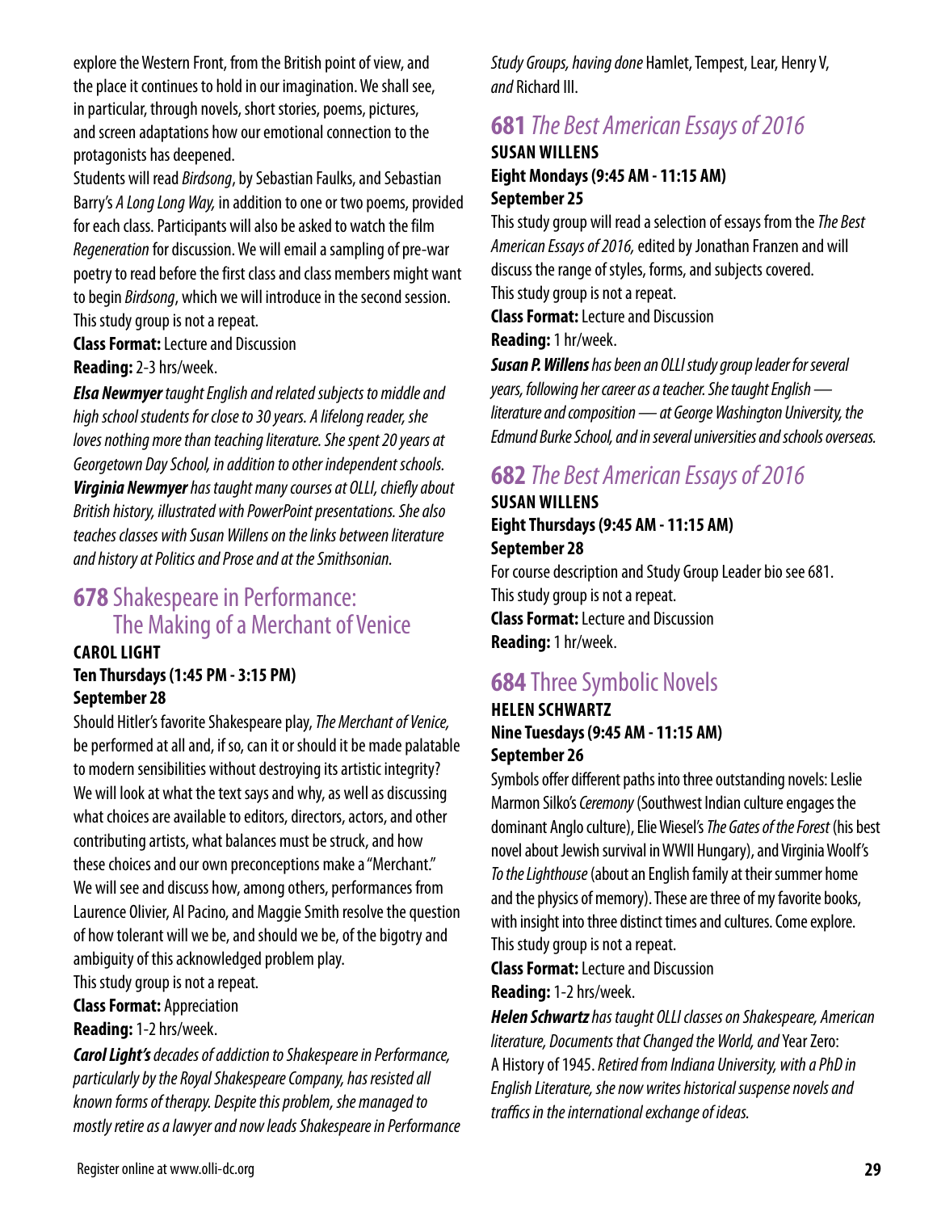explore the Western Front, from the British point of view, and the place it continues to hold in our imagination. We shall see, in particular, through novels, short stories, poems, pictures, and screen adaptations how our emotional connection to the protagonists has deepened.

Students will read *Birdsong*, by Sebastian Faulks, and Sebastian Barry's *A Long Long Way,* in addition to one or two poems, provided for each class. Participants will also be asked to watch the film *Regeneration* for discussion. We will email a sampling of pre-war poetry to read before the first class and class members might want to begin *Birdsong*, which we will introduce in the second session.

This study group is not a repeat.

**Class Format:** Lecture and Discussion

**Reading:** 2-3 hrs/week.

***Elsa Newmyer*** *taught English and related subjects to middle and high school students for close to 30 years. A lifelong reader, she loves nothing more than teaching literature. She spent 20 years at Georgetown Day School, in addition to other independent schools.* ***Virginia Newmyer*** *has taught many courses at OLLI, chiefly about British history, illustrated with PowerPoint presentations. She also teaches classes with Susan Willens on the links between literature and history at Politics and Prose and at the Smithsonian.*

## **678** Shakespeare in Performance: The Making of a Merchant of Venice

**CAROL LIGHT**
**Ten Thursdays (1:45 PM - 3:15 PM)**
**September 28**

Should Hitler's favorite Shakespeare play, *The Merchant of Venice,* be performed at all and, if so, can it or should it be made palatable to modern sensibilities without destroying its artistic integrity? We will look at what the text says and why, as well as discussing what choices are available to editors, directors, actors, and other contributing artists, what balances must be struck, and how these choices and our own preconceptions make a "Merchant." We will see and discuss how, among others, performances from Laurence Olivier, Al Pacino, and Maggie Smith resolve the question of how tolerant will we be, and should we be, of the bigotry and ambiguity of this acknowledged problem play.

This study group is not a repeat.

**Class Format:** Appreciation

**Reading:** 1-2 hrs/week.

***Carol Light's*** *decades of addiction to Shakespeare in Performance, particularly by the Royal Shakespeare Company, has resisted all known forms of therapy. Despite this problem, she managed to mostly retire as a lawyer and now leads Shakespeare in Performance Study Groups, having done* Hamlet, Tempest, Lear, Henry V, *and* Richard III.

## **681** *The Best American Essays of 2016*

**SUSAN WILLENS**
**Eight Mondays (9:45 AM - 11:15 AM)**
**September 25**

This study group will read a selection of essays from the *The Best American Essays of 2016,* edited by Jonathan Franzen and will discuss the range of styles, forms, and subjects covered.

This study group is not a repeat.

**Class Format:** Lecture and Discussion

**Reading:** 1 hr/week.

***Susan P. Willens*** *has been an OLLI study group leader for several years, following her career as a teacher. She taught English — literature and composition — at George Washington University, the Edmund Burke School, and in several universities and schools overseas.*

## **682** *The Best American Essays of 2016*

**SUSAN WILLENS**
**Eight Thursdays (9:45 AM - 11:15 AM)**
**September 28**

For course description and Study Group Leader bio see 681.

This study group is not a repeat.

**Class Format:** Lecture and Discussion

**Reading:** 1 hr/week.

## **684** Three Symbolic Novels

**HELEN SCHWARTZ**
**Nine Tuesdays (9:45 AM - 11:15 AM)**
**September 26**

Symbols offer different paths into three outstanding novels: Leslie Marmon Silko's *Ceremony* (Southwest Indian culture engages the dominant Anglo culture), Elie Wiesel's *The Gates of the Forest* (his best novel about Jewish survival in WWII Hungary), and Virginia Woolf's *To the Lighthouse* (about an English family at their summer home and the physics of memory). These are three of my favorite books, with insight into three distinct times and cultures. Come explore.

This study group is not a repeat.

**Class Format:** Lecture and Discussion

**Reading:** 1-2 hrs/week.

***Helen Schwartz*** *has taught OLLI classes on Shakespeare, American literature, Documents that Changed the World, and* Year Zero: A History of 1945. *Retired from Indiana University, with a PhD in English Literature, she now writes historical suspense novels and traffics in the international exchange of ideas.*

Register online at www.olli-dc.org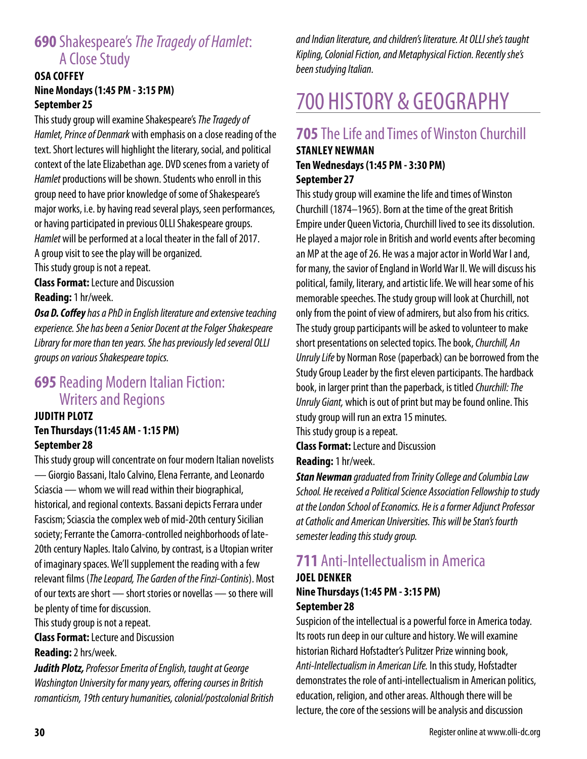## **690** Shakespeare's *The Tragedy of Hamlet*: A Close Study

**OSA COFFEY**
**Nine Mondays (1:45 PM - 3:15 PM)**
**September 25**

This study group will examine Shakespeare's *The Tragedy of Hamlet, Prince of Denmark* with emphasis on a close reading of the text. Short lectures will highlight the literary, social, and political context of the late Elizabethan age. DVD scenes from a variety of *Hamlet* productions will be shown. Students who enroll in this group need to have prior knowledge of some of Shakespeare's major works, i.e. by having read several plays, seen performances, or having participated in previous OLLI Shakespeare groups. *Hamlet* will be performed at a local theater in the fall of 2017. A group visit to see the play will be organized.
This study group is not a repeat.

**Class Format:** Lecture and Discussion
**Reading:** 1 hr/week.

***Osa D. Coffey*** *has a PhD in English literature and extensive teaching experience. She has been a Senior Docent at the Folger Shakespeare Library for more than ten years. She has previously led several OLLI groups on various Shakespeare topics.*

## **695** Reading Modern Italian Fiction: Writers and Regions

**JUDITH PLOTZ**
**Ten Thursdays (11:45 AM - 1:15 PM)**
**September 28**

This study group will concentrate on four modern Italian novelists — Giorgio Bassani, Italo Calvino, Elena Ferrante, and Leonardo Sciascia — whom we will read within their biographical, historical, and regional contexts. Bassani depicts Ferrara under Fascism; Sciascia the complex web of mid-20th century Sicilian society; Ferrante the Camorra-controlled neighborhoods of late-20th century Naples. Italo Calvino, by contrast, is a Utopian writer of imaginary spaces. We'll supplement the reading with a few relevant films (*The Leopard, The Garden of the Finzi-Continis*). Most of our texts are short — short stories or novellas — so there will be plenty of time for discussion.
This study group is not a repeat.

**Class Format:** Lecture and Discussion
**Reading:** 2 hrs/week.

***Judith Plotz,*** *Professor Emerita of English, taught at George Washington University for many years, offering courses in British romanticism, 19th century humanities, colonial/postcolonial British and Indian literature, and children's literature. At OLLI she's taught Kipling, Colonial Fiction, and Metaphysical Fiction. Recently she's been studying Italian.*

# 700 HISTORY & GEOGRAPHY

## **705** The Life and Times of Winston Churchill

**STANLEY NEWMAN**
**Ten Wednesdays (1:45 PM - 3:30 PM)**
**September 27**

This study group will examine the life and times of Winston Churchill (1874–1965). Born at the time of the great British Empire under Queen Victoria, Churchill lived to see its dissolution. He played a major role in British and world events after becoming an MP at the age of 26. He was a major actor in World War I and, for many, the savior of England in World War II. We will discuss his political, family, literary, and artistic life. We will hear some of his memorable speeches. The study group will look at Churchill, not only from the point of view of admirers, but also from his critics. The study group participants will be asked to volunteer to make short presentations on selected topics. The book, *Churchill, An Unruly Life* by Norman Rose (paperback) can be borrowed from the Study Group Leader by the first eleven participants. The hardback book, in larger print than the paperback, is titled *Churchill: The Unruly Giant,* which is out of print but may be found online. This study group will run an extra 15 minutes.
This study group is a repeat.

**Class Format:** Lecture and Discussion
**Reading:** 1 hr/week.

***Stan Newman*** *graduated from Trinity College and Columbia Law School. He received a Political Science Association Fellowship to study at the London School of Economics. He is a former Adjunct Professor at Catholic and American Universities. This will be Stan's fourth semester leading this study group.*

## **711** Anti-Intellectualism in America

**JOEL DENKER**
**Nine Thursdays (1:45 PM - 3:15 PM)**
**September 28**

Suspicion of the intellectual is a powerful force in America today. Its roots run deep in our culture and history. We will examine historian Richard Hofstadter's Pulitzer Prize winning book, *Anti-Intellectualism in American Life.* In this study, Hofstadter demonstrates the role of anti-intellectualism in American politics, education, religion, and other areas. Although there will be lecture, the core of the sessions will be analysis and discussion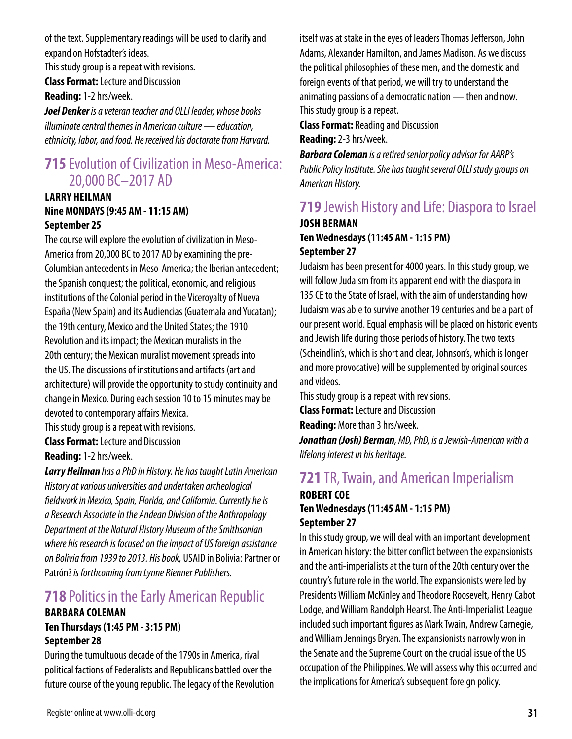of the text. Supplementary readings will be used to clarify and expand on Hofstadter's ideas.

This study group is a repeat with revisions.

**Class Format:** Lecture and Discussion

**Reading:** 1-2 hrs/week.

***Joel Denker** is a veteran teacher and OLLI leader, whose books illuminate central themes in American culture — education, ethnicity, labor, and food. He received his doctorate from Harvard.*

## 715 Evolution of Civilization in Meso-America: 20,000 BC–2017 AD

**LARRY HEILMAN**
**Nine MONDAYS (9:45 AM - 11:15 AM)**
**September 25**

The course will explore the evolution of civilization in Meso-America from 20,000 BC to 2017 AD by examining the pre-Columbian antecedents in Meso-America; the Iberian antecedent; the Spanish conquest; the political, economic, and religious institutions of the Colonial period in the Viceroyalty of Nueva España (New Spain) and its Audiencias (Guatemala and Yucatan); the 19th century, Mexico and the United States; the 1910 Revolution and its impact; the Mexican muralists in the 20th century; the Mexican muralist movement spreads into the US. The discussions of institutions and artifacts (art and architecture) will provide the opportunity to study continuity and change in Mexico. During each session 10 to 15 minutes may be devoted to contemporary affairs Mexica.

This study group is a repeat with revisions.

**Class Format:** Lecture and Discussion

**Reading:** 1-2 hrs/week.

***Larry Heilman** has a PhD in History. He has taught Latin American History at various universities and undertaken archeological fieldwork in Mexico, Spain, Florida, and California. Currently he is a Research Associate in the Andean Division of the Anthropology Department at the Natural History Museum of the Smithsonian where his research is focused on the impact of US foreign assistance on Bolivia from 1939 to 2013. His book,* USAID in Bolivia: Partner or Patrón? *is forthcoming from Lynne Rienner Publishers.*

## 718 Politics in the Early American Republic

**BARBARA COLEMAN**
**Ten Thursdays (1:45 PM - 3:15 PM)**
**September 28**

During the tumultuous decade of the 1790s in America, rival political factions of Federalists and Republicans battled over the future course of the young republic. The legacy of the Revolution itself was at stake in the eyes of leaders Thomas Jefferson, John Adams, Alexander Hamilton, and James Madison. As we discuss the political philosophies of these men, and the domestic and foreign events of that period, we will try to understand the animating passions of a democratic nation — then and now.

This study group is a repeat.

**Class Format:** Reading and Discussion

**Reading:** 2-3 hrs/week.

***Barbara Coleman** is a retired senior policy advisor for AARP's Public Policy Institute. She has taught several OLLI study groups on American History.*

## 719 Jewish History and Life: Diaspora to Israel

**JOSH BERMAN**
**Ten Wednesdays (11:45 AM - 1:15 PM)**
**September 27**

Judaism has been present for 4000 years. In this study group, we will follow Judaism from its apparent end with the diaspora in 135 CE to the State of Israel, with the aim of understanding how Judaism was able to survive another 19 centuries and be a part of our present world. Equal emphasis will be placed on historic events and Jewish life during those periods of history. The two texts (Scheindlin's, which is short and clear, Johnson's, which is longer and more provocative) will be supplemented by original sources and videos.

This study group is a repeat with revisions.

**Class Format:** Lecture and Discussion

**Reading:** More than 3 hrs/week.

***Jonathan (Josh) Berman**, MD, PhD, is a Jewish-American with a lifelong interest in his heritage.*

## 721 TR, Twain, and American Imperialism

**ROBERT COE**
**Ten Wednesdays (11:45 AM - 1:15 PM)**
**September 27**

In this study group, we will deal with an important development in American history: the bitter conflict between the expansionists and the anti-imperialists at the turn of the 20th century over the country's future role in the world. The expansionists were led by Presidents William McKinley and Theodore Roosevelt, Henry Cabot Lodge, and William Randolph Hearst. The Anti-Imperialist League included such important figures as Mark Twain, Andrew Carnegie, and William Jennings Bryan. The expansionists narrowly won in the Senate and the Supreme Court on the crucial issue of the US occupation of the Philippines. We will assess why this occurred and the implications for America's subsequent foreign policy.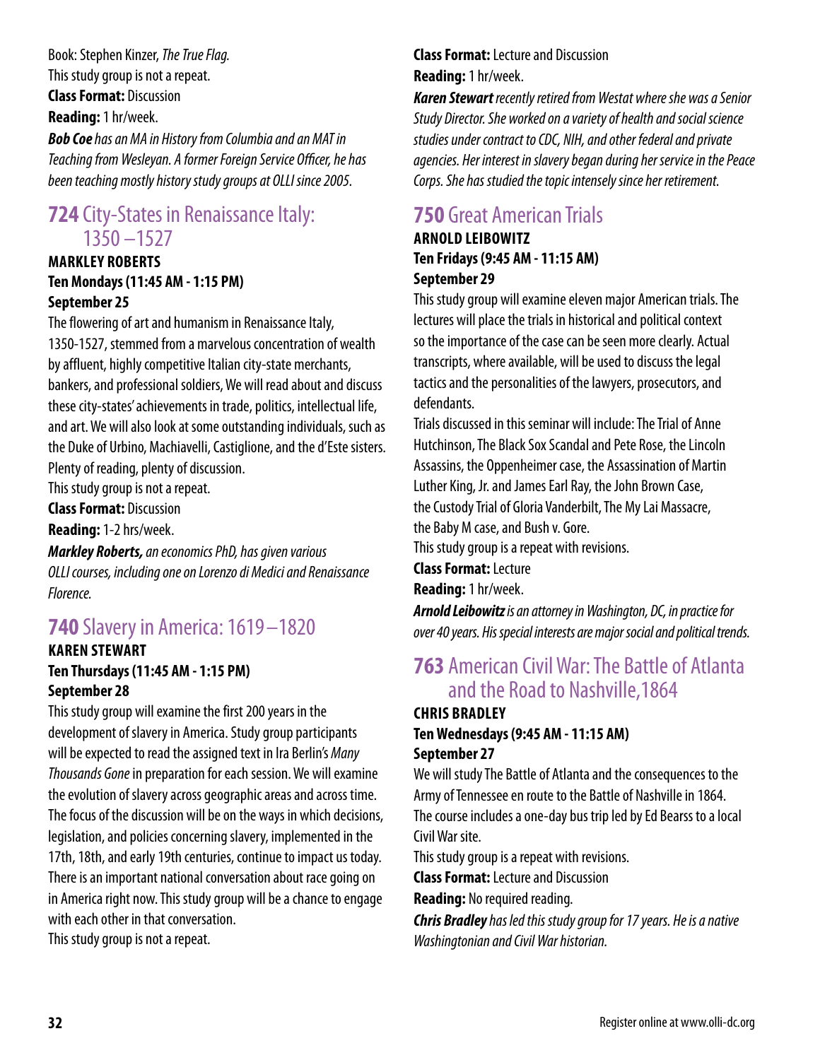Book: Stephen Kinzer, *The True Flag.*
This study group is not a repeat.
**Class Format:** Discussion
**Reading:** 1 hr/week.
***Bob Coe*** *has an MA in History from Columbia and an MAT in Teaching from Wesleyan. A former Foreign Service Officer, he has been teaching mostly history study groups at OLLI since 2005.*

## 724 City-States in Renaissance Italy: 1350 –1527

**MARKLEY ROBERTS**
**Ten Mondays (11:45 AM - 1:15 PM)**
**September 25**

The flowering of art and humanism in Renaissance Italy, 1350-1527, stemmed from a marvelous concentration of wealth by affluent, highly competitive Italian city-state merchants, bankers, and professional soldiers, We will read about and discuss these city-states' achievements in trade, politics, intellectual life, and art. We will also look at some outstanding individuals, such as the Duke of Urbino, Machiavelli, Castiglione, and the d'Este sisters. Plenty of reading, plenty of discussion.
This study group is not a repeat.
**Class Format:** Discussion
**Reading:** 1-2 hrs/week.
***Markley Roberts,*** *an economics PhD, has given various OLLI courses, including one on Lorenzo di Medici and Renaissance Florence.*

## 740 Slavery in America: 1619 –1820

**KAREN STEWART**
**Ten Thursdays (11:45 AM - 1:15 PM)**
**September 28**

This study group will examine the first 200 years in the development of slavery in America. Study group participants will be expected to read the assigned text in Ira Berlin's *Many Thousands Gone* in preparation for each session. We will examine the evolution of slavery across geographic areas and across time. The focus of the discussion will be on the ways in which decisions, legislation, and policies concerning slavery, implemented in the 17th, 18th, and early 19th centuries, continue to impact us today. There is an important national conversation about race going on in America right now. This study group will be a chance to engage with each other in that conversation.
This study group is not a repeat.
**Class Format:** Lecture and Discussion
**Reading:** 1 hr/week.
***Karen Stewart*** *recently retired from Westat where she was a Senior Study Director. She worked on a variety of health and social science studies under contract to CDC, NIH, and other federal and private agencies. Her interest in slavery began during her service in the Peace Corps. She has studied the topic intensely since her retirement.*

## 750 Great American Trials

**ARNOLD LEIBOWITZ**
**Ten Fridays (9:45 AM - 11:15 AM)**
**September 29**

This study group will examine eleven major American trials. The lectures will place the trials in historical and political context so the importance of the case can be seen more clearly. Actual transcripts, where available, will be used to discuss the legal tactics and the personalities of the lawyers, prosecutors, and defendants.
Trials discussed in this seminar will include: The Trial of Anne Hutchinson, The Black Sox Scandal and Pete Rose, the Lincoln Assassins, the Oppenheimer case, the Assassination of Martin Luther King, Jr. and James Earl Ray, the John Brown Case, the Custody Trial of Gloria Vanderbilt, The My Lai Massacre, the Baby M case, and Bush v. Gore.
This study group is a repeat with revisions.
**Class Format:** Lecture
**Reading:** 1 hr/week.
***Arnold Leibowitz*** *is an attorney in Washington, DC, in practice for over 40 years. His special interests are major social and political trends.*

## 763 American Civil War: The Battle of Atlanta and the Road to Nashville,1864

**CHRIS BRADLEY**
**Ten Wednesdays (9:45 AM - 11:15 AM)**
**September 27**

We will study The Battle of Atlanta and the consequences to the Army of Tennessee en route to the Battle of Nashville in 1864. The course includes a one-day bus trip led by Ed Bearss to a local Civil War site.
This study group is a repeat with revisions.
**Class Format:** Lecture and Discussion
**Reading:** No required reading.
***Chris Bradley*** *has led this study group for 17 years. He is a native Washingtonian and Civil War historian.*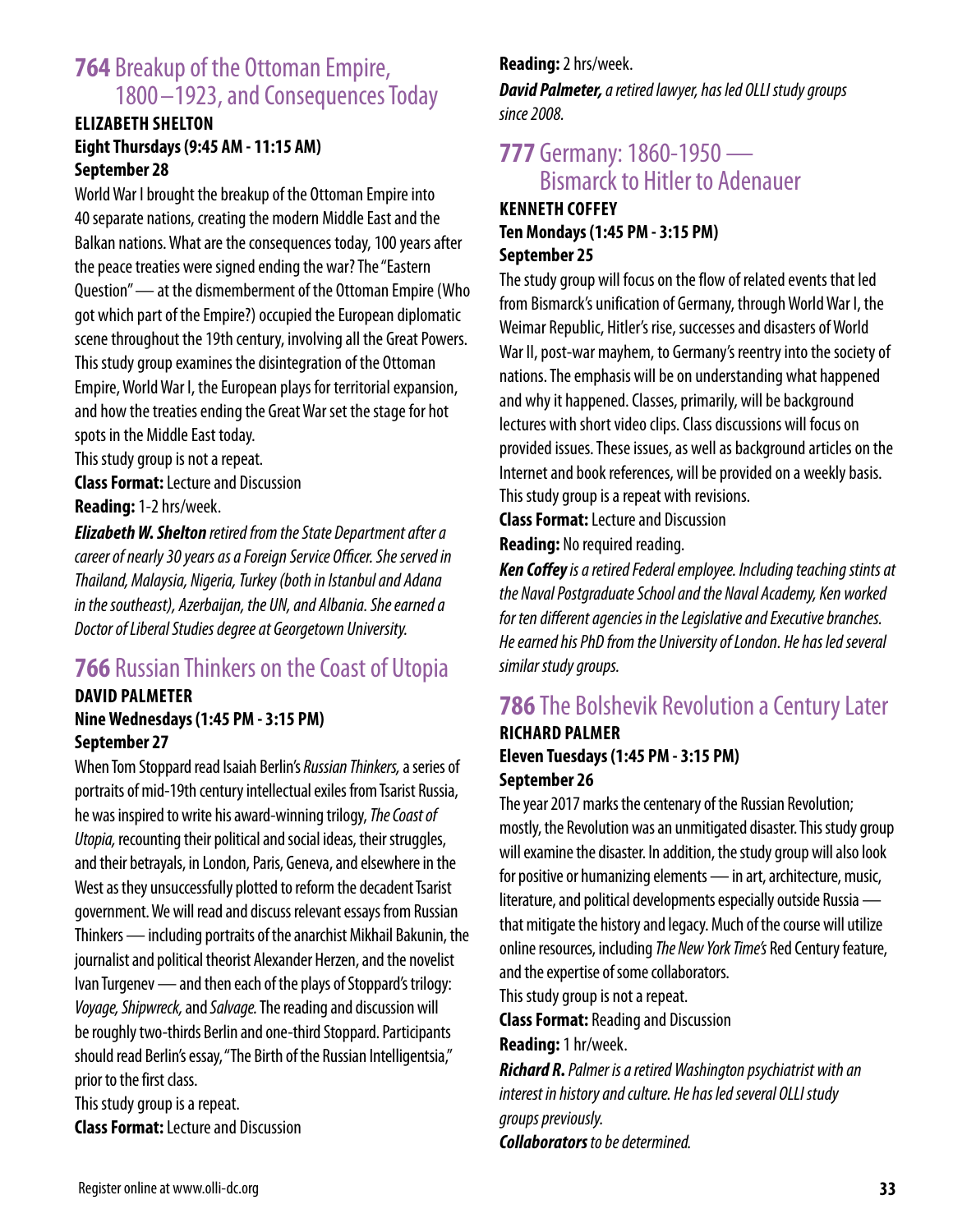## 764 Breakup of the Ottoman Empire, 1800 – 1923, and Consequences Today

**ELIZABETH SHELTON**
**Eight Thursdays (9:45 AM - 11:15 AM)**
**September 28**

World War I brought the breakup of the Ottoman Empire into 40 separate nations, creating the modern Middle East and the Balkan nations. What are the consequences today, 100 years after the peace treaties were signed ending the war? The "Eastern Question" — at the dismemberment of the Ottoman Empire (Who got which part of the Empire?) occupied the European diplomatic scene throughout the 19th century, involving all the Great Powers. This study group examines the disintegration of the Ottoman Empire, World War I, the European plays for territorial expansion, and how the treaties ending the Great War set the stage for hot spots in the Middle East today.

This study group is not a repeat.

**Class Format:** Lecture and Discussion

**Reading:** 1-2 hrs/week.

***Elizabeth W. Shelton*** *retired from the State Department after a career of nearly 30 years as a Foreign Service Officer. She served in Thailand, Malaysia, Nigeria, Turkey (both in Istanbul and Adana in the southeast), Azerbaijan, the UN, and Albania. She earned a Doctor of Liberal Studies degree at Georgetown University.*

## 766 Russian Thinkers on the Coast of Utopia

**DAVID PALMETER**
**Nine Wednesdays (1:45 PM - 3:15 PM)**
**September 27**

When Tom Stoppard read Isaiah Berlin's *Russian Thinkers,* a series of portraits of mid-19th century intellectual exiles from Tsarist Russia, he was inspired to write his award-winning trilogy, *The Coast of Utopia,* recounting their political and social ideas, their struggles, and their betrayals, in London, Paris, Geneva, and elsewhere in the West as they unsuccessfully plotted to reform the decadent Tsarist government. We will read and discuss relevant essays from Russian Thinkers — including portraits of the anarchist Mikhail Bakunin, the journalist and political theorist Alexander Herzen, and the novelist Ivan Turgenev — and then each of the plays of Stoppard's trilogy: *Voyage, Shipwreck,* and *Salvage.* The reading and discussion will be roughly two-thirds Berlin and one-third Stoppard. Participants should read Berlin's essay, "The Birth of the Russian Intelligentsia," prior to the first class.

This study group is a repeat.

**Class Format:** Lecture and Discussion

**Reading:** 2 hrs/week.

***David Palmeter,*** *a retired lawyer, has led OLLI study groups since 2008.*

## 777 Germany: 1860-1950 — Bismarck to Hitler to Adenauer

**KENNETH COFFEY**
**Ten Mondays (1:45 PM - 3:15 PM)**
**September 25**

The study group will focus on the flow of related events that led from Bismarck's unification of Germany, through World War I, the Weimar Republic, Hitler's rise, successes and disasters of World War II, post-war mayhem, to Germany's reentry into the society of nations. The emphasis will be on understanding what happened and why it happened. Classes, primarily, will be background lectures with short video clips. Class discussions will focus on provided issues. These issues, as well as background articles on the Internet and book references, will be provided on a weekly basis.

This study group is a repeat with revisions.

**Class Format:** Lecture and Discussion

**Reading:** No required reading.

***Ken Coffey*** *is a retired Federal employee. Including teaching stints at the Naval Postgraduate School and the Naval Academy, Ken worked for ten different agencies in the Legislative and Executive branches. He earned his PhD from the University of London. He has led several similar study groups.*

## 786 The Bolshevik Revolution a Century Later

**RICHARD PALMER**
**Eleven Tuesdays (1:45 PM - 3:15 PM)**
**September 26**

The year 2017 marks the centenary of the Russian Revolution; mostly, the Revolution was an unmitigated disaster. This study group will examine the disaster. In addition, the study group will also look for positive or humanizing elements — in art, architecture, music, literature, and political developments especially outside Russia — that mitigate the history and legacy. Much of the course will utilize online resources, including *The New York Time's* Red Century feature, and the expertise of some collaborators.

This study group is not a repeat.

**Class Format:** Reading and Discussion

**Reading:** 1 hr/week.

***Richard R.*** *Palmer is a retired Washington psychiatrist with an interest in history and culture. He has led several OLLI study groups previously.*

***Collaborators*** *to be determined.*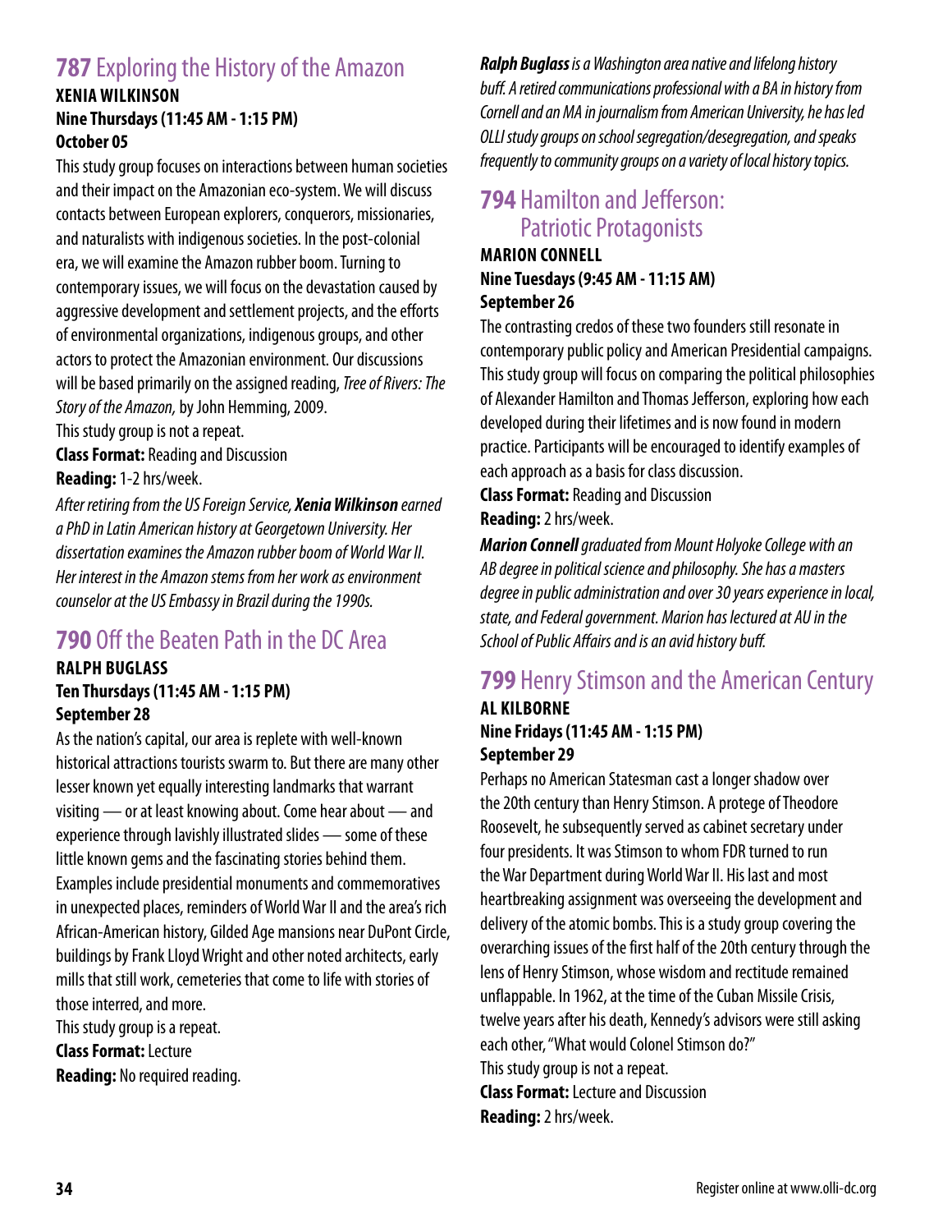## 787 Exploring the History of the Amazon

**XENIA WILKINSON**
**Nine Thursdays (11:45 AM - 1:15 PM)**
**October 05**

This study group focuses on interactions between human societies and their impact on the Amazonian eco-system. We will discuss contacts between European explorers, conquerors, missionaries, and naturalists with indigenous societies. In the post-colonial era, we will examine the Amazon rubber boom. Turning to contemporary issues, we will focus on the devastation caused by aggressive development and settlement projects, and the efforts of environmental organizations, indigenous groups, and other actors to protect the Amazonian environment. Our discussions will be based primarily on the assigned reading, *Tree of Rivers: The Story of the Amazon,* by John Hemming, 2009.

This study group is not a repeat.

**Class Format:** Reading and Discussion

**Reading:** 1-2 hrs/week.

*After retiring from the US Foreign Service, **Xenia Wilkinson** earned a PhD in Latin American history at Georgetown University. Her dissertation examines the Amazon rubber boom of World War II. Her interest in the Amazon stems from her work as environment counselor at the US Embassy in Brazil during the 1990s.*

## 790 Off the Beaten Path in the DC Area

**RALPH BUGLASS**
**Ten Thursdays (11:45 AM - 1:15 PM)**
**September 28**

As the nation's capital, our area is replete with well-known historical attractions tourists swarm to. But there are many other lesser known yet equally interesting landmarks that warrant visiting — or at least knowing about. Come hear about — and experience through lavishly illustrated slides — some of these little known gems and the fascinating stories behind them. Examples include presidential monuments and commemoratives in unexpected places, reminders of World War II and the area's rich African-American history, Gilded Age mansions near DuPont Circle, buildings by Frank Lloyd Wright and other noted architects, early mills that still work, cemeteries that come to life with stories of those interred, and more.

This study group is a repeat.

**Class Format:** Lecture

**Reading:** No required reading.

***Ralph Buglass** is a Washington area native and lifelong history buff. A retired communications professional with a BA in history from Cornell and an MA in journalism from American University, he has led OLLI study groups on school segregation/desegregation, and speaks frequently to community groups on a variety of local history topics.*

## 794 Hamilton and Jefferson: Patriotic Protagonists

**MARION CONNELL**
**Nine Tuesdays (9:45 AM - 11:15 AM)**
**September 26**

The contrasting credos of these two founders still resonate in contemporary public policy and American Presidential campaigns. This study group will focus on comparing the political philosophies of Alexander Hamilton and Thomas Jefferson, exploring how each developed during their lifetimes and is now found in modern practice. Participants will be encouraged to identify examples of each approach as a basis for class discussion.

**Class Format:** Reading and Discussion

**Reading:** 2 hrs/week.

***Marion Connell** graduated from Mount Holyoke College with an AB degree in political science and philosophy. She has a masters degree in public administration and over 30 years experience in local, state, and Federal government. Marion has lectured at AU in the School of Public Affairs and is an avid history buff.*

## 799 Henry Stimson and the American Century

**AL KILBORNE**
**Nine Fridays (11:45 AM - 1:15 PM)**
**September 29**

Perhaps no American Statesman cast a longer shadow over the 20th century than Henry Stimson. A protege of Theodore Roosevelt, he subsequently served as cabinet secretary under four presidents. It was Stimson to whom FDR turned to run the War Department during World War II. His last and most heartbreaking assignment was overseeing the development and delivery of the atomic bombs. This is a study group covering the overarching issues of the first half of the 20th century through the lens of Henry Stimson, whose wisdom and rectitude remained unflappable. In 1962, at the time of the Cuban Missile Crisis, twelve years after his death, Kennedy's advisors were still asking each other, "What would Colonel Stimson do?"

This study group is not a repeat.

**Class Format:** Lecture and Discussion

**Reading:** 2 hrs/week.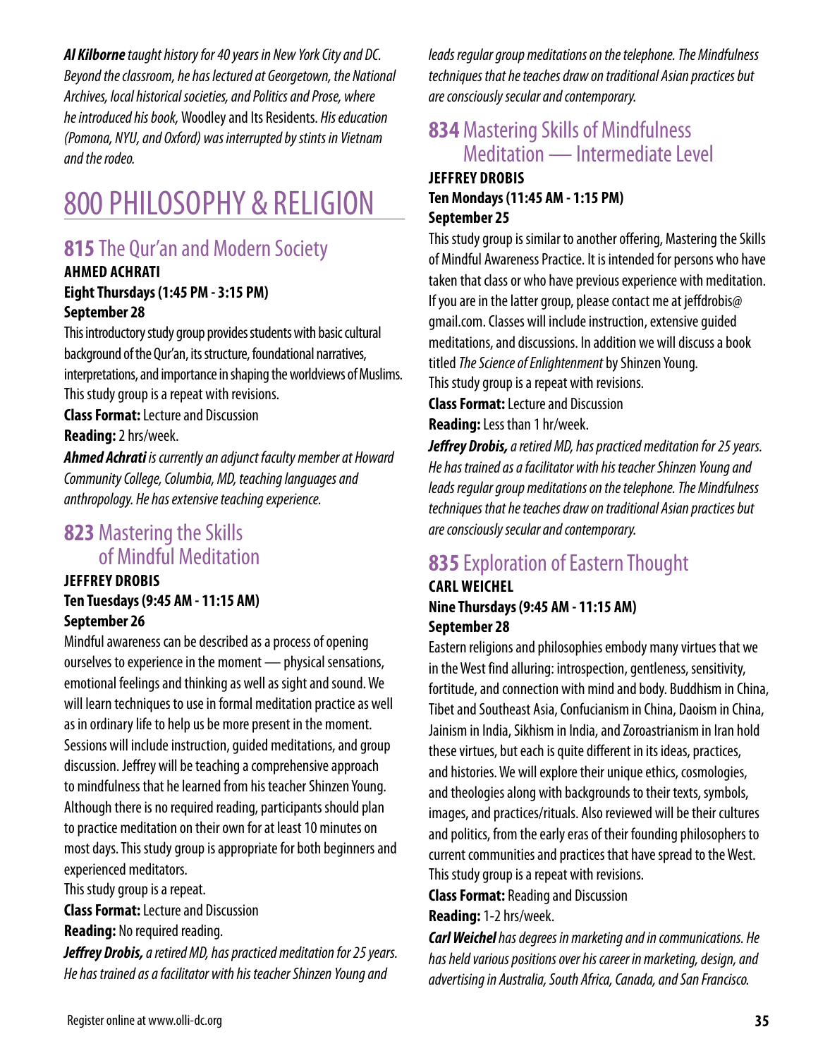***Al Kilborne*** *taught history for 40 years in New York City and DC. Beyond the classroom, he has lectured at Georgetown, the National Archives, local historical societies, and Politics and Prose, where he introduced his book,* Woodley and Its Residents. *His education (Pomona, NYU, and Oxford) was interrupted by stints in Vietnam and the rodeo.*

# 800 PHILOSOPHY & RELIGION

## **815** The Qur'an and Modern Society

**AHMED ACHRATI**
**Eight Thursdays (1:45 PM - 3:15 PM)**
**September 28**

This introductory study group provides students with basic cultural background of the Qur'an, its structure, foundational narratives, interpretations, and importance in shaping the worldviews of Muslims.
This study group is a repeat with revisions.

**Class Format:** Lecture and Discussion
**Reading:** 2 hrs/week.

***Ahmed Achrati*** *is currently an adjunct faculty member at Howard Community College, Columbia, MD, teaching languages and anthropology. He has extensive teaching experience.*

## **823** Mastering the Skills of Mindful Meditation

**JEFFREY DROBIS**
**Ten Tuesdays (9:45 AM - 11:15 AM)**
**September 26**

Mindful awareness can be described as a process of opening ourselves to experience in the moment — physical sensations, emotional feelings and thinking as well as sight and sound. We will learn techniques to use in formal meditation practice as well as in ordinary life to help us be more present in the moment. Sessions will include instruction, guided meditations, and group discussion. Jeffrey will be teaching a comprehensive approach to mindfulness that he learned from his teacher Shinzen Young. Although there is no required reading, participants should plan to practice meditation on their own for at least 10 minutes on most days. This study group is appropriate for both beginners and experienced meditators.
This study group is a repeat.

**Class Format:** Lecture and Discussion
**Reading:** No required reading.

***Jeffrey Drobis,*** *a retired MD, has practiced meditation for 25 years. He has trained as a facilitator with his teacher Shinzen Young and leads regular group meditations on the telephone. The Mindfulness techniques that he teaches draw on traditional Asian practices but are consciously secular and contemporary.*

## **834** Mastering Skills of Mindfulness Meditation — Intermediate Level

**JEFFREY DROBIS**
**Ten Mondays (11:45 AM - 1:15 PM)**
**September 25**

This study group is similar to another offering, Mastering the Skills of Mindful Awareness Practice. It is intended for persons who have taken that class or who have previous experience with meditation. If you are in the latter group, please contact me at jeffdrobis@gmail.com. Classes will include instruction, extensive guided meditations, and discussions. In addition we will discuss a book titled *The Science of Enlightenment* by Shinzen Young.
This study group is a repeat with revisions.

**Class Format:** Lecture and Discussion
**Reading:** Less than 1 hr/week.

***Jeffrey Drobis,*** *a retired MD, has practiced meditation for 25 years. He has trained as a facilitator with his teacher Shinzen Young and leads regular group meditations on the telephone. The Mindfulness techniques that he teaches draw on traditional Asian practices but are consciously secular and contemporary.*

## **835** Exploration of Eastern Thought

**CARL WEICHEL**
**Nine Thursdays (9:45 AM - 11:15 AM)**
**September 28**

Eastern religions and philosophies embody many virtues that we in the West find alluring: introspection, gentleness, sensitivity, fortitude, and connection with mind and body. Buddhism in China, Tibet and Southeast Asia, Confucianism in China, Daoism in China, Jainism in India, Sikhism in India, and Zoroastrianism in Iran hold these virtues, but each is quite different in its ideas, practices, and histories. We will explore their unique ethics, cosmologies, and theologies along with backgrounds to their texts, symbols, images, and practices/rituals. Also reviewed will be their cultures and politics, from the early eras of their founding philosophers to current communities and practices that have spread to the West.
This study group is a repeat with revisions.

**Class Format:** Reading and Discussion
**Reading:** 1-2 hrs/week.

***Carl Weichel*** *has degrees in marketing and in communications. He has held various positions over his career in marketing, design, and advertising in Australia, South Africa, Canada, and San Francisco.*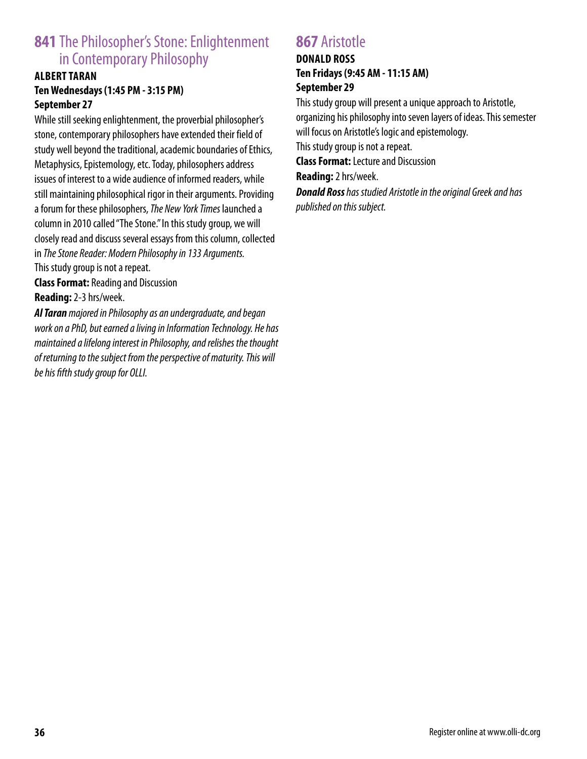## 841 The Philosopher's Stone: Enlightenment in Contemporary Philosophy

**ALBERT TARAN**
**Ten Wednesdays (1:45 PM - 3:15 PM)**
**September 27**

While still seeking enlightenment, the proverbial philosopher's stone, contemporary philosophers have extended their field of study well beyond the traditional, academic boundaries of Ethics, Metaphysics, Epistemology, etc. Today, philosophers address issues of interest to a wide audience of informed readers, while still maintaining philosophical rigor in their arguments. Providing a forum for these philosophers, *The New York Times* launched a column in 2010 called "The Stone." In this study group, we will closely read and discuss several essays from this column, collected in *The Stone Reader: Modern Philosophy in 133 Arguments.*
This study group is not a repeat.

**Class Format:** Reading and Discussion

**Reading:** 2-3 hrs/week.

***Al Taran*** *majored in Philosophy as an undergraduate, and began work on a PhD, but earned a living in Information Technology. He has maintained a lifelong interest in Philosophy, and relishes the thought of returning to the subject from the perspective of maturity. This will be his fifth study group for OLLI.*

## 867 Aristotle

**DONALD ROSS**
**Ten Fridays (9:45 AM - 11:15 AM)**
**September 29**

This study group will present a unique approach to Aristotle, organizing his philosophy into seven layers of ideas. This semester will focus on Aristotle's logic and epistemology.
This study group is not a repeat.

**Class Format:** Lecture and Discussion

**Reading:** 2 hrs/week.

***Donald Ross*** *has studied Aristotle in the original Greek and has published on this subject.*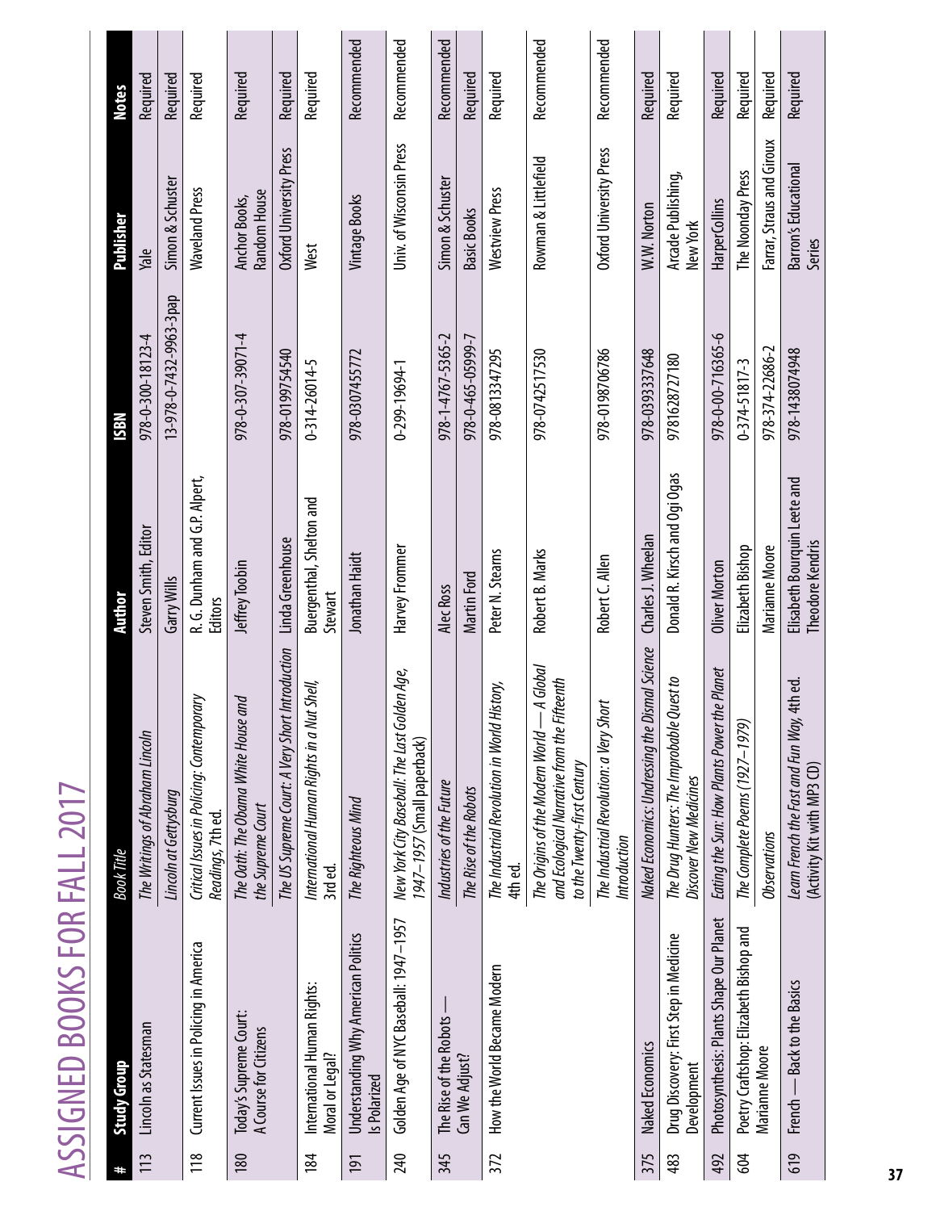# ASSIGNED BOOKS FOR FALL 2017

| # | Study Group | Book Title | Author | ISBN | Publisher | Notes |
|---|---|---|---|---|---|---|
| 113 | Lincoln as Statesman | *The Writings of Abraham Lincoln* | Steven Smith, Editor | 978-0-300-18123-4 | Yale | Required |
| | | *Lincoln at Gettysburg* | Garry Wills | 13-978-0-7432-9963-3pap | Simon & Schuster | Required |
| 118 | Current Issues in Policing in America | *Critical Issues in Policing: Contemporary Readings*, 7th ed. | R. G. Dunham and G.P. Alpert, Editors | | Waveland Press | Required |
| 180 | Today's Supreme Court: A Course for Citizens | *The Oath: The Obama White House and the Supreme Court* | Jeffrey Toobin | 978-0-307-39071-4 | Anchor Books, Random House | Required |
| | | *The US Supreme Court: A Very Short Introduction* | Linda Greenhouse | 978-0199754540 | Oxford University Press | Required |
| 184 | International Human Rights: Moral or Legal? | *International Human Rights in a Nut Shell*, 3rd ed. | Buergenthal, Shelton and Stewart | 0-314-26014-5 | West | Required |
| 191 | Understanding Why American Politics Is Polarized | *The Righteous Mind* | Jonathan Haidt | 978-0307455772 | Vintage Books | Recommended |
| 240 | Golden Age of NYC Baseball: 1947–1957 | *New York City Baseball: The Last Golden Age, 1947–1957* (Small paperback) | Harvey Frommer | 0-299-19694-1 | Univ. of Wisconsin Press | Recommended |
| 345 | The Rise of the Robots — Can We Adjust? | *Industries of the Future* | Alec Ross | 978-1-4767-5365-2 | Simon & Schuster | Recommended |
| | | *The Rise of the Robots* | Martin Ford | 978-0-465-05999-7 | Basic Books | Required |
| 372 | How the World Became Modern | *The Industrial Revolution in World History*, 4th ed. | Peter N. Stearns | 978-0813347295 | Westview Press | Required |
| | | *The Origins of the Modern World — A Global and Ecological Narrative from the Fifteenth to the Twenty-first Century* | Robert B. Marks | 978-074251753​0 | Rowman & Littlefield | Recommended |
| | | *The Industrial Revolution: a Very Short Introduction* | Robert C. Allen | 978-0198706786 | Oxford University Press | Recommended |
| 375 | Naked Economics | *Naked Economics: Undressing the Dismal Science* | Charles J. Wheelan | 978-0393337648 | W.W. Norton | Required |
| 483 | Drug Discovery: First Step in Medicine Development | *The Drug Hunters: The Improbable Quest to Discover New Medicines* | Donald R. Kirsch and Ogi Ogas | 9781628727180 | Arcade Publishing, New York | Required |
| 492 | Photosynthesis: Plants Shape Our Planet | *Eating the Sun: How Plants Power the Planet* | Oliver Morton | 978-0-00-716365-6 | HarperCollins | Required |
| 604 | Poetry Craftshop: Elizabeth Bishop and Marianne Moore | *The Complete Poems (1927–1979)* | Elizabeth Bishop | 0-374-51817-3 | The Noonday Press | Required |
| | | *Observations* | Marianne Moore | 978-374-22686-2 | Farrar, Straus and Giroux | Required |
| 619 | French — Back to the Basics | *Learn French the Fast and Fun Way*, 4th ed. (Activity Kit with MP3 CD) | Elisabeth Bourquin Leete and Theodore Kendris | 978-1438074948 | Barron's Educational Series | Required |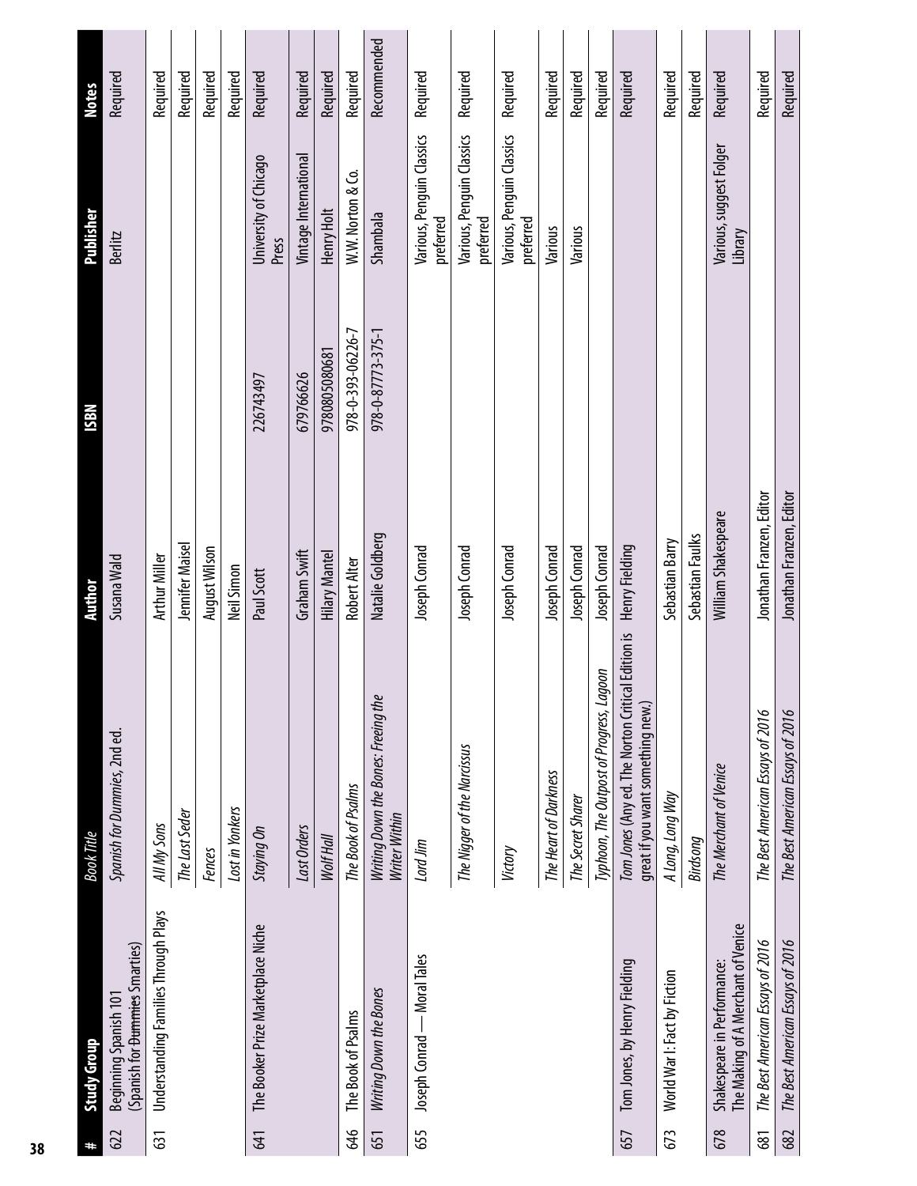| # | Study Group | Book Title | Author | ISBN | Publisher | Notes |
|---|---|---|---|---|---|---|
| 622 | Beginning Spanish 101 (Spanish for ~~Dummies~~ Smarties) | *Spanish for Dummies*, 2nd ed. | Susana Wald | | Berlitz | Required |
| 631 | Understanding Families Through Plays | *All My Sons* | Arthur Miller | | | Required |
| | | *The Last Seder* | Jennifer Maisel | | | Required |
| | | *Fences* | August Wilson | | | Required |
| | | *Lost in Yonkers* | Neil Simon | | | Required |
| 641 | The Booker Prize Marketplace Niche | *Staying On* | Paul Scott | 226743497 | University of Chicago Press | Required |
| | | *Last Orders* | Graham Swift | 679766626 | Vintage International | Required |
| | | *Wolf Hall* | Hilary Mantel | 9780805080681 | Henry Holt | Required |
| 646 | The Book of Psalms | *The Book of Psalms* | Robert Alter | 978-0-393-06226-7 | W.W. Norton & Co. | Required |
| 651 | *Writing Down the Bones* | *Writing Down the Bones: Freeing the Writer Within* | Natalie Goldberg | 978-0-87773-375-1 | Shambala | Recommended |
| 655 | Joseph Conrad — Moral Tales | *Lord Jim* | Joseph Conrad | | Various, Penguin Classics preferred | Required |
| | | *The Nigger of the Narcissus* | Joseph Conrad | | Various, Penguin Classics preferred | Required |
| | | *Victory* | Joseph Conrad | | Various, Penguin Classics preferred | Required |
| | | *The Heart of Darkness* | Joseph Conrad | | Various | Required |
| | | *The Secret Sharer* | Joseph Conrad | | Various | Required |
| | | *Typhoon, The Outpost of Progress, Lagoon* | Joseph Conrad | | | Required |
| 657 | Tom Jones, by Henry Fielding | *Tom Jones* (Any ed. The Norton Critical Edition is great if you want something new.) | Henry Fielding | | | Required |
| 673 | World War I: Fact by Fiction | *A Long, Long Way* | Sebastian Barry | | | Required |
| | | *Birdsong* | Sebastian Faulks | | | Required |
| 678 | Shakespeare in Performance: The Making of A Merchant of Venice | *The Merchant of Venice* | William Shakespeare | | Various, suggest Folger Library | Required |
| 681 | *The Best American Essays of 2016* | *The Best American Essays of 2016* | Jonathan Franzen, Editor | | | Required |
| 682 | *The Best American Essays of 2016* | *The Best American Essays of 2016* | Jonathan Franzen, Editor | | | Required |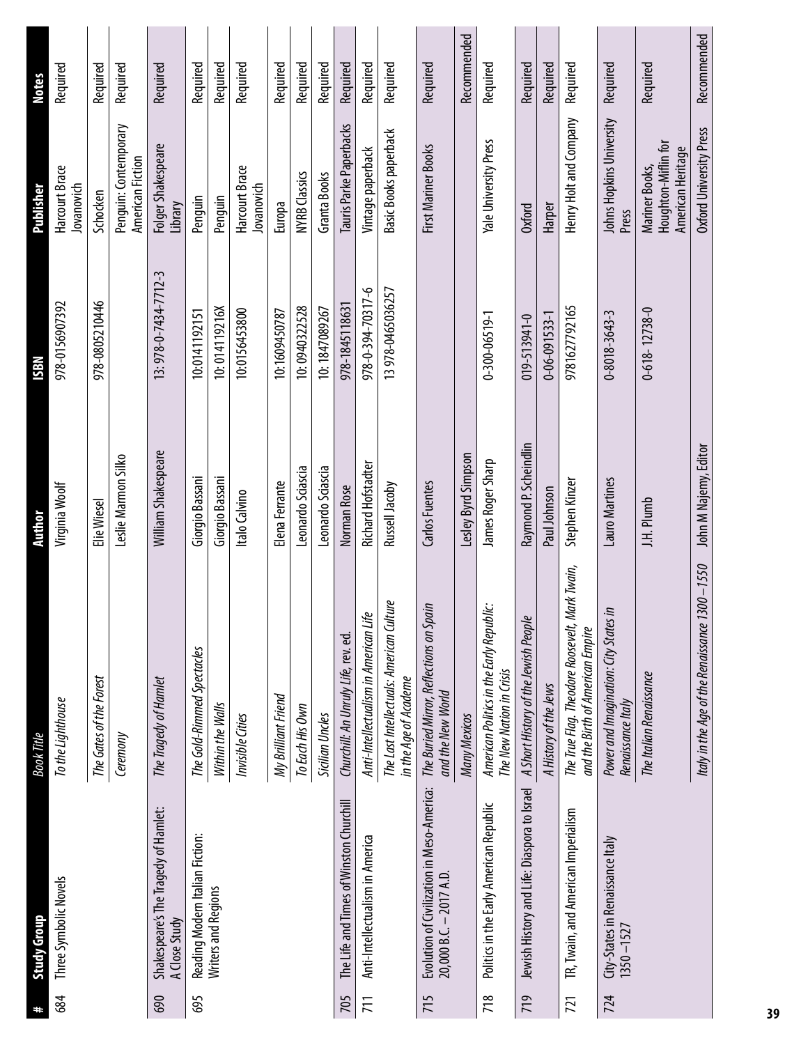| # | Study Group | Book Title | Author | ISBN | Publisher | Notes |
| --- | --- | --- | --- | --- | --- | --- |
| 684 | Three Symbolic Novels | *To the Lighthouse* | Virginia Woolf | 978-0156907392 | Harcourt Brace Jovanovich | Required |
| | | *The Gates of the Forest* | Elie Wiesel | 978-0805210446 | Schocken | Required |
| | | *Ceremony* | Leslie Marmon Silko | | Penguin: Contemporary American Fiction | Required |
| 690 | Shakespeare's The Tragedy of Hamlet: A Close Study | *The Tragedy of Hamlet* | William Shakespeare | 13: 978-0-7434-7712-3 | Folger Shakespeare Library | Required |
| 695 | Reading Modern Italian Fiction: Writers and Regions | *The Gold-Rimmed Spectacles* | Giorgio Bassani | 10:0141119215​1 | Penguin | Required |
| | | *Within the Walls* | Giorgio Bassani | 10: 014119216X | Penguin | Required |
| | | *Invisible Cities* | Italo Calvino | 10:0156453800 | Harcourt Brace Jovanovich | Required |
| | | *My Brilliant Friend* | Elena Ferrante | 10:1609450787 | Europa | Required |
| | | *To Each His Own* | Leonardo Sciascia | 10: 0940322528 | NYRB Classics | Required |
| | | *Sicilian Uncles* | Leonardo Sciascia | 10: 1847089267 | Granta Books | Required |
| 705 | The Life and Times of Winston Churchill | *Churchill: An Unruly Life, rev. ed.* | Norman Rose | 978-1845118631 | Tauris Parke Paperbacks | Required |
| 711 | Anti-Intellectualism in America | *Anti-Intellectualism in American Life* | Richard Hofstadter | 978-0-394-70317-6 | Vintage paperback | Required |
| | | *The Last Intellectuals: American Culture in the Age of Academe* | Russell Jacoby | 13 978-0465036257 | Basic Books paperback | Required |
| 715 | Evolution of Civilization in Meso-America: 20,000 B.C. – 2017 A.D. | *The Buried Mirror, Reflections on Spain and the New World* | Carlos Fuentes | | First Mariner Books | Required |
| | | *Many Mexicos* | Lesley Byrd Simpson | | | Recommended |
| 718 | Politics in the Early American Republic | *American Politics in the Early Republic: The New Nation in Crisis* | James Roger Sharp | 0-300-06519-1 | Yale University Press | Required |
| 719 | Jewish History and Life: Diaspora to Israel | *A Short History of the Jewish People* | Raymond P. Scheindlin | 019-513941-0 | Oxford | Required |
| | | *A History of the Jews* | Paul Johnson | 0-06-091533-1 | Harper | Required |
| 721 | TR, Twain, and American Imperialism | *The True Flag. Theodore Roosevelt, Mark Twain, and the Birth of American Empire* | Stephen Kinzer | 9781627792165 | Henry Holt and Company | Required |
| 724 | City-States in Renaissance Italy 1350 – 1527 | *Power and Imagination: City States in Renaissance Italy* | Lauro Martines | 0-8018-3643-3 | Johns Hopkins University Press | Required |
| | | *The Italian Renaissance* | J.H. Plumb | 0-618- 12738-0 | Mariner Books, Houghton-Miflin for American Heritage | Required |
| | | *Italy in the Age of the Renaissance 1300 – 1550* | John M Najemy, Editor | | Oxford University Press | Recommended |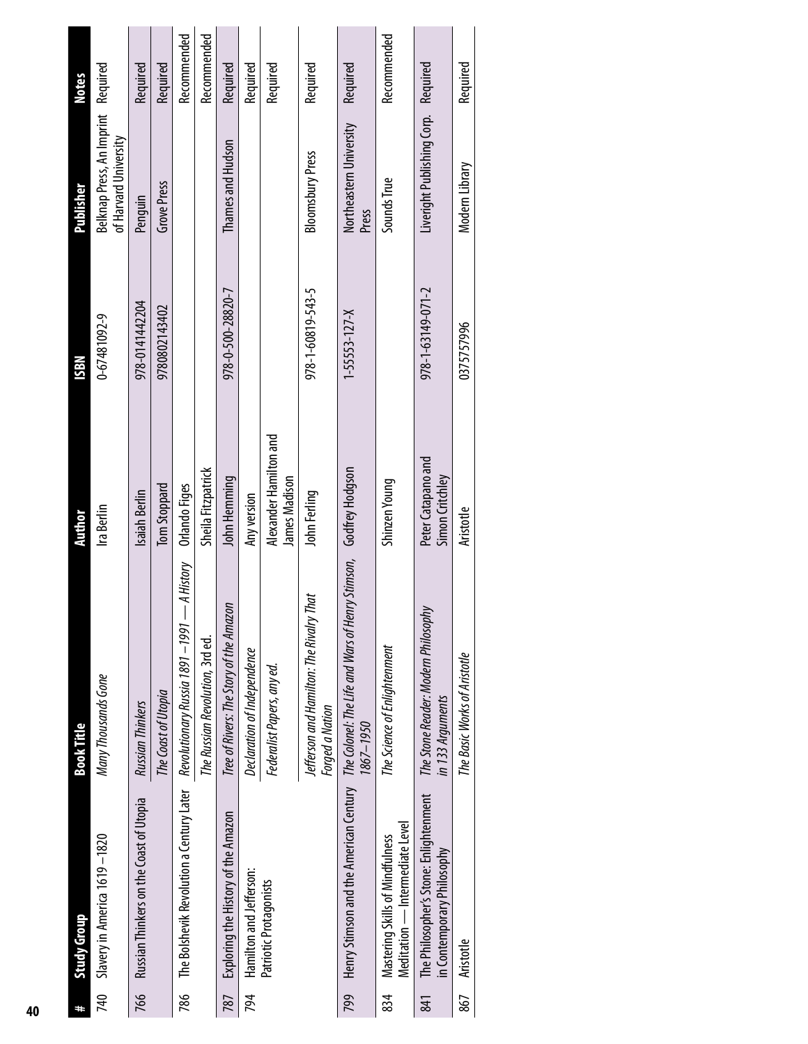| # | Study Group | Book Title | Author | ISBN | Publisher | Notes |
|---|---|---|---|---|---|---|
| 740 | Slavery in America 1619 –1820 | *Many Thousands Gone* | Ira Berlin | 0-67481092-9 | Belknap Press, An Imprint of Harvard University | Required |
| 766 | Russian Thinkers on the Coast of Utopia | *Russian Thinkers* | Isaiah Berlin | 978-0141442204 | Penguin | Required |
| | | *The Coast of Utopia* | Tom Stoppard | 9780802143402 | Grove Press | Required |
| 786 | The Bolshevik Revolution a Century Later | *Revolutionary Russia 1891 –1991 — A History* | Orlando Figes | | | Recommended |
| | | *The Russian Revolution*, 3rd ed. | Sheila Fitzpatrick | | | Recommended |
| 787 | Exploring the History of the Amazon | *Tree of Rivers: The Story of the Amazon* | John Hemming | 978-0-500-28820-7 | Thames and Hudson | Required |
| 794 | Hamilton and Jefferson: Patriotic Protagonists | *Declaration of Independence* | Any version | | | Required |
| | | *Federalist Papers, any ed.* | Alexander Hamilton and James Madison | | | Required |
| | | *Jefferson and Hamilton: The Rivalry That Forged a Nation* | John Ferling | 978-1-60819-543-5 | Bloomsbury Press | Required |
| 799 | Henry Stimson and the American Century | *The Colonel: The Life and Wars of Henry Stimson, 1867–1950* | Godfrey Hodgson | 1-55553-127-X | Northeastern University Press | Required |
| 834 | Mastering Skills of Mindfulness Meditation — Intermediate Level | *The Science of Enlightenment* | Shinzen Young | | Sounds True | Recommended |
| 841 | The Philosopher's Stone: Enlightenment in Contemporary Philosophy | *The Stone Reader: Modern Philosophy in 133 Arguments* | Peter Catapano and Simon Critchley | 978-1-63149-071-2 | Liveright Publishing Corp. | Required |
| 867 | Aristotle | *The Basic Works of Aristotle* | Aristotle | 0375757996 | Modern Library | Required |